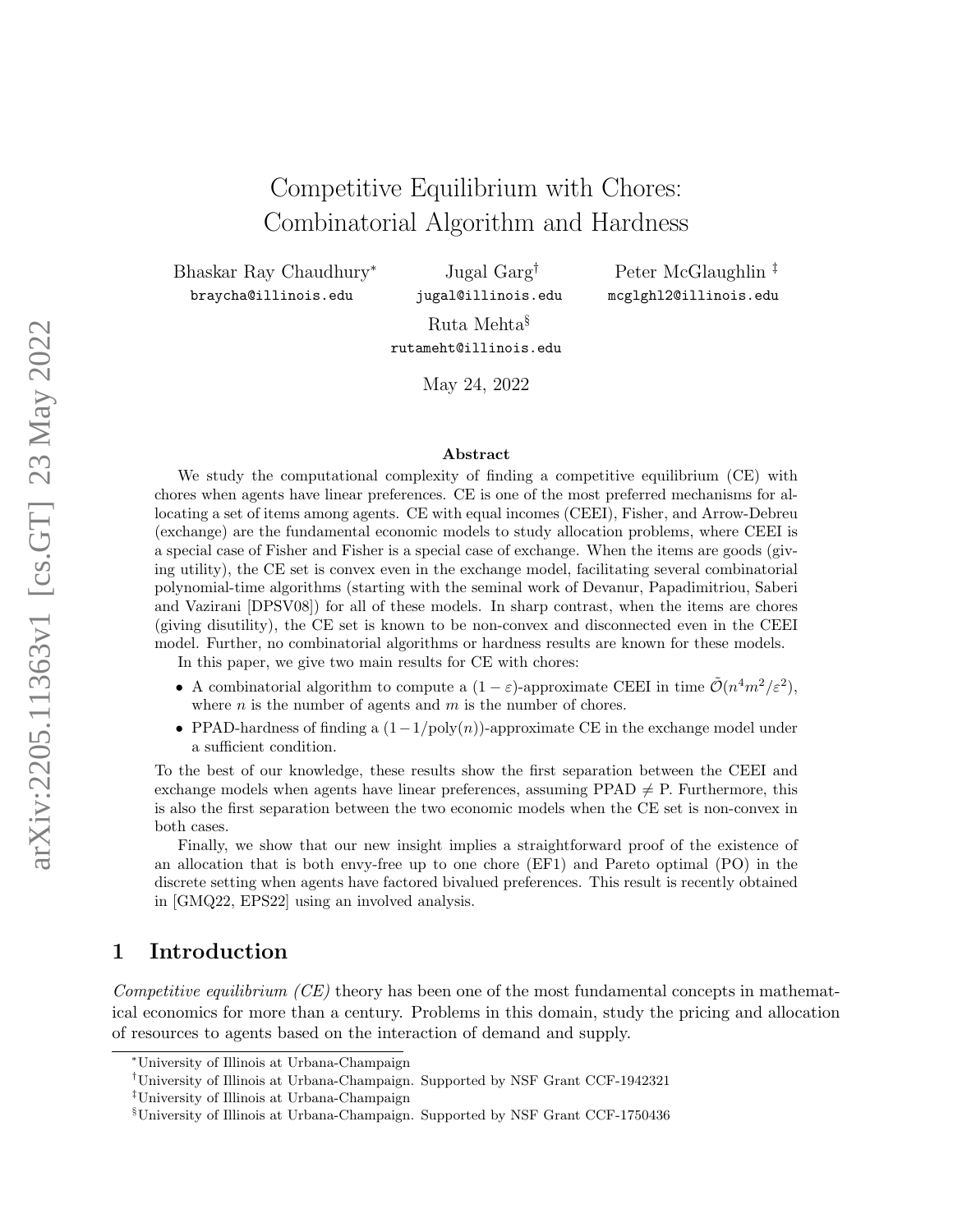# Competitive Equilibrium with Chores: Combinatorial Algorithm and Hardness

Bhaskar Ray Chaudhury[*]
braycha@illinois.edu

Jugal Garg[†]
jugal@illinois.edu

Peter McGlaughlin[‡]
mcglghl2@illinois.edu

Ruta Mehta[§]
rutameht@illinois.edu

May 24, 2022

### Abstract

We study the computational complexity of finding a competitive equilibrium (CE) with chores when agents have linear preferences. CE is one of the most preferred mechanisms for allocating a set of items among agents. CE with equal incomes (CEEI), Fisher, and Arrow-Debreu (exchange) are the fundamental economic models to study allocation problems, where CEEI is a special case of Fisher and Fisher is a special case of exchange. When the items are goods (giving utility), the CE set is convex even in the exchange model, facilitating several combinatorial polynomial-time algorithms (starting with the seminal work of Devanur, Papadimitriou, Saberi and Vazirani [DPSV08]) for all of these models. In sharp contrast, when the items are chores (giving disutility), the CE set is known to be non-convex and disconnected even in the CEEI model. Further, no combinatorial algorithms or hardness results are known for these models.

In this paper, we give two main results for CE with chores:

- A combinatorial algorithm to compute a $(1-\varepsilon)$-approximate CEEI in time $\tilde{\mathcal{O}}(n^4m^2/\varepsilon^2)$, where $n$ is the number of agents and $m$ is the number of chores.
- PPAD-hardness of finding a $(1-1/\mathrm{poly}(n))$-approximate CE in the exchange model under a sufficient condition.

To the best of our knowledge, these results show the first separation between the CEEI and exchange models when agents have linear preferences, assuming PPAD $\neq$ P. Furthermore, this is also the first separation between the two economic models when the CE set is non-convex in both cases.

Finally, we show that our new insight implies a straightforward proof of the existence of an allocation that is both envy-free up to one chore (EF1) and Pareto optimal (PO) in the discrete setting when agents have factored bivalued preferences. This result is recently obtained in [GMQ22, EPS22] using an involved analysis.

## 1 Introduction

*Competitive equilibrium (CE)* theory has been one of the most fundamental concepts in mathematical economics for more than a century. Problems in this domain, study the pricing and allocation of resources to agents based on the interaction of demand and supply.

[*] University of Illinois at Urbana-Champaign

[†] University of Illinois at Urbana-Champaign. Supported by NSF Grant CCF-1942321

[‡] University of Illinois at Urbana-Champaign

[§] University of Illinois at Urbana-Champaign. Supported by NSF Grant CCF-1750436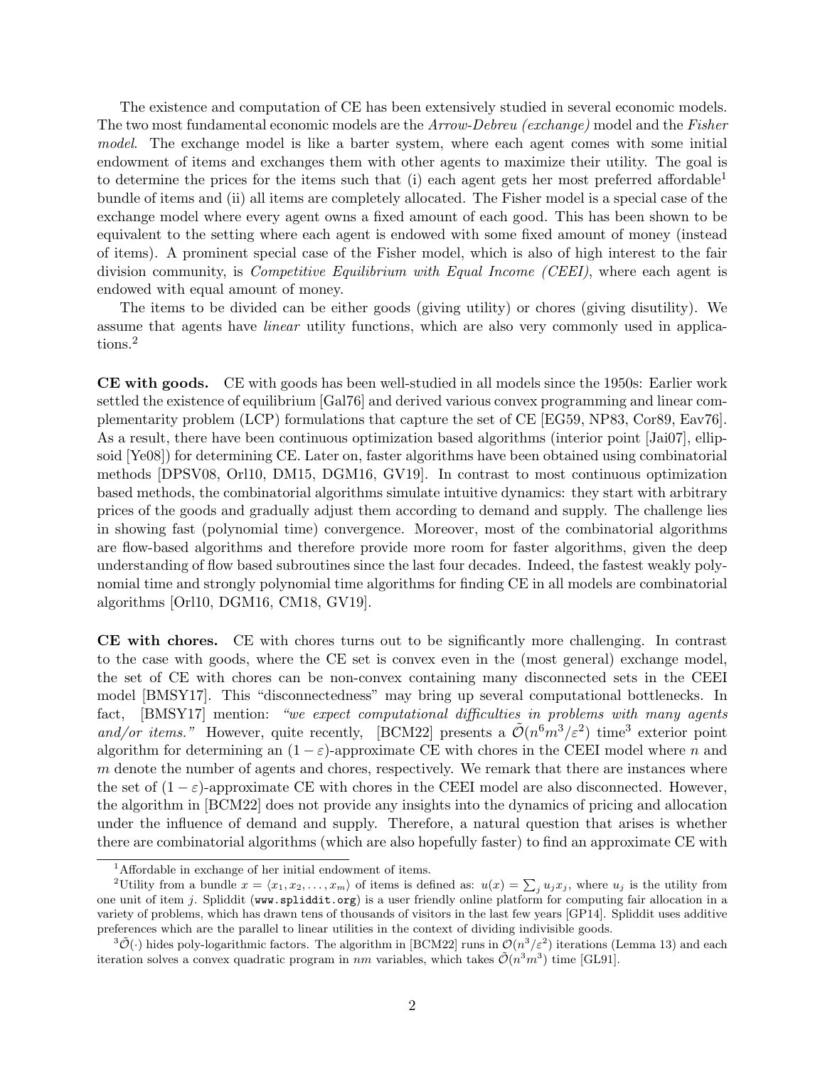The existence and computation of CE has been extensively studied in several economic models. The two most fundamental economic models are the *Arrow-Debreu (exchange)* model and the *Fisher model*. The exchange model is like a barter system, where each agent comes with some initial endowment of items and exchanges them with other agents to maximize their utility. The goal is to determine the prices for the items such that (i) each agent gets her most preferred affordable[1] bundle of items and (ii) all items are completely allocated. The Fisher model is a special case of the exchange model where every agent owns a fixed amount of each good. This has been shown to be equivalent to the setting where each agent is endowed with some fixed amount of money (instead of items). A prominent special case of the Fisher model, which is also of high interest to the fair division community, is *Competitive Equilibrium with Equal Income (CEEI)*, where each agent is endowed with equal amount of money.

The items to be divided can be either goods (giving utility) or chores (giving disutility). We assume that agents have *linear* utility functions, which are also very commonly used in applications.[2]

**CE with goods.** CE with goods has been well-studied in all models since the 1950s: Earlier work settled the existence of equilibrium [Gal76] and derived various convex programming and linear complementarity problem (LCP) formulations that capture the set of CE [EG59, NP83, Cor89, Eav76]. As a result, there have been continuous optimization based algorithms (interior point [Jai07], ellipsoid [Ye08]) for determining CE. Later on, faster algorithms have been obtained using combinatorial methods [DPSV08, Orl10, DM15, DGM16, GV19]. In contrast to most continuous optimization based methods, the combinatorial algorithms simulate intuitive dynamics: they start with arbitrary prices of the goods and gradually adjust them according to demand and supply. The challenge lies in showing fast (polynomial time) convergence. Moreover, most of the combinatorial algorithms are flow-based algorithms and therefore provide more room for faster algorithms, given the deep understanding of flow based subroutines since the last four decades. Indeed, the fastest weakly polynomial time and strongly polynomial time algorithms for finding CE in all models are combinatorial algorithms [Orl10, DGM16, CM18, GV19].

**CE with chores.** CE with chores turns out to be significantly more challenging. In contrast to the case with goods, where the CE set is convex even in the (most general) exchange model, the set of CE with chores can be non-convex containing many disconnected sets in the CEEI model [BMSY17]. This "disconnectedness" may bring up several computational bottlenecks. In fact, [BMSY17] mention: *"we expect computational difficulties in problems with many agents and/or items."* However, quite recently, [BCM22] presents a $\tilde{\mathcal{O}}(n^6m^3/\varepsilon^2)$ time[3] exterior point algorithm for determining an $(1-\varepsilon)$-approximate CE with chores in the CEEI model where $n$ and $m$ denote the number of agents and chores, respectively. We remark that there are instances where the set of $(1-\varepsilon)$-approximate CE with chores in the CEEI model are also disconnected. However, the algorithm in [BCM22] does not provide any insights into the dynamics of pricing and allocation under the influence of demand and supply. Therefore, a natural question that arises is whether there are combinatorial algorithms (which are also hopefully faster) to find an approximate CE with

[1] Affordable in exchange of her initial endowment of items.

[2] Utility from a bundle $x = \langle x_1, x_2, \ldots, x_m \rangle$ of items is defined as: $u(x) = \sum_j u_j x_j$, where $u_j$ is the utility from one unit of item $j$. Spliddit (www.spliddit.org) is a user friendly online platform for computing fair allocation in a variety of problems, which has drawn tens of thousands of visitors in the last few years [GP14]. Spliddit uses additive preferences which are the parallel to linear utilities in the context of dividing indivisible goods.

[3] $\tilde{\mathcal{O}}(\cdot)$ hides poly-logarithmic factors. The algorithm in [BCM22] runs in $\mathcal{O}(n^3/\varepsilon^2)$ iterations (Lemma 13) and each iteration solves a convex quadratic program in $nm$ variables, which takes $\tilde{\mathcal{O}}(n^3m^3)$ time [GL91].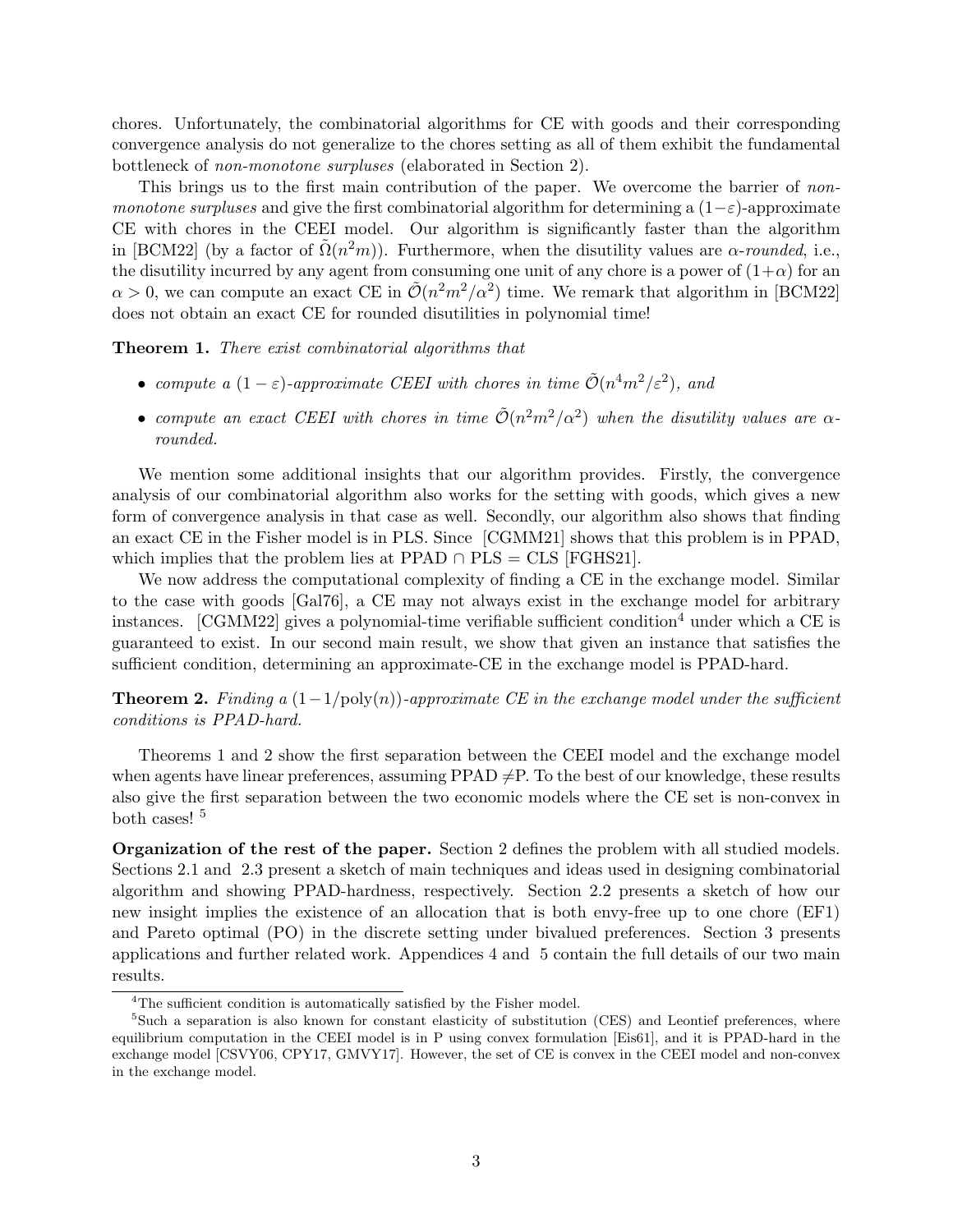chores. Unfortunately, the combinatorial algorithms for CE with goods and their corresponding convergence analysis do not generalize to the chores setting as all of them exhibit the fundamental bottleneck of *non-monotone surpluses* (elaborated in Section 2).

This brings us to the first main contribution of the paper. We overcome the barrier of *non-monotone surpluses* and give the first combinatorial algorithm for determining a $(1-\varepsilon)$-approximate CE with chores in the CEEI model. Our algorithm is significantly faster than the algorithm in [BCM22] (by a factor of $\tilde{\Omega}(n^2m)$). Furthermore, when the disutility values are $\alpha$*-rounded*, i.e., the disutility incurred by any agent from consuming one unit of any chore is a power of $(1+\alpha)$ for an $\alpha > 0$, we can compute an exact CE in $\tilde{\mathcal{O}}(n^2m^2/\alpha^2)$ time. We remark that algorithm in [BCM22] does not obtain an exact CE for rounded disutilities in polynomial time!

**Theorem 1.** *There exist combinatorial algorithms that*

- *compute a $(1-\varepsilon)$-approximate CEEI with chores in time $\tilde{\mathcal{O}}(n^4m^2/\varepsilon^2)$, and*
- *compute an exact CEEI with chores in time $\tilde{\mathcal{O}}(n^2m^2/\alpha^2)$ when the disutility values are $\alpha$-rounded.*

We mention some additional insights that our algorithm provides. Firstly, the convergence analysis of our combinatorial algorithm also works for the setting with goods, which gives a new form of convergence analysis in that case as well. Secondly, our algorithm also shows that finding an exact CE in the Fisher model is in PLS. Since [CGMM21] shows that this problem is in PPAD, which implies that the problem lies at PPAD $\cap$ PLS = CLS [FGHS21].

We now address the computational complexity of finding a CE in the exchange model. Similar to the case with goods [Gal76], a CE may not always exist in the exchange model for arbitrary instances. [CGMM22] gives a polynomial-time verifiable sufficient condition[4] under which a CE is guaranteed to exist. In our second main result, we show that given an instance that satisfies the sufficient condition, determining an approximate-CE in the exchange model is PPAD-hard.

**Theorem 2.** *Finding a $(1-1/\mathrm{poly}(n))$-approximate CE in the exchange model under the sufficient conditions is PPAD-hard.*

Theorems 1 and 2 show the first separation between the CEEI model and the exchange model when agents have linear preferences, assuming PPAD $\neq$P. To the best of our knowledge, these results also give the first separation between the two economic models where the CE set is non-convex in both cases! [5]

**Organization of the rest of the paper.** Section 2 defines the problem with all studied models. Sections 2.1 and 2.3 present a sketch of main techniques and ideas used in designing combinatorial algorithm and showing PPAD-hardness, respectively. Section 2.2 presents a sketch of how our new insight implies the existence of an allocation that is both envy-free up to one chore (EF1) and Pareto optimal (PO) in the discrete setting under bivalued preferences. Section 3 presents applications and further related work. Appendices 4 and 5 contain the full details of our two main results.

[4]The sufficient condition is automatically satisfied by the Fisher model.

[5]Such a separation is also known for constant elasticity of substitution (CES) and Leontief preferences, where equilibrium computation in the CEEI model is in P using convex formulation [Eis61], and it is PPAD-hard in the exchange model [CSVY06, CPY17, GMVY17]. However, the set of CE is convex in the CEEI model and non-convex in the exchange model.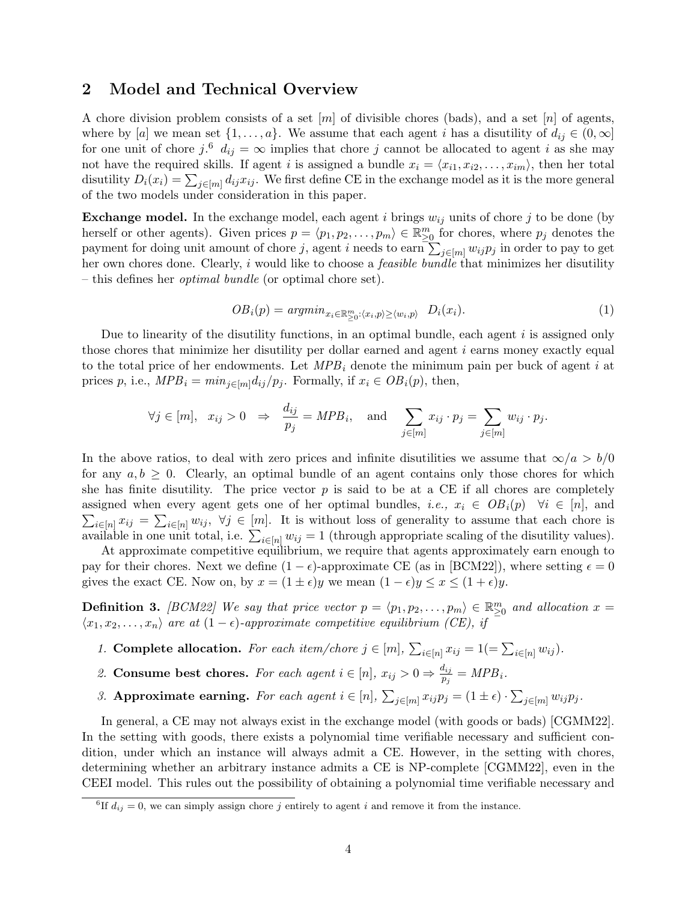## 2 Model and Technical Overview

A chore division problem consists of a set $[m]$ of divisible chores (bads), and a set $[n]$ of agents, where by $[a]$ we mean set $\{1, \ldots, a\}$. We assume that each agent $i$ has a disutility of $d_{ij} \in (0, \infty]$ for one unit of chore $j$.[6] $d_{ij} = \infty$ implies that chore $j$ cannot be allocated to agent $i$ as she may not have the required skills. If agent $i$ is assigned a bundle $x_i = \langle x_{i1}, x_{i2}, \ldots, x_{im} \rangle$, then her total disutility $D_i(x_i) = \sum_{j \in [m]} d_{ij} x_{ij}$. We first define CE in the exchange model as it is the more general of the two models under consideration in this paper.

**Exchange model.** In the exchange model, each agent $i$ brings $w_{ij}$ units of chore $j$ to be done (by herself or other agents). Given prices $p = \langle p_1, p_2, \ldots, p_m \rangle \in \mathbb{R}^m_{\geq 0}$ for chores, where $p_j$ denotes the payment for doing unit amount of chore $j$, agent $i$ needs to earn $\sum_{j \in [m]} w_{ij} p_j$ in order to pay to get her own chores done. Clearly, $i$ would like to choose a *feasible bundle* that minimizes her disutility – this defines her *optimal bundle* (or optimal chore set).

$$OB_i(p) = argmin_{x_i \in \mathbb{R}^m_{\geq 0} : \langle x_i, p \rangle \geq \langle w_i, p \rangle} \quad D_i(x_i). \tag{1}$$

Due to linearity of the disutility functions, in an optimal bundle, each agent $i$ is assigned only those chores that minimize her disutility per dollar earned and agent $i$ earns money exactly equal to the total price of her endowments. Let $MPB_i$ denote the minimum pain per buck of agent $i$ at prices $p$, i.e., $MPB_i = min_{j \in [m]} d_{ij}/p_j$. Formally, if $x_i \in OB_i(p)$, then,

$$\forall j \in [m], \quad x_{ij} > 0 \quad \Rightarrow \quad \frac{d_{ij}}{p_j} = MPB_i, \quad \text{and} \quad \sum_{j \in [m]} x_{ij} \cdot p_j = \sum_{j \in [m]} w_{ij} \cdot p_j.$$

In the above ratios, to deal with zero prices and infinite disutilities we assume that $\infty/a > b/0$ for any $a, b \geq 0$. Clearly, an optimal bundle of an agent contains only those chores for which she has finite disutility. The price vector $p$ is said to be at a CE if all chores are completely assigned when every agent gets one of her optimal bundles, *i.e.,* $x_i \in OB_i(p) \quad \forall i \in [n]$, and $\sum_{i \in [n]} x_{ij} = \sum_{i \in [n]} w_{ij}, \ \forall j \in [m]$. It is without loss of generality to assume that each chore is available in one unit total, i.e. $\sum_{i \in [n]} w_{ij} = 1$ (through appropriate scaling of the disutility values).

At approximate competitive equilibrium, we require that agents approximately earn enough to pay for their chores. Next we define $(1-\epsilon)$-approximate CE (as in [BCM22]), where setting $\epsilon = 0$ gives the exact CE. Now on, by $x = (1 \pm \epsilon) y$ we mean $(1-\epsilon) y \leq x \leq (1+\epsilon) y$.

**Definition 3.** *[BCM22] We say that price vector $p = \langle p_1, p_2, \ldots, p_m \rangle \in \mathbb{R}^m_{\geq 0}$ and allocation $x = \langle x_1, x_2, \ldots, x_n \rangle$ are at $(1-\epsilon)$-approximate competitive equilibrium (CE), if*

1. **Complete allocation.** *For each item/chore $j \in [m]$, $\sum_{i \in [n]} x_{ij} = 1 (= \sum_{i \in [n]} w_{ij})$.*
2. **Consume best chores.** *For each agent $i \in [n]$, $x_{ij} > 0 \Rightarrow \frac{d_{ij}}{p_j} = MPB_i$.*
3. **Approximate earning.** *For each agent $i \in [n]$, $\sum_{j \in [m]} x_{ij} p_j = (1 \pm \epsilon) \cdot \sum_{j \in [m]} w_{ij} p_j$.*

In general, a CE may not always exist in the exchange model (with goods or bads) [CGMM22]. In the setting with goods, there exists a polynomial time verifiable necessary and sufficient condition, under which an instance will always admit a CE. However, in the setting with chores, determining whether an arbitrary instance admits a CE is NP-complete [CGMM22], even in the CEEI model. This rules out the possibility of obtaining a polynomial time verifiable necessary and

[6] If $d_{ij} = 0$, we can simply assign chore $j$ entirely to agent $i$ and remove it from the instance.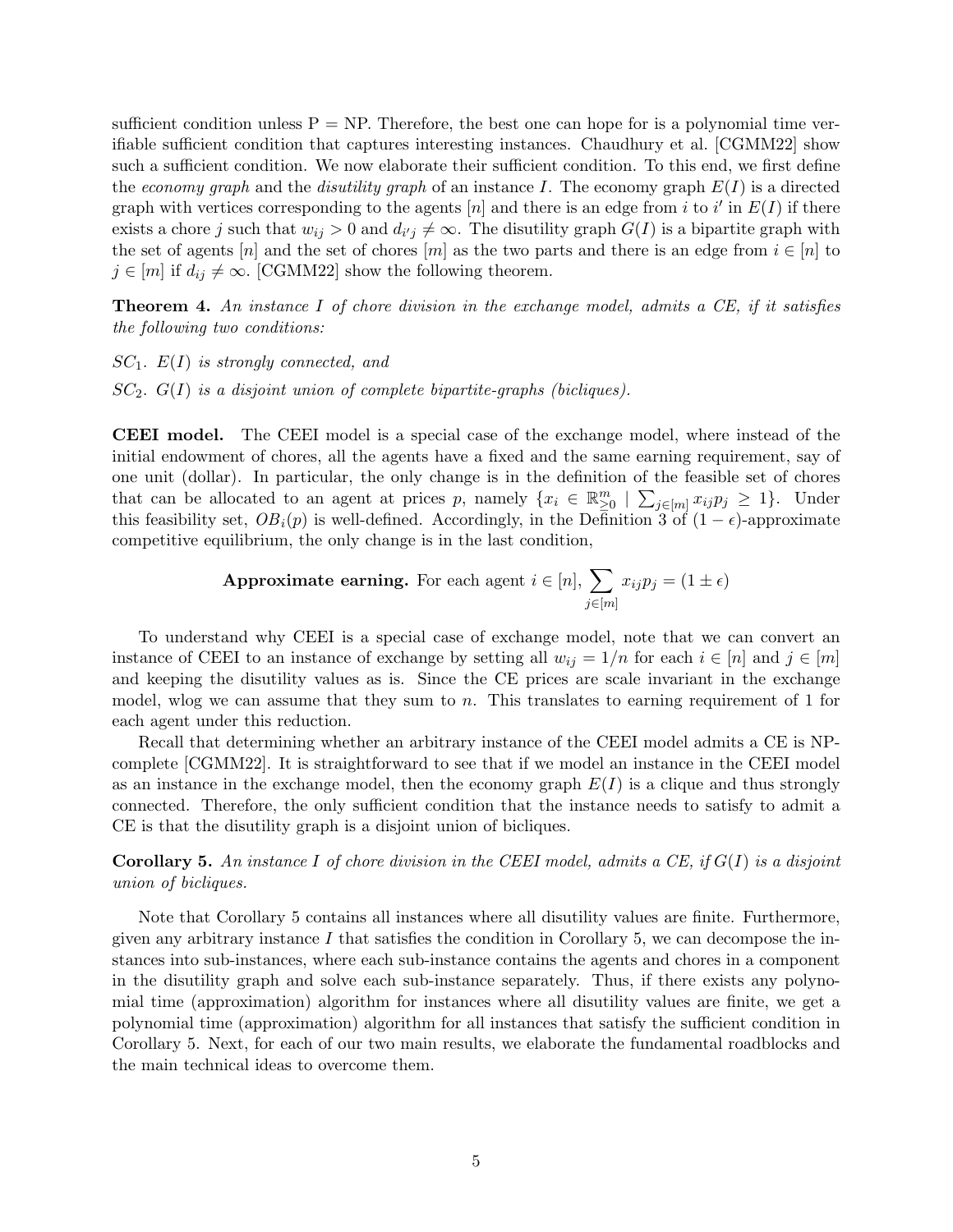sufficient condition unless P = NP. Therefore, the best one can hope for is a polynomial time verifiable sufficient condition that captures interesting instances. Chaudhury et al. [CGMM22] show such a sufficient condition. We now elaborate their sufficient condition. To this end, we first define the *economy graph* and the *disutility graph* of an instance $I$. The economy graph $E(I)$ is a directed graph with vertices corresponding to the agents $[n]$ and there is an edge from $i$ to $i'$ in $E(I)$ if there exists a chore $j$ such that $w_{ij} > 0$ and $d_{i'j} \neq \infty$. The disutility graph $G(I)$ is a bipartite graph with the set of agents $[n]$ and the set of chores $[m]$ as the two parts and there is an edge from $i \in [n]$ to $j \in [m]$ if $d_{ij} \neq \infty$. [CGMM22] show the following theorem.

**Theorem 4.** *An instance $I$ of chore division in the exchange model, admits a CE, if it satisfies the following two conditions:*

$SC_1$. *$E(I)$ is strongly connected, and*

$SC_2$. *$G(I)$ is a disjoint union of complete bipartite-graphs (bicliques).*

**CEEI model.** The CEEI model is a special case of the exchange model, where instead of the initial endowment of chores, all the agents have a fixed and the same earning requirement, say of one unit (dollar). In particular, the only change is in the definition of the feasible set of chores that can be allocated to an agent at prices $p$, namely $\{x_i \in \mathbb{R}^m_{\geq 0} \mid \sum_{j\in[m]} x_{ij}p_j \geq 1\}$. Under this feasibility set, $OB_i(p)$ is well-defined. Accordingly, in the Definition 3 of $(1-\epsilon)$-approximate competitive equilibrium, the only change is in the last condition,

$$\textbf{Approximate earning.} \text{ For each agent } i \in [n], \sum_{j\in[m]} x_{ij}p_j = (1 \pm \epsilon)$$

To understand why CEEI is a special case of exchange model, note that we can convert an instance of CEEI to an instance of exchange by setting all $w_{ij} = 1/n$ for each $i \in [n]$ and $j \in [m]$ and keeping the disutility values as is. Since the CE prices are scale invariant in the exchange model, wlog we can assume that they sum to $n$. This translates to earning requirement of 1 for each agent under this reduction.

Recall that determining whether an arbitrary instance of the CEEI model admits a CE is NP-complete [CGMM22]. It is straightforward to see that if we model an instance in the CEEI model as an instance in the exchange model, then the economy graph $E(I)$ is a clique and thus strongly connected. Therefore, the only sufficient condition that the instance needs to satisfy to admit a CE is that the disutility graph is a disjoint union of bicliques.

**Corollary 5.** *An instance $I$ of chore division in the CEEI model, admits a CE, if $G(I)$ is a disjoint union of bicliques.*

Note that Corollary 5 contains all instances where all disutility values are finite. Furthermore, given any arbitrary instance $I$ that satisfies the condition in Corollary 5, we can decompose the instances into sub-instances, where each sub-instance contains the agents and chores in a component in the disutility graph and solve each sub-instance separately. Thus, if there exists any polynomial time (approximation) algorithm for instances where all disutility values are finite, we get a polynomial time (approximation) algorithm for all instances that satisfy the sufficient condition in Corollary 5. Next, for each of our two main results, we elaborate the fundamental roadblocks and the main technical ideas to overcome them.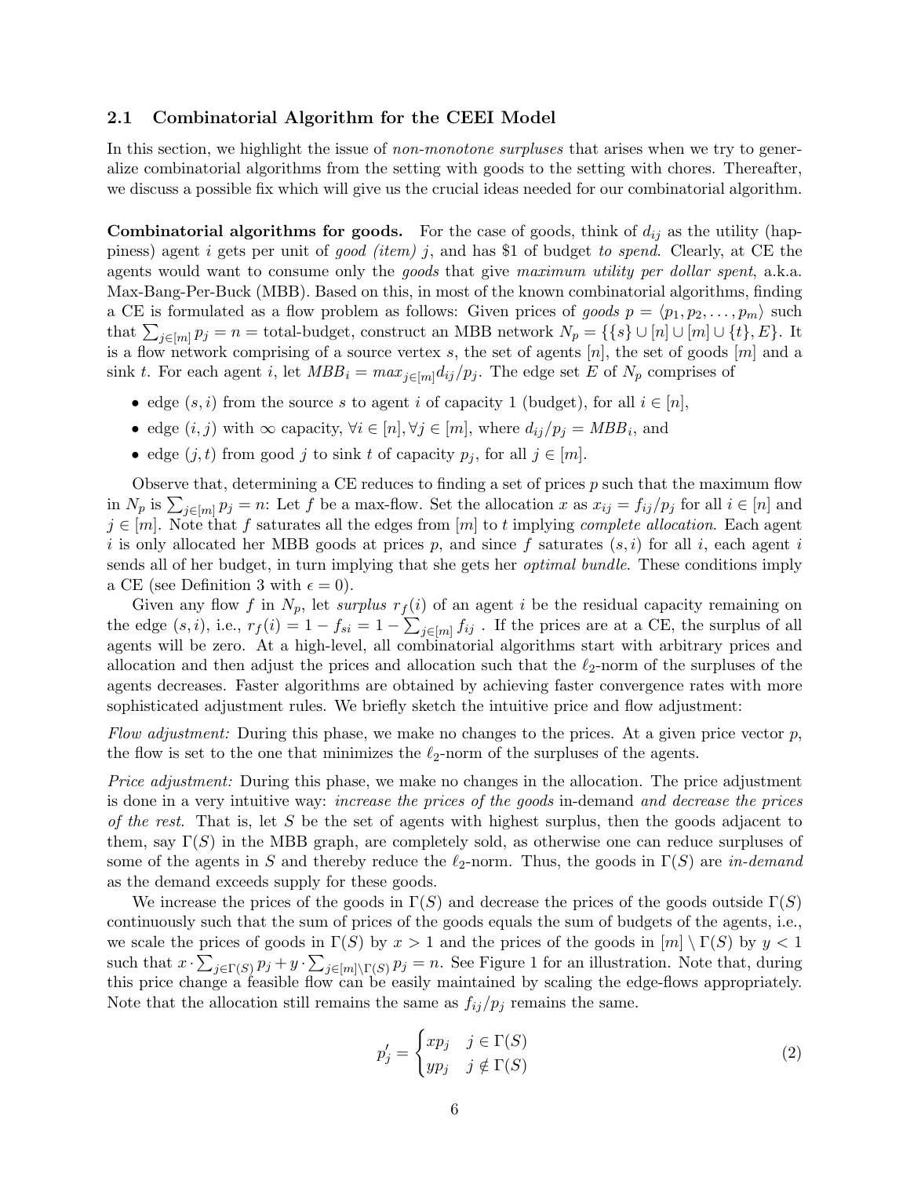### 2.1 Combinatorial Algorithm for the CEEI Model

In this section, we highlight the issue of *non-monotone surpluses* that arises when we try to generalize combinatorial algorithms from the setting with goods to the setting with chores. Thereafter, we discuss a possible fix which will give us the crucial ideas needed for our combinatorial algorithm.

**Combinatorial algorithms for goods.** For the case of goods, think of $d_{ij}$ as the utility (happiness) agent $i$ gets per unit of *good (item)* $j$, and has $1 of budget *to spend*. Clearly, at CE the agents would want to consume only the *goods* that give *maximum utility per dollar spent*, a.k.a. Max-Bang-Per-Buck (MBB). Based on this, in most of the known combinatorial algorithms, finding a CE is formulated as a flow problem as follows: Given prices of *goods* $p = \langle p_1, p_2, \ldots, p_m \rangle$ such that $\sum_{j \in [m]} p_j = n$ = total-budget, construct an MBB network $N_p = \{\{s\} \cup [n] \cup [m] \cup \{t\}, E\}$. It is a flow network comprising of a source vertex $s$, the set of agents $[n]$, the set of goods $[m]$ and a sink $t$. For each agent $i$, let $MBB_i = max_{j \in [m]} d_{ij}/p_j$. The edge set $E$ of $N_p$ comprises of

- edge $(s, i)$ from the source $s$ to agent $i$ of capacity 1 (budget), for all $i \in [n]$,
- edge $(i, j)$ with $\infty$ capacity, $\forall i \in [n], \forall j \in [m]$, where $d_{ij}/p_j = MBB_i$, and
- edge $(j, t)$ from good $j$ to sink $t$ of capacity $p_j$, for all $j \in [m]$.

Observe that, determining a CE reduces to finding a set of prices $p$ such that the maximum flow in $N_p$ is $\sum_{j \in [m]} p_j = n$: Let $f$ be a max-flow. Set the allocation $x$ as $x_{ij} = f_{ij}/p_j$ for all $i \in [n]$ and $j \in [m]$. Note that $f$ saturates all the edges from $[m]$ to $t$ implying *complete allocation*. Each agent $i$ is only allocated her MBB goods at prices $p$, and since $f$ saturates $(s, i)$ for all $i$, each agent $i$ sends all of her budget, in turn implying that she gets her *optimal bundle*. These conditions imply a CE (see Definition 3 with $\epsilon = 0$).

Given any flow $f$ in $N_p$, let *surplus* $r_f(i)$ of an agent $i$ be the residual capacity remaining on the edge $(s, i)$, i.e., $r_f(i) = 1 - f_{si} = 1 - \sum_{j \in [m]} f_{ij}$ . If the prices are at a CE, the surplus of all agents will be zero. At a high-level, all combinatorial algorithms start with arbitrary prices and allocation and then adjust the prices and allocation such that the $\ell_2$-norm of the surpluses of the agents decreases. Faster algorithms are obtained by achieving faster convergence rates with more sophisticated adjustment rules. We briefly sketch the intuitive price and flow adjustment:

*Flow adjustment:* During this phase, we make no changes to the prices. At a given price vector $p$, the flow is set to the one that minimizes the $\ell_2$-norm of the surpluses of the agents.

*Price adjustment:* During this phase, we make no changes in the allocation. The price adjustment is done in a very intuitive way: *increase the prices of the goods* in-demand *and decrease the prices of the rest*. That is, let $S$ be the set of agents with highest surplus, then the goods adjacent to them, say $\Gamma(S)$ in the MBB graph, are completely sold, as otherwise one can reduce surpluses of some of the agents in $S$ and thereby reduce the $\ell_2$-norm. Thus, the goods in $\Gamma(S)$ are *in-demand* as the demand exceeds supply for these goods.

We increase the prices of the goods in $\Gamma(S)$ and decrease the prices of the goods outside $\Gamma(S)$ continuously such that the sum of prices of the goods equals the sum of budgets of the agents, i.e., we scale the prices of goods in $\Gamma(S)$ by $x > 1$ and the prices of the goods in $[m] \setminus \Gamma(S)$ by $y < 1$ such that $x \cdot \sum_{j \in \Gamma(S)} p_j + y \cdot \sum_{j \in [m] \setminus \Gamma(S)} p_j = n$. See Figure 1 for an illustration. Note that, during this price change a feasible flow can be easily maintained by scaling the edge-flows appropriately. Note that the allocation still remains the same as $f_{ij}/p_j$ remains the same.

$$p'_j = \begin{cases} xp_j & j \in \Gamma(S) \\ yp_j & j \notin \Gamma(S) \end{cases} \tag{2}$$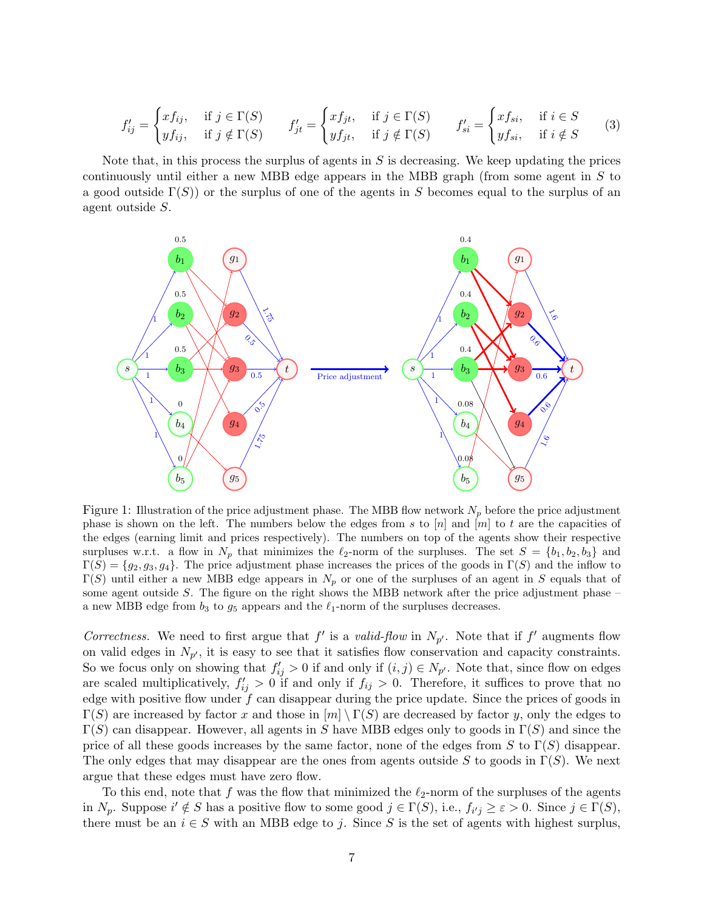$$
f'_{ij} = \begin{cases} x f_{ij}, & \text{if } j \in \Gamma(S) \\ y f_{ij}, & \text{if } j \notin \Gamma(S) \end{cases} \qquad f'_{jt} = \begin{cases} x f_{jt}, & \text{if } j \in \Gamma(S) \\ y f_{jt}, & \text{if } j \notin \Gamma(S) \end{cases} \qquad f'_{si} = \begin{cases} x f_{si}, & \text{if } i \in S \\ y f_{si}, & \text{if } i \notin S \end{cases} \tag{3}
$$

Note that, in this process the surplus of agents in $S$ is decreasing. We keep updating the prices continuously until either a new MBB edge appears in the MBB graph (from some agent in $S$ to a good outside $\Gamma(S)$) or the surplus of one of the agents in $S$ becomes equal to the surplus of an agent outside $S$.

Figure 1: Illustration of the price adjustment phase. The MBB flow network $N_p$ before the price adjustment phase is shown on the left. The numbers below the edges from $s$ to $[n]$ and $[m]$ to $t$ are the capacities of the edges (earning limit and prices respectively). The numbers on top of the agents show their respective surpluses w.r.t. a flow in $N_p$ that minimizes the $\ell_2$-norm of the surpluses. The set $S = \{b_1, b_2, b_3\}$ and $\Gamma(S) = \{g_2, g_3, g_4\}$. The price adjustment phase increases the prices of the goods in $\Gamma(S)$ and the inflow to $\Gamma(S)$ until either a new MBB edge appears in $N_p$ or one of the surpluses of an agent in $S$ equals that of some agent outside $S$. The figure on the right shows the MBB network after the price adjustment phase – a new MBB edge from $b_3$ to $g_5$ appears and the $\ell_1$-norm of the surpluses decreases.

*Correctness.* We need to first argue that $f'$ is a *valid-flow* in $N_{p'}$. Note that if $f'$ augments flow on valid edges in $N_{p'}$, it is easy to see that it satisfies flow conservation and capacity constraints. So we focus only on showing that $f'_{ij} > 0$ if and only if $(i, j) \in N_{p'}$. Note that, since flow on edges are scaled multiplicatively, $f'_{ij} > 0$ if and only if $f_{ij} > 0$. Therefore, it suffices to prove that no edge with positive flow under $f$ can disappear during the price update. Since the prices of goods in $\Gamma(S)$ are increased by factor $x$ and those in $[m] \setminus \Gamma(S)$ are decreased by factor $y$, only the edges to $\Gamma(S)$ can disappear. However, all agents in $S$ have MBB edges only to goods in $\Gamma(S)$ and since the price of all these goods increases by the same factor, none of the edges from $S$ to $\Gamma(S)$ disappear. The only edges that may disappear are the ones from agents outside $S$ to goods in $\Gamma(S)$. We next argue that these edges must have zero flow.

To this end, note that $f$ was the flow that minimized the $\ell_2$-norm of the surpluses of the agents in $N_p$. Suppose $i' \notin S$ has a positive flow to some good $j \in \Gamma(S)$, i.e., $f_{i'j} \geq \varepsilon > 0$. Since $j \in \Gamma(S)$, there must be an $i \in S$ with an MBB edge to $j$. Since $S$ is the set of agents with highest surplus,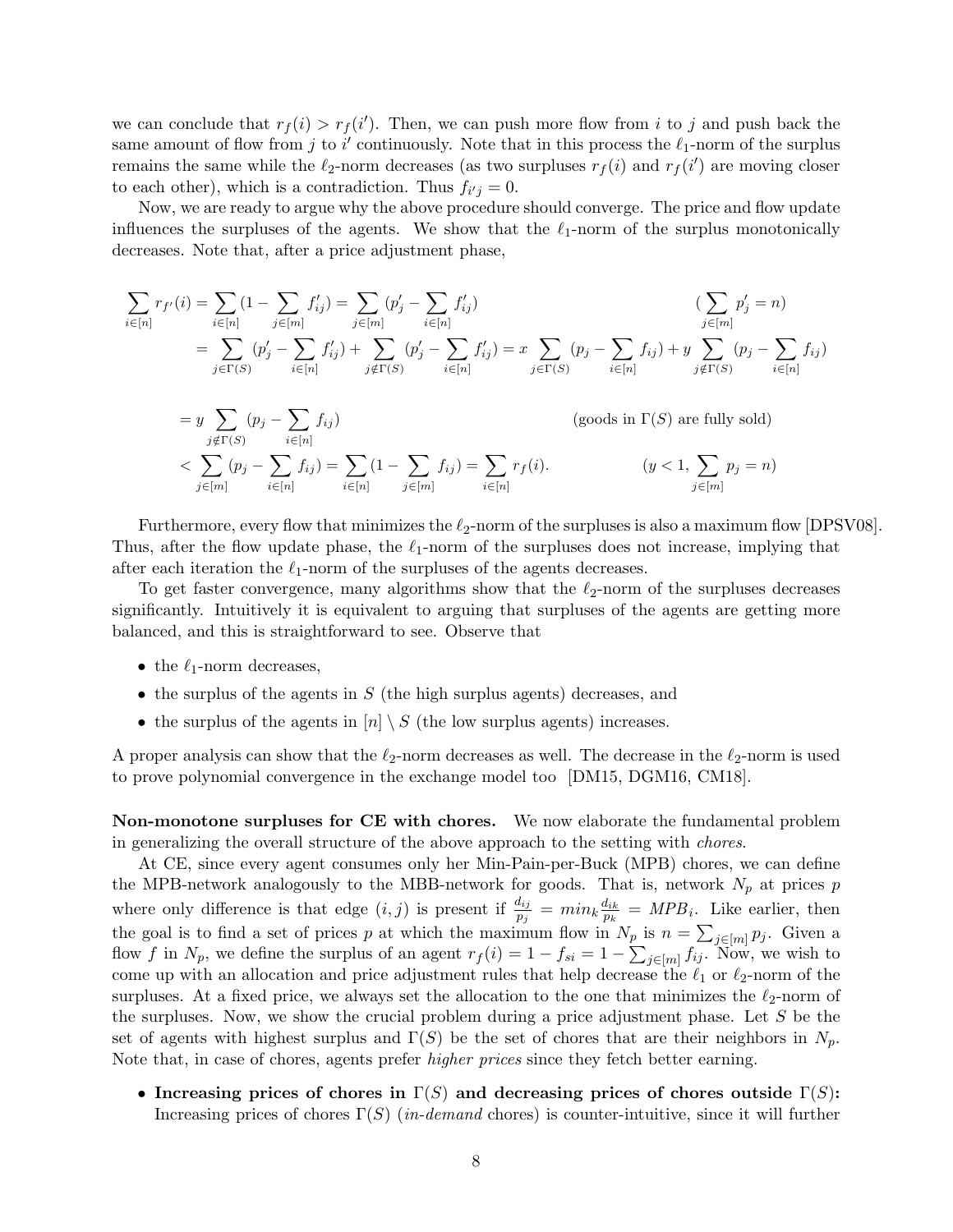we can conclude that $r_f(i) > r_f(i')$. Then, we can push more flow from $i$ to $j$ and push back the same amount of flow from $j$ to $i'$ continuously. Note that in this process the $\ell_1$-norm of the surplus remains the same while the $\ell_2$-norm decreases (as two surpluses $r_f(i)$ and $r_f(i')$ are moving closer to each other), which is a contradiction. Thus $f_{i'j} = 0$.

Now, we are ready to argue why the above procedure should converge. The price and flow update influences the surpluses of the agents. We show that the $\ell_1$-norm of the surplus monotonically decreases. Note that, after a price adjustment phase,

$$
\begin{aligned}
\sum_{i\in[n]} r_{f'}(i) &= \sum_{i\in[n]}(1 - \sum_{j\in[m]} f'_{ij}) = \sum_{j\in[m]}(p'_j - \sum_{i\in[n]} f'_{ij}) && (\sum_{j\in[m]} p'_j = n)\\
&= \sum_{j\in\Gamma(S)}(p'_j - \sum_{i\in[n]} f'_{ij}) + \sum_{j\notin\Gamma(S)}(p'_j - \sum_{i\in[n]} f'_{ij}) = x\sum_{j\in\Gamma(S)}(p_j - \sum_{i\in[n]} f_{ij}) + y\sum_{j\notin\Gamma(S)}(p_j - \sum_{i\in[n]} f_{ij})\\
&= y\sum_{j\notin\Gamma(S)}(p_j - \sum_{i\in[n]} f_{ij}) && \text{(goods in } \Gamma(S) \text{ are fully sold)}\\
&< \sum_{j\in[m]}(p_j - \sum_{i\in[n]} f_{ij}) = \sum_{i\in[n]}(1 - \sum_{j\in[m]} f_{ij}) = \sum_{i\in[n]} r_f(i). && (y<1, \sum_{j\in[m]} p_j = n)
\end{aligned}
$$

Furthermore, every flow that minimizes the $\ell_2$-norm of the surpluses is also a maximum flow [DPSV08]. Thus, after the flow update phase, the $\ell_1$-norm of the surpluses does not increase, implying that after each iteration the $\ell_1$-norm of the surpluses of the agents decreases.

To get faster convergence, many algorithms show that the $\ell_2$-norm of the surpluses decreases significantly. Intuitively it is equivalent to arguing that surpluses of the agents are getting more balanced, and this is straightforward to see. Observe that

- the $\ell_1$-norm decreases,
- the surplus of the agents in $S$ (the high surplus agents) decreases, and
- the surplus of the agents in $[n] \setminus S$ (the low surplus agents) increases.

A proper analysis can show that the $\ell_2$-norm decreases as well. The decrease in the $\ell_2$-norm is used to prove polynomial convergence in the exchange model too [DM15, DGM16, CM18].

**Non-monotone surpluses for CE with chores.** We now elaborate the fundamental problem in generalizing the overall structure of the above approach to the setting with *chores*.

At CE, since every agent consumes only her Min-Pain-per-Buck (MPB) chores, we can define the MPB-network analogously to the MBB-network for goods. That is, network $N_p$ at prices $p$ where only difference is that edge $(i,j)$ is present if $\frac{d_{ij}}{p_j} = min_k \frac{d_{ik}}{p_k} = MPB_i$. Like earlier, then the goal is to find a set of prices $p$ at which the maximum flow in $N_p$ is $n = \sum_{j\in[m]} p_j$. Given a flow $f$ in $N_p$, we define the surplus of an agent $r_f(i) = 1 - f_{si} = 1 - \sum_{j\in[m]} f_{ij}$. Now, we wish to come up with an allocation and price adjustment rules that help decrease the $\ell_1$ or $\ell_2$-norm of the surpluses. At a fixed price, we always set the allocation to the one that minimizes the $\ell_2$-norm of the surpluses. Now, we show the crucial problem during a price adjustment phase. Let $S$ be the set of agents with highest surplus and $\Gamma(S)$ be the set of chores that are their neighbors in $N_p$. Note that, in case of chores, agents prefer *higher prices* since they fetch better earning.

- **Increasing prices of chores in $\Gamma(S)$ and decreasing prices of chores outside $\Gamma(S)$:** Increasing prices of chores $\Gamma(S)$ (*in-demand* chores) is counter-intuitive, since it will further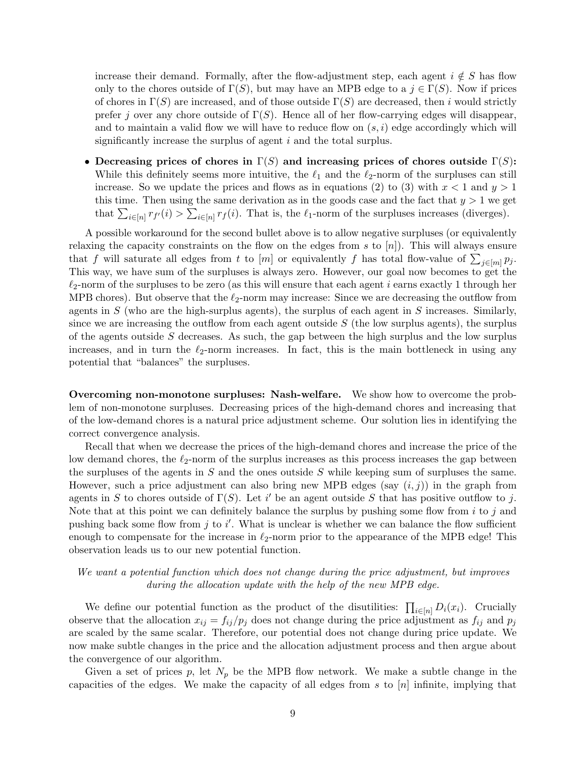increase their demand. Formally, after the flow-adjustment step, each agent $i \notin S$ has flow only to the chores outside of $\Gamma(S)$, but may have an MPB edge to a $j \in \Gamma(S)$. Now if prices of chores in $\Gamma(S)$ are increased, and of those outside $\Gamma(S)$ are decreased, then $i$ would strictly prefer $j$ over any chore outside of $\Gamma(S)$. Hence all of her flow-carrying edges will disappear, and to maintain a valid flow we will have to reduce flow on $(s, i)$ edge accordingly which will significantly increase the surplus of agent $i$ and the total surplus.

- **Decreasing prices of chores in $\Gamma(S)$ and increasing prices of chores outside $\Gamma(S)$:** While this definitely seems more intuitive, the $\ell_1$ and the $\ell_2$-norm of the surpluses can still increase. So we update the prices and flows as in equations (2) to (3) with $x < 1$ and $y > 1$ this time. Then using the same derivation as in the goods case and the fact that $y > 1$ we get that $\sum_{i \in [n]} r_{f'}(i) > \sum_{i \in [n]} r_f(i)$. That is, the $\ell_1$-norm of the surpluses increases (diverges).

A possible workaround for the second bullet above is to allow negative surpluses (or equivalently relaxing the capacity constraints on the flow on the edges from $s$ to $[n]$). This will always ensure that $f$ will saturate all edges from $t$ to $[m]$ or equivalently $f$ has total flow-value of $\sum_{j \in [m]} p_j$. This way, we have sum of the surpluses is always zero. However, our goal now becomes to get the $\ell_2$-norm of the surpluses to be zero (as this will ensure that each agent $i$ earns exactly 1 through her MPB chores). But observe that the $\ell_2$-norm may increase: Since we are decreasing the outflow from agents in $S$ (who are the high-surplus agents), the surplus of each agent in $S$ increases. Similarly, since we are increasing the outflow from each agent outside $S$ (the low surplus agents), the surplus of the agents outside $S$ decreases. As such, the gap between the high surplus and the low surplus increases, and in turn the $\ell_2$-norm increases. In fact, this is the main bottleneck in using any potential that "balances" the surpluses.

**Overcoming non-monotone surpluses: Nash-welfare.** We show how to overcome the problem of non-monotone surpluses. Decreasing prices of the high-demand chores and increasing that of the low-demand chores is a natural price adjustment scheme. Our solution lies in identifying the correct convergence analysis.

Recall that when we decrease the prices of the high-demand chores and increase the price of the low demand chores, the $\ell_2$-norm of the surplus increases as this process increases the gap between the surpluses of the agents in $S$ and the ones outside $S$ while keeping sum of surpluses the same. However, such a price adjustment can also bring new MPB edges (say $(i, j)$) in the graph from agents in $S$ to chores outside of $\Gamma(S)$. Let $i'$ be an agent outside $S$ that has positive outflow to $j$. Note that at this point we can definitely balance the surplus by pushing some flow from $i$ to $j$ and pushing back some flow from $j$ to $i'$. What is unclear is whether we can balance the flow sufficient enough to compensate for the increase in $\ell_2$-norm prior to the appearance of the MPB edge! This observation leads us to our new potential function.

*We want a potential function which does not change during the price adjustment, but improves during the allocation update with the help of the new MPB edge.*

We define our potential function as the product of the disutilities: $\prod_{i \in [n]} D_i(x_i)$. Crucially observe that the allocation $x_{ij} = f_{ij}/p_j$ does not change during the price adjustment as $f_{ij}$ and $p_j$ are scaled by the same scalar. Therefore, our potential does not change during price update. We now make subtle changes in the price and the allocation adjustment process and then argue about the convergence of our algorithm.

Given a set of prices $p$, let $N_p$ be the MPB flow network. We make a subtle change in the capacities of the edges. We make the capacity of all edges from $s$ to $[n]$ infinite, implying that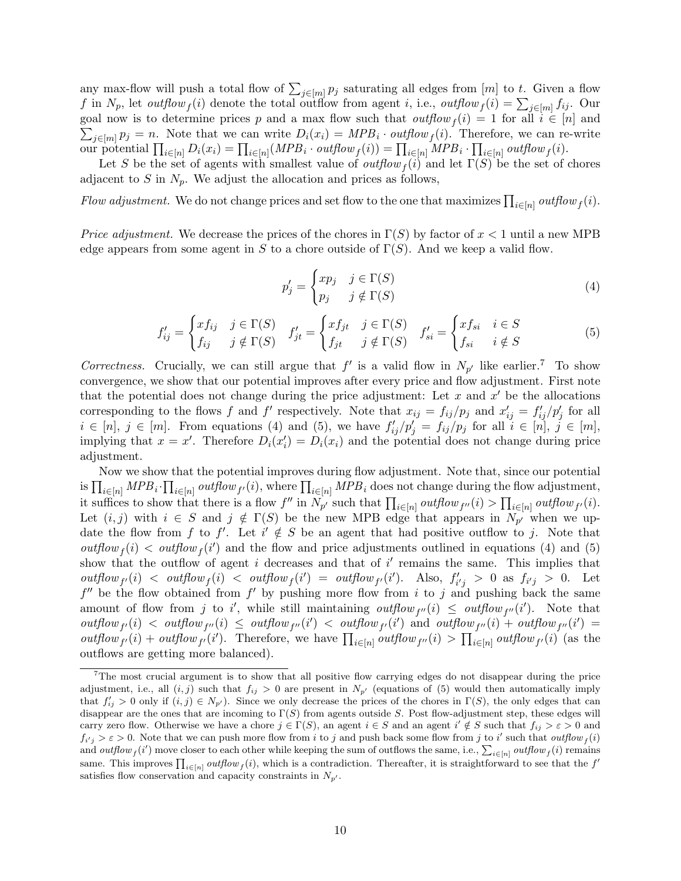any max-flow will push a total flow of $\sum_{j\in[m]} p_j$ saturating all edges from $[m]$ to $t$. Given a flow $f$ in $N_p$, let $\mathit{outflow}_f(i)$ denote the total outflow from agent $i$, i.e., $\mathit{outflow}_f(i) = \sum_{j\in[m]} f_{ij}$. Our goal now is to determine prices $p$ and a max flow such that $\mathit{outflow}_f(i) = 1$ for all $i \in [n]$ and $\sum_{j\in[m]} p_j = n$. Note that we can write $D_i(x_i) = MPB_i \cdot \mathit{outflow}_f(i)$. Therefore, we can re-write our potential $\prod_{i\in[n]} D_i(x_i) = \prod_{i\in[n]}(MPB_i \cdot \mathit{outflow}_f(i)) = \prod_{i\in[n]} MPB_i \cdot \prod_{i\in[n]} \mathit{outflow}_f(i)$.

Let $S$ be the set of agents with smallest value of $\mathit{outflow}_f(i)$ and let $\Gamma(S)$ be the set of chores adjacent to $S$ in $N_p$. We adjust the allocation and prices as follows,

*Flow adjustment.* We do not change prices and set flow to the one that maximizes $\prod_{i\in[n]} \mathit{outflow}_f(i)$.

*Price adjustment.* We decrease the prices of the chores in $\Gamma(S)$ by factor of $x < 1$ until a new MPB edge appears from some agent in $S$ to a chore outside of $\Gamma(S)$. And we keep a valid flow.

$$p'_j = \begin{cases} xp_j & j \in \Gamma(S) \\ p_j & j \notin \Gamma(S) \end{cases} \tag{4}$$

$$f'_{ij} = \begin{cases} xf_{ij} & j \in \Gamma(S) \\ f_{ij} & j \notin \Gamma(S) \end{cases} \quad f'_{jt} = \begin{cases} xf_{jt} & j \in \Gamma(S) \\ f_{jt} & j \notin \Gamma(S) \end{cases} \quad f'_{si} = \begin{cases} xf_{si} & i \in S \\ f_{si} & i \notin S \end{cases} \tag{5}$$

*Correctness.* Crucially, we can still argue that $f'$ is a valid flow in $N_{p'}$ like earlier.[7] To show convergence, we show that our potential improves after every price and flow adjustment. First note that the potential does not change during the price adjustment: Let $x$ and $x'$ be the allocations corresponding to the flows $f$ and $f'$ respectively. Note that $x_{ij} = f_{ij}/p_j$ and $x'_{ij} = f'_{ij}/p'_j$ for all $i \in [n]$, $j \in [m]$. From equations (4) and (5), we have $f'_{ij}/p'_j = f_{ij}/p_j$ for all $i \in [n]$, $j \in [m]$, implying that $x = x'$. Therefore $D_i(x'_i) = D_i(x_i)$ and the potential does not change during price adjustment.

Now we show that the potential improves during flow adjustment. Note that, since our potential is $\prod_{i\in[n]} MPB_i \cdot \prod_{i\in[n]} \mathit{outflow}_{f'}(i)$, where $\prod_{i\in[n]} MPB_i$ does not change during the flow adjustment, it suffices to show that there is a flow $f''$ in $N_{p'}$ such that $\prod_{i\in[n]} \mathit{outflow}_{f''}(i) > \prod_{i\in[n]} \mathit{outflow}_{f'}(i)$. Let $(i,j)$ with $i \in S$ and $j \notin \Gamma(S)$ be the new MPB edge that appears in $N_{p'}$ when we update the flow from $f$ to $f'$. Let $i' \notin S$ be an agent that had positive outflow to $j$. Note that $\mathit{outflow}_f(i) < \mathit{outflow}_f(i')$ and the flow and price adjustments outlined in equations (4) and (5) show that the outflow of agent $i$ decreases and that of $i'$ remains the same. This implies that $\mathit{outflow}_{f'}(i) < \mathit{outflow}_f(i) < \mathit{outflow}_f(i') = \mathit{outflow}_{f'}(i')$. Also, $f'_{i'j} > 0$ as $f_{i'j} > 0$. Let $f''$ be the flow obtained from $f'$ by pushing more flow from $i$ to $j$ and pushing back the same amount of flow from $j$ to $i'$, while still maintaining $\mathit{outflow}_{f''}(i) \le \mathit{outflow}_{f''}(i')$. Note that $\mathit{outflow}_{f'}(i) < \mathit{outflow}_{f''}(i) \le \mathit{outflow}_{f''}(i') < \mathit{outflow}_{f'}(i')$ and $\mathit{outflow}_{f''}(i) + \mathit{outflow}_{f''}(i') = \mathit{outflow}_{f'}(i) + \mathit{outflow}_{f'}(i')$. Therefore, we have $\prod_{i\in[n]} \mathit{outflow}_{f''}(i) > \prod_{i\in[n]} \mathit{outflow}_{f'}(i)$ (as the outflows are getting more balanced).

---

[7] The most crucial argument is to show that all positive flow carrying edges do not disappear during the price adjustment, i.e., all $(i,j)$ such that $f_{ij} > 0$ are present in $N_{p'}$ (equations of (5) would then automatically imply that $f'_{ij} > 0$ only if $(i,j) \in N_{p'}$). Since we only decrease the prices of the chores in $\Gamma(S)$, the only edges that can disappear are the ones that are incoming to $\Gamma(S)$ from agents outside $S$. Post flow-adjustment step, these edges will carry zero flow. Otherwise we have a chore $j \in \Gamma(S)$, an agent $i \in S$ and an agent $i' \notin S$ such that $f_{ij} > \varepsilon > 0$ and $f_{i'j} > \varepsilon > 0$. Note that we can push more flow from $i$ to $j$ and push back some flow from $j$ to $i'$ such that $\mathit{outflow}_f(i)$ and $\mathit{outflow}_f(i')$ move closer to each other while keeping the sum of outflows the same, i.e., $\sum_{i\in[n]} \mathit{outflow}_f(i)$ remains same. This improves $\prod_{i\in[n]} \mathit{outflow}_f(i)$, which is a contradiction. Thereafter, it is straightforward to see that the $f'$ satisfies flow conservation and capacity constraints in $N_{p'}$.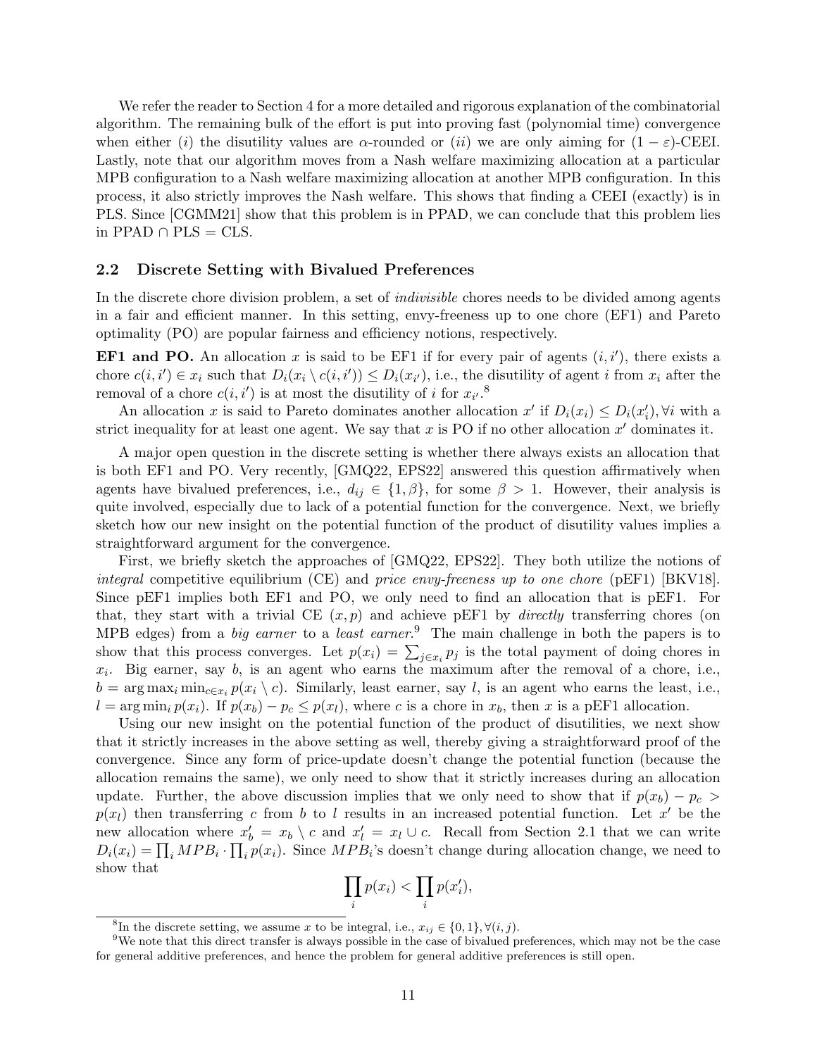We refer the reader to Section 4 for a more detailed and rigorous explanation of the combinatorial algorithm. The remaining bulk of the effort is put into proving fast (polynomial time) convergence when either $(i)$ the disutility values are $\alpha$-rounded or $(ii)$ we are only aiming for $(1-\varepsilon)$-CEEI. Lastly, note that our algorithm moves from a Nash welfare maximizing allocation at a particular MPB configuration to a Nash welfare maximizing allocation at another MPB configuration. In this process, it also strictly improves the Nash welfare. This shows that finding a CEEI (exactly) is in PLS. Since [CGMM21] show that this problem is in PPAD, we can conclude that this problem lies in PPAD $\cap$ PLS = CLS.

## 2.2 Discrete Setting with Bivalued Preferences

In the discrete chore division problem, a set of *indivisible* chores needs to be divided among agents in a fair and efficient manner. In this setting, envy-freeness up to one chore (EF1) and Pareto optimality (PO) are popular fairness and efficiency notions, respectively.

**EF1 and PO.** An allocation $x$ is said to be EF1 if for every pair of agents $(i, i')$, there exists a chore $c(i,i') \in x_i$ such that $D_i(x_i \setminus c(i,i')) \leq D_i(x_{i'})$, i.e., the disutility of agent $i$ from $x_i$ after the removal of a chore $c(i,i')$ is at most the disutility of $i$ for $x_{i'}$.[8]

An allocation $x$ is said to Pareto dominates another allocation $x'$ if $D_i(x_i) \leq D_i(x'_i), \forall i$ with a strict inequality for at least one agent. We say that $x$ is PO if no other allocation $x'$ dominates it.

A major open question in the discrete setting is whether there always exists an allocation that is both EF1 and PO. Very recently, [GMQ22, EPS22] answered this question affirmatively when agents have bivalued preferences, i.e., $d_{ij} \in \{1, \beta\}$, for some $\beta > 1$. However, their analysis is quite involved, especially due to lack of a potential function for the convergence. Next, we briefly sketch how our new insight on the potential function of the product of disutility values implies a straightforward argument for the convergence.

First, we briefly sketch the approaches of [GMQ22, EPS22]. They both utilize the notions of *integral* competitive equilibrium (CE) and *price envy-freeness up to one chore* (pEF1) [BKV18]. Since pEF1 implies both EF1 and PO, we only need to find an allocation that is pEF1. For that, they start with a trivial CE $(x, p)$ and achieve pEF1 by *directly* transferring chores (on MPB edges) from a *big earner* to a *least earner*.[9] The main challenge in both the papers is to show that this process converges. Let $p(x_i) = \sum_{j \in x_i} p_j$ is the total payment of doing chores in $x_i$. Big earner, say $b$, is an agent who earns the maximum after the removal of a chore, i.e., $b = \arg\max_i \min_{c \in x_i} p(x_i \setminus c)$. Similarly, least earner, say $l$, is an agent who earns the least, i.e., $l = \arg\min_i p(x_i)$. If $p(x_b) - p_c \leq p(x_l)$, where $c$ is a chore in $x_b$, then $x$ is a pEF1 allocation.

Using our new insight on the potential function of the product of disutilities, we next show that it strictly increases in the above setting as well, thereby giving a straightforward proof of the convergence. Since any form of price-update doesn't change the potential function (because the allocation remains the same), we only need to show that it strictly increases during an allocation update. Further, the above discussion implies that we only need to show that if $p(x_b) - p_c > p(x_l)$ then transferring $c$ from $b$ to $l$ results in an increased potential function. Let $x'$ be the new allocation where $x'_b = x_b \setminus c$ and $x'_l = x_l \cup c$. Recall from Section 2.1 that we can write $D_i(x_i) = \prod_i MPB_i \cdot \prod_i p(x_i)$. Since $MPB_i$'s doesn't change during allocation change, we need to show that

$$\prod_i p(x_i) < \prod_i p(x'_i),$$

[8] In the discrete setting, we assume $x$ to be integral, i.e., $x_{ij} \in \{0,1\}, \forall (i,j)$.

[9] We note that this direct transfer is always possible in the case of bivalued preferences, which may not be the case for general additive preferences, and hence the problem for general additive preferences is still open.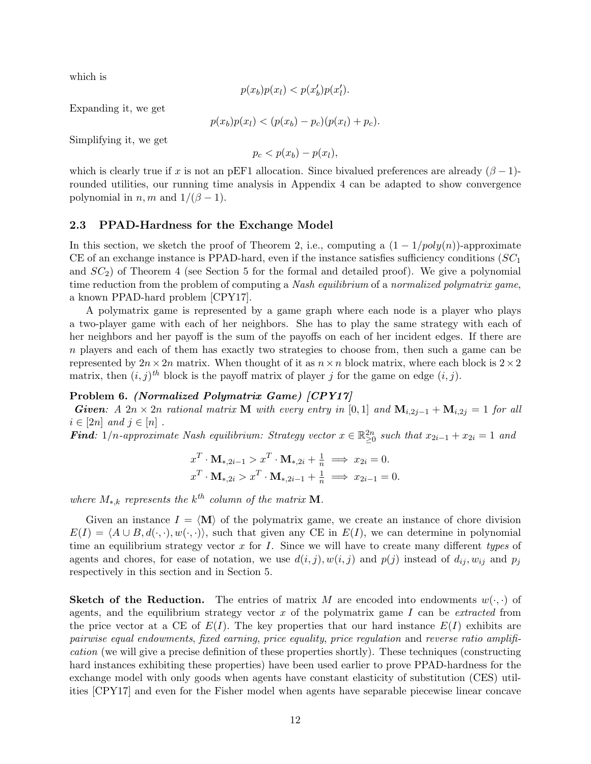which is

$$p(x_b)p(x_l) < p(x'_b)p(x'_l).$$

Expanding it, we get

$$p(x_b)p(x_l) < (p(x_b) - p_c)(p(x_l) + p_c).$$

Simplifying it, we get

$$p_c < p(x_b) - p(x_l),$$

which is clearly true if $x$ is not an pEF1 allocation. Since bivalued preferences are already $(\beta - 1)$-rounded utilities, our running time analysis in Appendix 4 can be adapted to show convergence polynomial in $n, m$ and $1/(\beta - 1)$.

### 2.3 PPAD-Hardness for the Exchange Model

In this section, we sketch the proof of Theorem 2, i.e., computing a $(1 - 1/poly(n))$-approximate CE of an exchange instance is PPAD-hard, even if the instance satisfies sufficiency conditions ($SC_1$ and $SC_2$) of Theorem 4 (see Section 5 for the formal and detailed proof). We give a polynomial time reduction from the problem of computing a *Nash equilibrium* of a *normalized polymatrix game*, a known PPAD-hard problem [CPY17].

A polymatrix game is represented by a game graph where each node is a player who plays a two-player game with each of her neighbors. She has to play the same strategy with each of her neighbors and her payoff is the sum of the payoffs on each of her incident edges. If there are $n$ players and each of them has exactly two strategies to choose from, then such a game can be represented by $2n \times 2n$ matrix. When thought of it as $n \times n$ block matrix, where each block is $2 \times 2$ matrix, then $(i, j)^{th}$ block is the payoff matrix of player $j$ for the game on edge $(i, j)$.

**Problem 6.** ***(Normalized Polymatrix Game) [CPY17]***
***Given****: A $2n \times 2n$ rational matrix $\mathbf{M}$ with every entry in $[0, 1]$ and $\mathbf{M}_{i,2j-1} + \mathbf{M}_{i,2j} = 1$ for all $i \in [2n]$ and $j \in [n]$ .*
***Find****: $1/n$-approximate Nash equilibrium: Strategy vector $x \in \mathbb{R}^{2n}_{\geq 0}$ such that $x_{2i-1} + x_{2i} = 1$ and*

$$x^T \cdot \mathbf{M}_{*,2i-1} > x^T \cdot \mathbf{M}_{*,2i} + \tfrac{1}{n} \implies x_{2i} = 0.$$
$$x^T \cdot \mathbf{M}_{*,2i} > x^T \cdot \mathbf{M}_{*,2i-1} + \tfrac{1}{n} \implies x_{2i-1} = 0.$$

*where $M_{*,k}$ represents the $k^{th}$ column of the matrix $\mathbf{M}$.*

Given an instance $I = \langle \mathbf{M} \rangle$ of the polymatrix game, we create an instance of chore division $E(I) = \langle A \cup B, d(\cdot, \cdot), w(\cdot, \cdot) \rangle$, such that given any CE in $E(I)$, we can determine in polynomial time an equilibrium strategy vector $x$ for $I$. Since we will have to create many different *types* of agents and chores, for ease of notation, we use $d(i, j), w(i, j)$ and $p(j)$ instead of $d_{ij}, w_{ij}$ and $p_j$ respectively in this section and in Section 5.

**Sketch of the Reduction.** The entries of matrix $M$ are encoded into endowments $w(\cdot, \cdot)$ of agents, and the equilibrium strategy vector $x$ of the polymatrix game $I$ can be *extracted* from the price vector at a CE of $E(I)$. The key properties that our hard instance $E(I)$ exhibits are *pairwise equal endowments*, *fixed earning*, *price equality*, *price regulation* and *reverse ratio amplification* (we will give a precise definition of these properties shortly). These techniques (constructing hard instances exhibiting these properties) have been used earlier to prove PPAD-hardness for the exchange model with only goods when agents have constant elasticity of substitution (CES) utilities [CPY17] and even for the Fisher model when agents have separable piecewise linear concave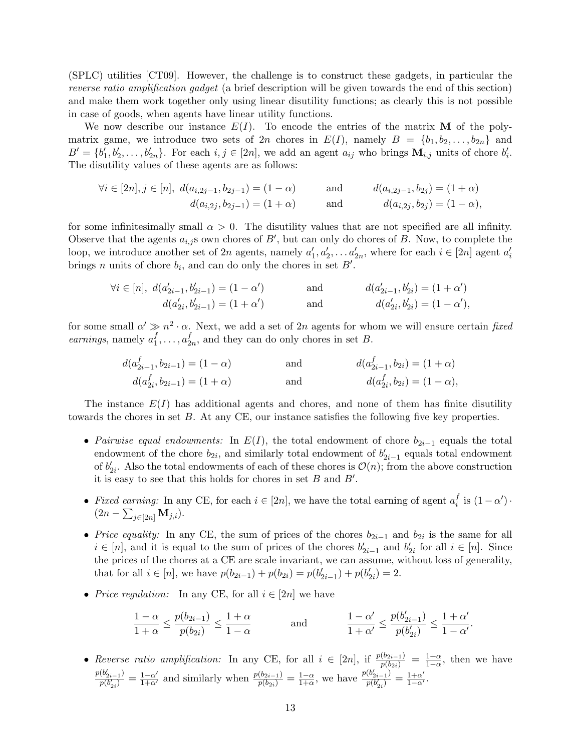(SPLC) utilities [CT09]. However, the challenge is to construct these gadgets, in particular the *reverse ratio amplification gadget* (a brief description will be given towards the end of this section) and make them work together only using linear disutility functions; as clearly this is not possible in case of goods, when agents have linear utility functions.

We now describe our instance $E(I)$. To encode the entries of the matrix $\mathbf{M}$ of the poly-matrix game, we introduce two sets of $2n$ chores in $E(I)$, namely $B = \{b_1, b_2, \ldots, b_{2n}\}$ and $B' = \{b'_1, b'_2, \ldots, b'_{2n}\}$. For each $i, j \in [2n]$, we add an agent $a_{ij}$ who brings $\mathbf{M}_{i,j}$ units of chore $b'_i$. The disutility values of these agents are as follows:

$$\forall i \in [2n], j \in [n],\ d(a_{i,2j-1}, b_{2j-1}) = (1-\alpha) \qquad \text{and} \qquad d(a_{i,2j-1}, b_{2j}) = (1+\alpha)$$
$$d(a_{i,2j}, b_{2j-1}) = (1+\alpha) \qquad \text{and} \qquad d(a_{i,2j}, b_{2j}) = (1-\alpha),$$

for some infinitesimally small $\alpha > 0$. The disutility values that are not specified are all infinity. Observe that the agents $a_{i,j}$s own chores of $B'$, but can only do chores of $B$. Now, to complete the loop, we introduce another set of $2n$ agents, namely $a'_1, a'_2, \ldots a'_{2n}$, where for each $i \in [2n]$ agent $a'_i$ brings $n$ units of chore $b_i$, and can do only the chores in set $B'$.

$$\forall i \in [n],\ d(a'_{2i-1}, b'_{2i-1}) = (1-\alpha') \qquad \text{and} \qquad d(a'_{2i-1}, b'_{2i}) = (1+\alpha')$$
$$d(a'_{2i}, b'_{2i-1}) = (1+\alpha') \qquad \text{and} \qquad d(a'_{2i}, b'_{2i}) = (1-\alpha'),$$

for some small $\alpha' \gg n^2 \cdot \alpha$. Next, we add a set of $2n$ agents for whom we will ensure certain *fixed earnings*, namely $a^f_1, \ldots, a^f_{2n}$, and they can do only chores in set $B$.

$$d(a^f_{2i-1}, b_{2i-1}) = (1-\alpha) \qquad \text{and} \qquad d(a^f_{2i-1}, b_{2i}) = (1+\alpha)$$
$$d(a^f_{2i}, b_{2i-1}) = (1+\alpha) \qquad \text{and} \qquad d(a^f_{2i}, b_{2i}) = (1-\alpha),$$

The instance $E(I)$ has additional agents and chores, and none of them has finite disutility towards the chores in set $B$. At any CE, our instance satisfies the following five key properties.

- *Pairwise equal endowments:* In $E(I)$, the total endowment of chore $b_{2i-1}$ equals the total endowment of the chore $b_{2i}$, and similarly total endowment of $b'_{2i-1}$ equals total endowment of $b'_{2i}$. Also the total endowments of each of these chores is $\mathcal{O}(n)$; from the above construction it is easy to see that this holds for chores in set $B$ and $B'$.
- *Fixed earning:* In any CE, for each $i \in [2n]$, we have the total earning of agent $a^f_i$ is $(1-\alpha') \cdot (2n - \sum_{j \in [2n]} \mathbf{M}_{j,i})$.
- *Price equality:* In any CE, the sum of prices of the chores $b_{2i-1}$ and $b_{2i}$ is the same for all $i \in [n]$, and it is equal to the sum of prices of the chores $b'_{2i-1}$ and $b'_{2i}$ for all $i \in [n]$. Since the prices of the chores at a CE are scale invariant, we can assume, without loss of generality, that for all $i \in [n]$, we have $p(b_{2i-1}) + p(b_{2i}) = p(b'_{2i-1}) + p(b'_{2i}) = 2$.
- *Price regulation:* In any CE, for all $i \in [2n]$ we have

$$\frac{1-\alpha}{1+\alpha} \leq \frac{p(b_{2i-1})}{p(b_{2i})} \leq \frac{1+\alpha}{1-\alpha} \qquad \text{and} \qquad \frac{1-\alpha'}{1+\alpha'} \leq \frac{p(b'_{2i-1})}{p(b'_{2i})} \leq \frac{1+\alpha'}{1-\alpha'}.$$

- *Reverse ratio amplification:* In any CE, for all $i \in [2n]$, if $\frac{p(b_{2i-1})}{p(b_{2i})} = \frac{1+\alpha}{1-\alpha}$, then we have $\frac{p(b'_{2i-1})}{p(b'_{2i})} = \frac{1-\alpha'}{1+\alpha'}$ and similarly when $\frac{p(b_{2i-1})}{p(b_{2i})} = \frac{1-\alpha}{1+\alpha}$, we have $\frac{p(b'_{2i-1})}{p(b'_{2i})} = \frac{1+\alpha'}{1-\alpha'}$.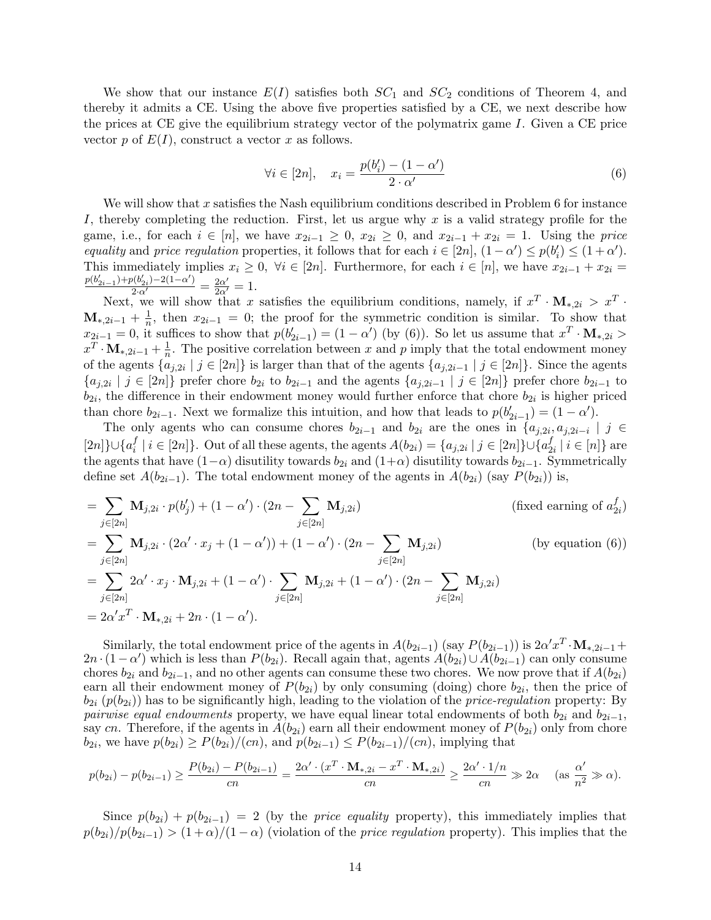We show that our instance $E(I)$ satisfies both $SC_1$ and $SC_2$ conditions of Theorem 4, and thereby it admits a CE. Using the above five properties satisfied by a CE, we next describe how the prices at CE give the equilibrium strategy vector of the polymatrix game $I$. Given a CE price vector $p$ of $E(I)$, construct a vector $x$ as follows.

$$\forall i \in [2n], \quad x_i = \frac{p(b'_i) - (1-\alpha')}{2 \cdot \alpha'} \tag{6}$$

We will show that $x$ satisfies the Nash equilibrium conditions described in Problem 6 for instance $I$, thereby completing the reduction. First, let us argue why $x$ is a valid strategy profile for the game, i.e., for each $i \in [n]$, we have $x_{2i-1} \geq 0$, $x_{2i} \geq 0$, and $x_{2i-1} + x_{2i} = 1$. Using the *price equality* and *price regulation* properties, it follows that for each $i \in [2n]$, $(1-\alpha') \leq p(b'_i) \leq (1+\alpha')$. This immediately implies $x_i \geq 0$, $\forall i \in [2n]$. Furthermore, for each $i \in [n]$, we have $x_{2i-1} + x_{2i} = \frac{p(b'_{2i-1}) + p(b'_{2i}) - 2(1-\alpha')}{2 \cdot \alpha'} = \frac{2\alpha'}{2\alpha'} = 1$.

Next, we will show that $x$ satisfies the equilibrium conditions, namely, if $x^T \cdot \mathbf{M}_{*,2i} > x^T \cdot \mathbf{M}_{*,2i-1} + \frac{1}{n}$, then $x_{2i-1} = 0$; the proof for the symmetric condition is similar. To show that $x_{2i-1} = 0$, it suffices to show that $p(b'_{2i-1}) = (1-\alpha')$ (by (6)). So let us assume that $x^T \cdot \mathbf{M}_{*,2i} > x^T \cdot \mathbf{M}_{*,2i-1} + \frac{1}{n}$. The positive correlation between $x$ and $p$ imply that the total endowment money of the agents $\{a_{j,2i} \mid j \in [2n]\}$ is larger than that of the agents $\{a_{j,2i-1} \mid j \in [2n]\}$. Since the agents $\{a_{j,2i} \mid j \in [2n]\}$ prefer chore $b_{2i}$ to $b_{2i-1}$ and the agents $\{a_{j,2i-1} \mid j \in [2n]\}$ prefer chore $b_{2i-1}$ to $b_{2i}$, the difference in their endowment money would further enforce that chore $b_{2i}$ is higher priced than chore $b_{2i-1}$. Next we formalize this intuition, and how that leads to $p(b'_{2i-1}) = (1-\alpha')$.

The only agents who can consume chores $b_{2i-1}$ and $b_{2i}$ are the ones in $\{a_{j,2i}, a_{j,2i-i} \mid j \in [2n]\} \cup \{a^f_i \mid i \in [2n]\}$. Out of all these agents, the agents $A(b_{2i}) = \{a_{j,2i} \mid j \in [2n]\} \cup \{a^f_{2i} \mid i \in [n]\}$ are the agents that have $(1-\alpha)$ disutility towards $b_{2i}$ and $(1+\alpha)$ disutility towards $b_{2i-1}$. Symmetrically define set $A(b_{2i-1})$. The total endowment money of the agents in $A(b_{2i})$ (say $P(b_{2i})$) is,

$$\begin{aligned}
&= \sum_{j \in [2n]} \mathbf{M}_{j,2i} \cdot p(b'_j) + (1-\alpha') \cdot (2n - \sum_{j \in [2n]} \mathbf{M}_{j,2i}) && \text{(fixed earning of } a^f_{2i}) \\
&= \sum_{j \in [2n]} \mathbf{M}_{j,2i} \cdot (2\alpha' \cdot x_j + (1-\alpha')) + (1-\alpha') \cdot (2n - \sum_{j \in [2n]} \mathbf{M}_{j,2i}) && \text{(by equation (6))} \\
&= \sum_{j \in [2n]} 2\alpha' \cdot x_j \cdot \mathbf{M}_{j,2i} + (1-\alpha') \cdot \sum_{j \in [2n]} \mathbf{M}_{j,2i} + (1-\alpha') \cdot (2n - \sum_{j \in [2n]} \mathbf{M}_{j,2i}) \\
&= 2\alpha' x^T \cdot \mathbf{M}_{*,2i} + 2n \cdot (1-\alpha').
\end{aligned}$$

Similarly, the total endowment price of the agents in $A(b_{2i-1})$ (say $P(b_{2i-1})$) is $2\alpha' x^T \cdot \mathbf{M}_{*,2i-1} + 2n \cdot (1-\alpha')$ which is less than $P(b_{2i})$. Recall again that, agents $A(b_{2i}) \cup A(b_{2i-1})$ can only consume chores $b_{2i}$ and $b_{2i-1}$, and no other agents can consume these two chores. We now prove that if $A(b_{2i})$ earn all their endowment money of $P(b_{2i})$ by only consuming (doing) chore $b_{2i}$, then the price of $b_{2i}$ ($p(b_{2i})$) has to be significantly high, leading to the violation of the *price-regulation* property: By *pairwise equal endowments* property, we have equal linear total endowments of both $b_{2i}$ and $b_{2i-1}$, say $cn$. Therefore, if the agents in $A(b_{2i})$ earn all their endowment money of $P(b_{2i})$ only from chore $b_{2i}$, we have $p(b_{2i}) \geq P(b_{2i})/(cn)$, and $p(b_{2i-1}) \leq P(b_{2i-1})/(cn)$, implying that

$$p(b_{2i}) - p(b_{2i-1}) \geq \frac{P(b_{2i}) - P(b_{2i-1})}{cn} = \frac{2\alpha' \cdot (x^T \cdot \mathbf{M}_{*,2i} - x^T \cdot \mathbf{M}_{*,2i})}{cn} \geq \frac{2\alpha' \cdot 1/n}{cn} \gg 2\alpha \quad (\text{as } \frac{\alpha'}{n^2} \gg \alpha).$$

Since $p(b_{2i}) + p(b_{2i-1}) = 2$ (by the *price equality* property), this immediately implies that $p(b_{2i})/p(b_{2i-1}) > (1+\alpha)/(1-\alpha)$ (violation of the *price regulation* property). This implies that the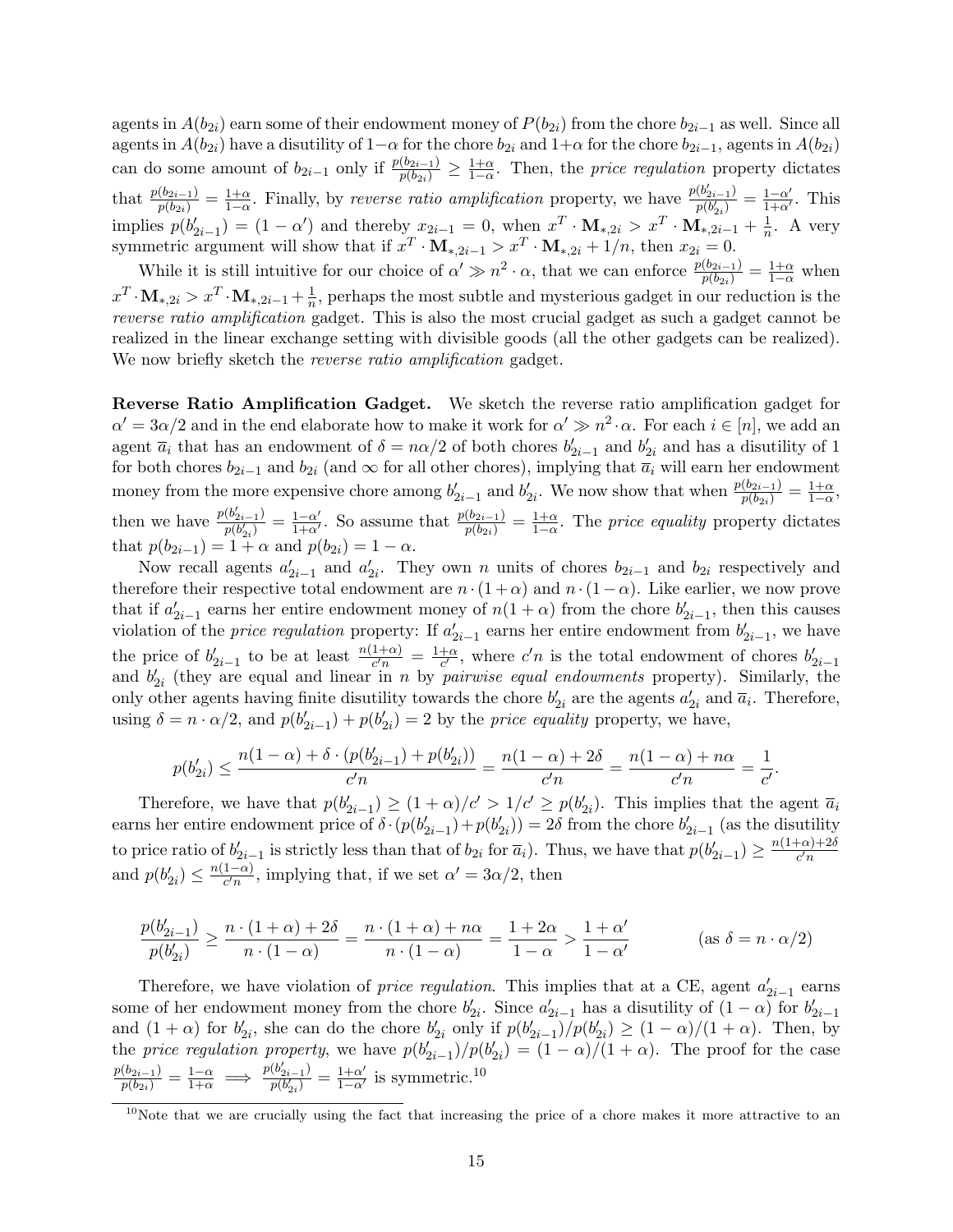agents in $A(b_{2i})$ earn some of their endowment money of $P(b_{2i})$ from the chore $b_{2i-1}$ as well. Since all agents in $A(b_{2i})$ have a disutility of $1-\alpha$ for the chore $b_{2i}$ and $1+\alpha$ for the chore $b_{2i-1}$, agents in $A(b_{2i})$ can do some amount of $b_{2i-1}$ only if $\frac{p(b_{2i-1})}{p(b_{2i})} \geq \frac{1+\alpha}{1-\alpha}$. Then, the *price regulation* property dictates that $\frac{p(b_{2i-1})}{p(b_{2i})} = \frac{1+\alpha}{1-\alpha}$. Finally, by *reverse ratio amplification* property, we have $\frac{p(b'_{2i-1})}{p(b'_{2i})} = \frac{1-\alpha'}{1+\alpha'}$. This implies $p(b'_{2i-1}) = (1-\alpha')$ and thereby $x_{2i-1} = 0$, when $x^T \cdot \mathbf{M}_{*,2i} > x^T \cdot \mathbf{M}_{*,2i-1} + \frac{1}{n}$. A very symmetric argument will show that if $x^T \cdot \mathbf{M}_{*,2i-1} > x^T \cdot \mathbf{M}_{*,2i} + 1/n$, then $x_{2i} = 0$.

While it is still intuitive for our choice of $\alpha' \gg n^2 \cdot \alpha$, that we can enforce $\frac{p(b_{2i-1})}{p(b_{2i})} = \frac{1+\alpha}{1-\alpha}$ when $x^T \cdot \mathbf{M}_{*,2i} > x^T \cdot \mathbf{M}_{*,2i-1} + \frac{1}{n}$, perhaps the most subtle and mysterious gadget in our reduction is the *reverse ratio amplification* gadget. This is also the most crucial gadget as such a gadget cannot be realized in the linear exchange setting with divisible goods (all the other gadgets can be realized). We now briefly sketch the *reverse ratio amplification* gadget.

**Reverse Ratio Amplification Gadget.** We sketch the reverse ratio amplification gadget for $\alpha' = 3\alpha/2$ and in the end elaborate how to make it work for $\alpha' \gg n^2 \cdot \alpha$. For each $i \in [n]$, we add an agent $\overline{a}_i$ that has an endowment of $\delta = n\alpha/2$ of both chores $b'_{2i-1}$ and $b'_{2i}$ and has a disutility of 1 for both chores $b_{2i-1}$ and $b_{2i}$ (and $\infty$ for all other chores), implying that $\overline{a}_i$ will earn her endowment money from the more expensive chore among $b'_{2i-1}$ and $b'_{2i}$. We now show that when $\frac{p(b_{2i-1})}{p(b_{2i})} = \frac{1+\alpha}{1-\alpha}$, then we have $\frac{p(b'_{2i-1})}{p(b'_{2i})} = \frac{1-\alpha'}{1+\alpha'}$. So assume that $\frac{p(b_{2i-1})}{p(b_{2i})} = \frac{1+\alpha}{1-\alpha}$. The *price equality* property dictates that $p(b_{2i-1}) = 1+\alpha$ and $p(b_{2i}) = 1-\alpha$.

Now recall agents $a'_{2i-1}$ and $a'_{2i}$. They own $n$ units of chores $b_{2i-1}$ and $b_{2i}$ respectively and therefore their respective total endowment are $n \cdot (1+\alpha)$ and $n \cdot (1-\alpha)$. Like earlier, we now prove that if $a'_{2i-1}$ earns her entire endowment money of $n(1+\alpha)$ from the chore $b'_{2i-1}$, then this causes violation of the *price regulation* property: If $a'_{2i-1}$ earns her entire endowment from $b'_{2i-1}$, we have the price of $b'_{2i-1}$ to be at least $\frac{n(1+\alpha)}{c'n} = \frac{1+\alpha}{c'}$, where $c'n$ is the total endowment of chores $b'_{2i-1}$ and $b'_{2i}$ (they are equal and linear in $n$ by *pairwise equal endowments* property). Similarly, the only other agents having finite disutility towards the chore $b'_{2i}$ are the agents $a'_{2i}$ and $\overline{a}_i$. Therefore, using $\delta = n \cdot \alpha/2$, and $p(b'_{2i-1}) + p(b'_{2i}) = 2$ by the *price equality* property, we have,

$$p(b'_{2i}) \leq \frac{n(1-\alpha) + \delta \cdot (p(b'_{2i-1}) + p(b'_{2i}))}{c'n} = \frac{n(1-\alpha) + 2\delta}{c'n} = \frac{n(1-\alpha) + n\alpha}{c'n} = \frac{1}{c'}.$$

Therefore, we have that $p(b'_{2i-1}) \geq (1+\alpha)/c' > 1/c' \geq p(b'_{2i})$. This implies that the agent $\overline{a}_i$ earns her entire endowment price of $\delta \cdot (p(b'_{2i-1}) + p(b'_{2i})) = 2\delta$ from the chore $b'_{2i-1}$ (as the disutility to price ratio of $b'_{2i-1}$ is strictly less than that of $b_{2i}$ for $\overline{a}_i$). Thus, we have that $p(b'_{2i-1}) \geq \frac{n(1+\alpha)+2\delta}{c'n}$ and $p(b'_{2i}) \leq \frac{n(1-\alpha)}{c'n}$, implying that, if we set $\alpha' = 3\alpha/2$, then

$$\frac{p(b'_{2i-1})}{p(b'_{2i})} \geq \frac{n \cdot (1+\alpha) + 2\delta}{n \cdot (1-\alpha)} = \frac{n \cdot (1+\alpha) + n\alpha}{n \cdot (1-\alpha)} = \frac{1+2\alpha}{1-\alpha} > \frac{1+\alpha'}{1-\alpha'} \qquad (\text{as } \delta = n \cdot \alpha/2)$$

Therefore, we have violation of *price regulation*. This implies that at a CE, agent $a'_{2i-1}$ earns some of her endowment money from the chore $b'_{2i}$. Since $a'_{2i-1}$ has a disutility of $(1-\alpha)$ for $b'_{2i-1}$ and $(1+\alpha)$ for $b'_{2i}$, she can do the chore $b'_{2i}$ only if $p(b'_{2i-1})/p(b'_{2i}) \geq (1-\alpha)/(1+\alpha)$. Then, by the *price regulation property*, we have $p(b'_{2i-1})/p(b'_{2i}) = (1-\alpha)/(1+\alpha)$. The proof for the case $\frac{p(b_{2i-1})}{p(b_{2i})} = \frac{1-\alpha}{1+\alpha} \implies \frac{p(b'_{2i-1})}{p(b'_{2i})} = \frac{1+\alpha'}{1-\alpha'}$ is symmetric.[10]

[10]Note that we are crucially using the fact that increasing the price of a chore makes it more attractive to an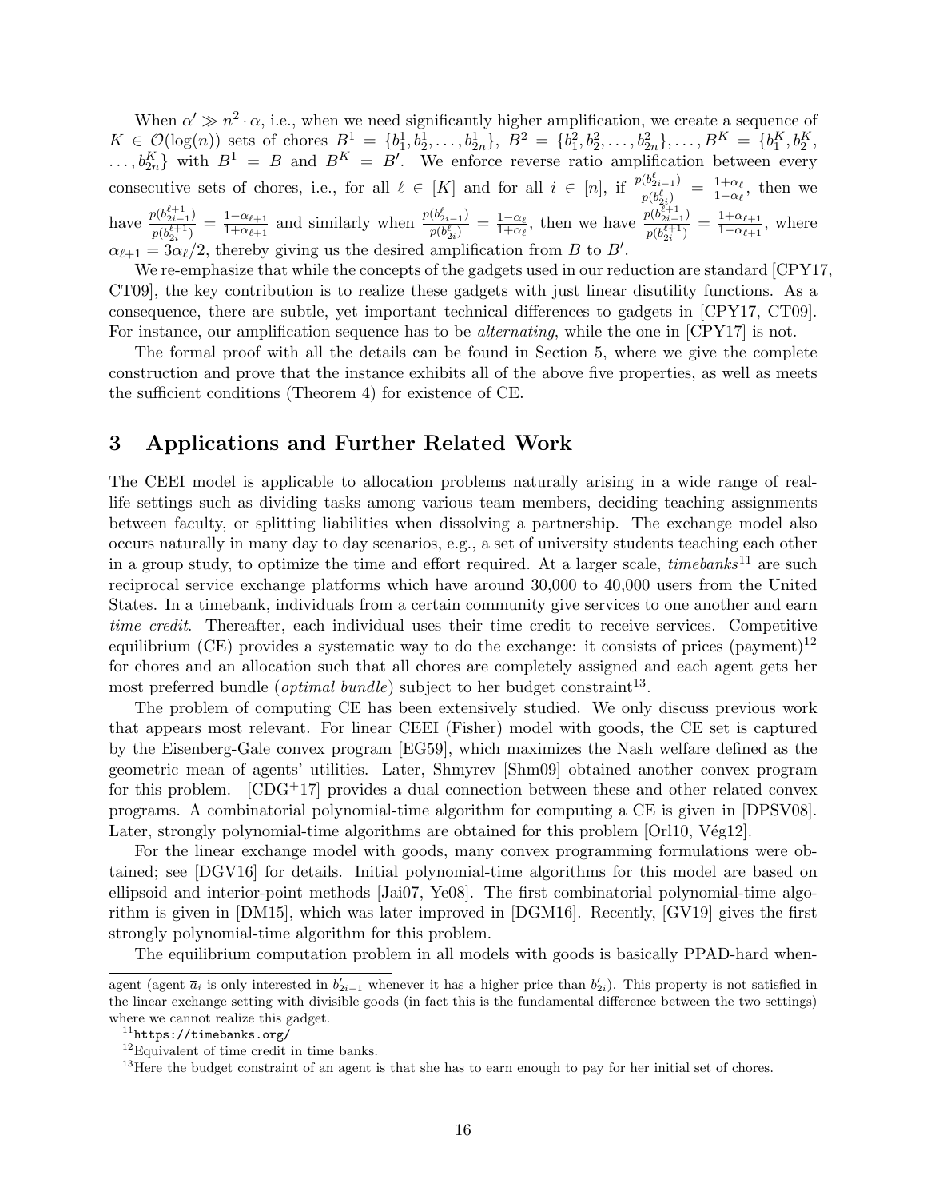When $\alpha' \gg n^2 \cdot \alpha$, i.e., when we need significantly higher amplification, we create a sequence of $K \in \mathcal{O}(\log(n))$ sets of chores $B^1 = \{b_1^1, b_2^1, \dots, b_{2n}^1\}$, $B^2 = \{b_1^2, b_2^2, \dots, b_{2n}^2\}, \dots, B^K = \{b_1^K, b_2^K, \dots, b_{2n}^K\}$ with $B^1 = B$ and $B^K = B'$. We enforce reverse ratio amplification between every consecutive sets of chores, i.e., for all $\ell \in [K]$ and for all $i \in [n]$, if $\frac{p(b_{2i-1}^\ell)}{p(b_{2i}^\ell)} = \frac{1+\alpha_\ell}{1-\alpha_\ell}$, then we have $\frac{p(b_{2i-1}^{\ell+1})}{p(b_{2i}^{\ell+1})} = \frac{1-\alpha_{\ell+1}}{1+\alpha_{\ell+1}}$ and similarly when $\frac{p(b_{2i-1}^\ell)}{p(b_{2i}^\ell)} = \frac{1-\alpha_\ell}{1+\alpha_\ell}$, then we have $\frac{p(b_{2i-1}^{\ell+1})}{p(b_{2i}^{\ell+1})} = \frac{1+\alpha_{\ell+1}}{1-\alpha_{\ell+1}}$, where $\alpha_{\ell+1} = 3\alpha_\ell/2$, thereby giving us the desired amplification from $B$ to $B'$.

We re-emphasize that while the concepts of the gadgets used in our reduction are standard [CPY17, CT09], the key contribution is to realize these gadgets with just linear disutility functions. As a consequence, there are subtle, yet important technical differences to gadgets in [CPY17, CT09]. For instance, our amplification sequence has to be *alternating*, while the one in [CPY17] is not.

The formal proof with all the details can be found in Section 5, where we give the complete construction and prove that the instance exhibits all of the above five properties, as well as meets the sufficient conditions (Theorem 4) for existence of CE.

# 3 Applications and Further Related Work

The CEEI model is applicable to allocation problems naturally arising in a wide range of real-life settings such as dividing tasks among various team members, deciding teaching assignments between faculty, or splitting liabilities when dissolving a partnership. The exchange model also occurs naturally in many day to day scenarios, e.g., a set of university students teaching each other in a group study, to optimize the time and effort required. At a larger scale, *timebanks*[11] are such reciprocal service exchange platforms which have around 30,000 to 40,000 users from the United States. In a timebank, individuals from a certain community give services to one another and earn *time credit*. Thereafter, each individual uses their time credit to receive services. Competitive equilibrium (CE) provides a systematic way to do the exchange: it consists of prices (payment)[12] for chores and an allocation such that all chores are completely assigned and each agent gets her most preferred bundle (*optimal bundle*) subject to her budget constraint[13].

The problem of computing CE has been extensively studied. We only discuss previous work that appears most relevant. For linear CEEI (Fisher) model with goods, the CE set is captured by the Eisenberg-Gale convex program [EG59], which maximizes the Nash welfare defined as the geometric mean of agents' utilities. Later, Shmyrev [Shm09] obtained another convex program for this problem. [CDG+17] provides a dual connection between these and other related convex programs. A combinatorial polynomial-time algorithm for computing a CE is given in [DPSV08]. Later, strongly polynomial-time algorithms are obtained for this problem [Orl10, Vég12].

For the linear exchange model with goods, many convex programming formulations were obtained; see [DGV16] for details. Initial polynomial-time algorithms for this model are based on ellipsoid and interior-point methods [Jai07, Ye08]. The first combinatorial polynomial-time algorithm is given in [DM15], which was later improved in [DGM16]. Recently, [GV19] gives the first strongly polynomial-time algorithm for this problem.

The equilibrium computation problem in all models with goods is basically PPAD-hard when-

---

agent (agent $\overline{a}_i$ is only interested in $b'_{2i-1}$ whenever it has a higher price than $b'_{2i}$). This property is not satisfied in the linear exchange setting with divisible goods (in fact this is the fundamental difference between the two settings) where we cannot realize this gadget.

[11] `https://timebanks.org/`

[12] Equivalent of time credit in time banks.

[13] Here the budget constraint of an agent is that she has to earn enough to pay for her initial set of chores.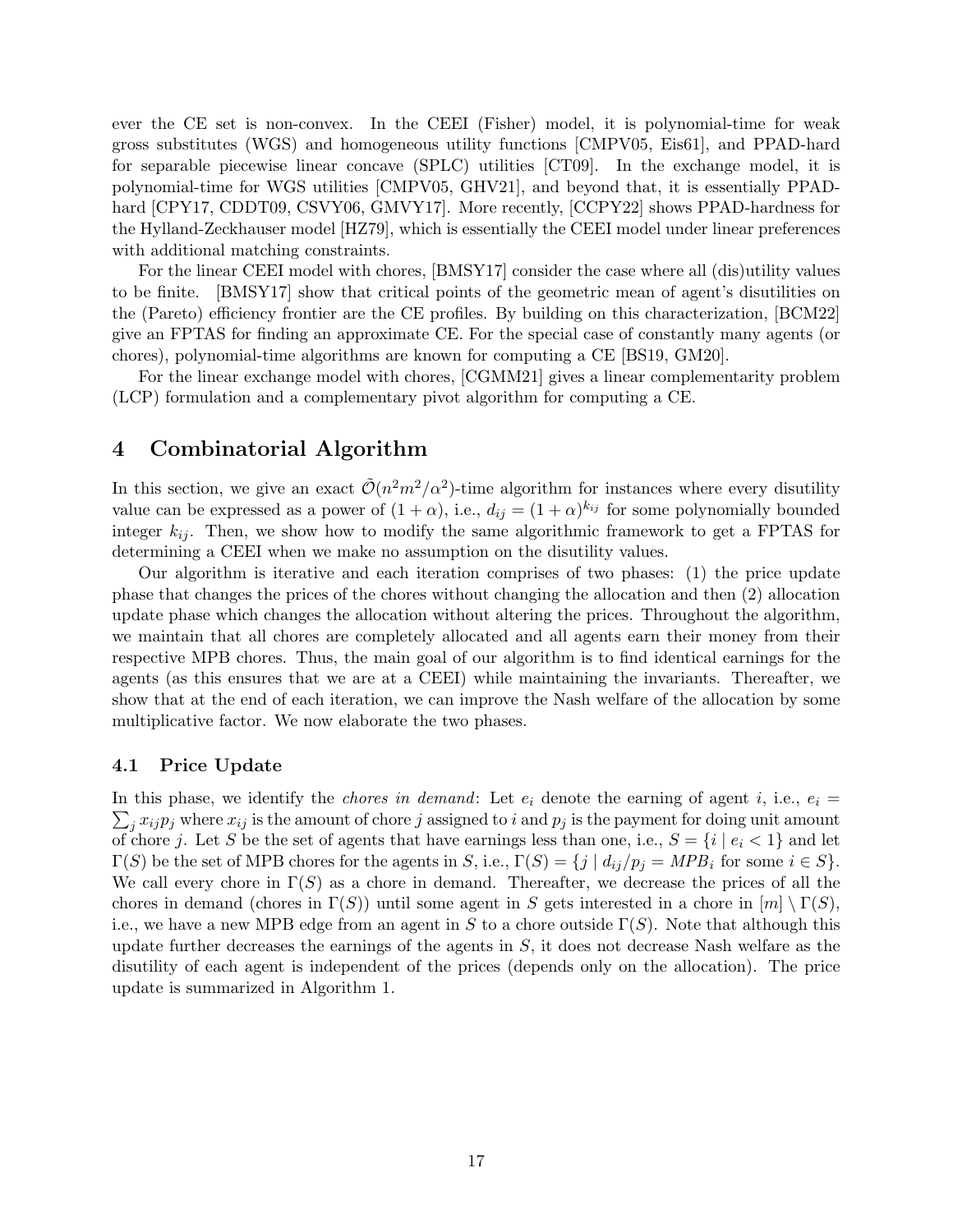ever the CE set is non-convex. In the CEEI (Fisher) model, it is polynomial-time for weak gross substitutes (WGS) and homogeneous utility functions [CMPV05, Eis61], and PPAD-hard for separable piecewise linear concave (SPLC) utilities [CT09]. In the exchange model, it is polynomial-time for WGS utilities [CMPV05, GHV21], and beyond that, it is essentially PPAD-hard [CPY17, CDDT09, CSVY06, GMVY17]. More recently, [CCPY22] shows PPAD-hardness for the Hylland-Zeckhauser model [HZ79], which is essentially the CEEI model under linear preferences with additional matching constraints.

For the linear CEEI model with chores, [BMSY17] consider the case where all (dis)utility values to be finite. [BMSY17] show that critical points of the geometric mean of agent's disutilities on the (Pareto) efficiency frontier are the CE profiles. By building on this characterization, [BCM22] give an FPTAS for finding an approximate CE. For the special case of constantly many agents (or chores), polynomial-time algorithms are known for computing a CE [BS19, GM20].

For the linear exchange model with chores, [CGMM21] gives a linear complementarity problem (LCP) formulation and a complementary pivot algorithm for computing a CE.

# 4 Combinatorial Algorithm

In this section, we give an exact $\tilde{\mathcal{O}}(n^2m^2/\alpha^2)$-time algorithm for instances where every disutility value can be expressed as a power of $(1+\alpha)$, i.e., $d_{ij} = (1+\alpha)^{k_{ij}}$ for some polynomially bounded integer $k_{ij}$. Then, we show how to modify the same algorithmic framework to get a FPTAS for determining a CEEI when we make no assumption on the disutility values.

Our algorithm is iterative and each iteration comprises of two phases: (1) the price update phase that changes the prices of the chores without changing the allocation and then (2) allocation update phase which changes the allocation without altering the prices. Throughout the algorithm, we maintain that all chores are completely allocated and all agents earn their money from their respective MPB chores. Thus, the main goal of our algorithm is to find identical earnings for the agents (as this ensures that we are at a CEEI) while maintaining the invariants. Thereafter, we show that at the end of each iteration, we can improve the Nash welfare of the allocation by some multiplicative factor. We now elaborate the two phases.

## 4.1 Price Update

In this phase, we identify the *chores in demand*: Let $e_i$ denote the earning of agent $i$, i.e., $e_i = \sum_j x_{ij}p_j$ where $x_{ij}$ is the amount of chore $j$ assigned to $i$ and $p_j$ is the payment for doing unit amount of chore $j$. Let $S$ be the set of agents that have earnings less than one, i.e., $S = \{i \mid e_i < 1\}$ and let $\Gamma(S)$ be the set of MPB chores for the agents in $S$, i.e., $\Gamma(S) = \{j \mid d_{ij}/p_j = MPB_i \text{ for some } i \in S\}$. We call every chore in $\Gamma(S)$ as a chore in demand. Thereafter, we decrease the prices of all the chores in demand (chores in $\Gamma(S)$) until some agent in $S$ gets interested in a chore in $[m] \setminus \Gamma(S)$, i.e., we have a new MPB edge from an agent in $S$ to a chore outside $\Gamma(S)$. Note that although this update further decreases the earnings of the agents in $S$, it does not decrease Nash welfare as the disutility of each agent is independent of the prices (depends only on the allocation). The price update is summarized in Algorithm 1.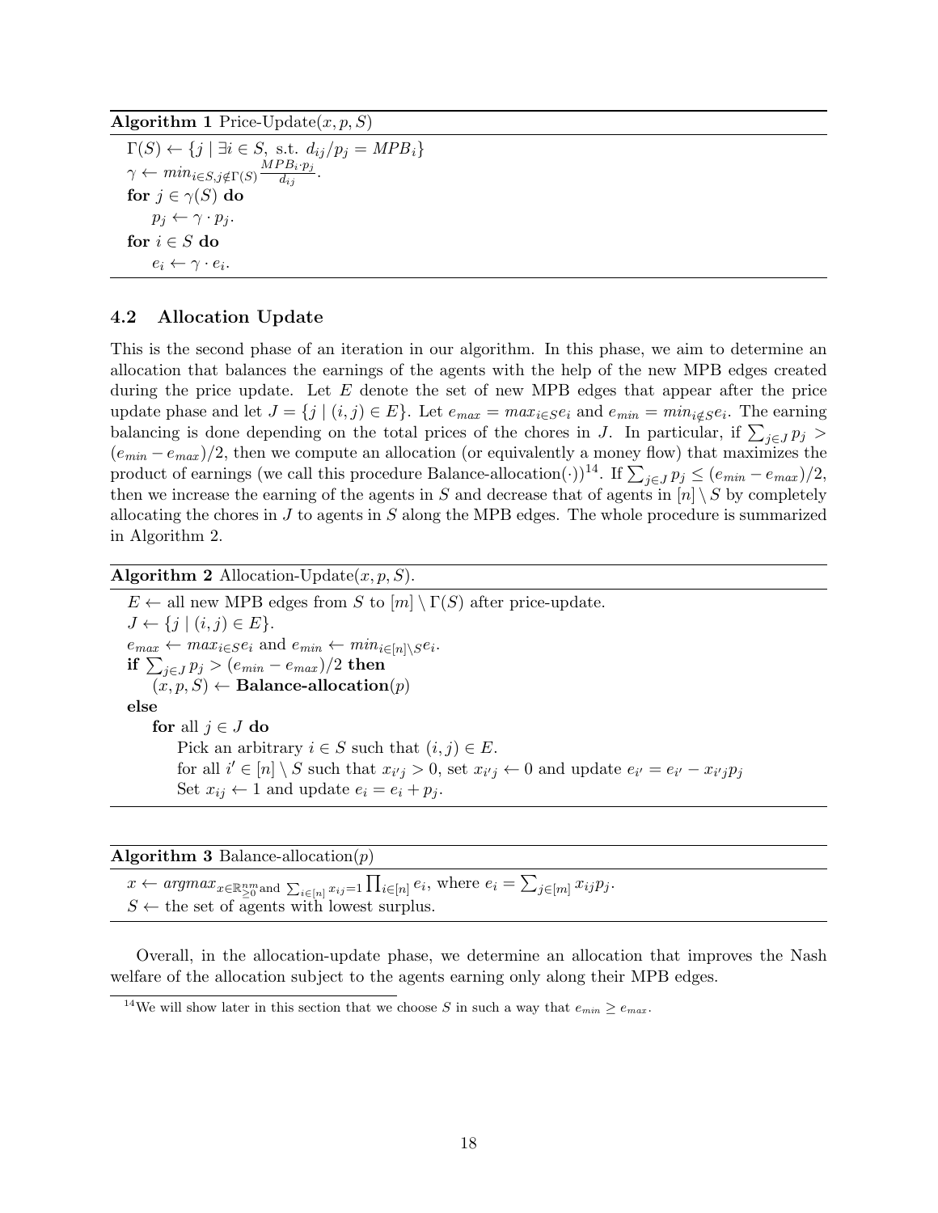**Algorithm 1** Price-Update$(x, p, S)$

```
Γ(S) ← {j | ∃i ∈ S, s.t. d_ij/p_j = MPB_i}
γ ← min_{i∈S, j∉Γ(S)} (MPB_i · p_j)/d_ij.
for j ∈ γ(S) do
    p_j ← γ · p_j.
for i ∈ S do
    e_i ← γ · e_i.
```

### 4.2 Allocation Update

This is the second phase of an iteration in our algorithm. In this phase, we aim to determine an allocation that balances the earnings of the agents with the help of the new MPB edges created during the price update. Let $E$ denote the set of new MPB edges that appear after the price update phase and let $J = \{j \mid (i, j) \in E\}$. Let $e_{max} = max_{i \in S} e_i$ and $e_{min} = min_{i \notin S} e_i$. The earning balancing is done depending on the total prices of the chores in $J$. In particular, if $\sum_{j \in J} p_j > (e_{min} - e_{max})/2$, then we compute an allocation (or equivalently a money flow) that maximizes the product of earnings (we call this procedure Balance-allocation$(\cdot)$)[14]. If $\sum_{j \in J} p_j \leq (e_{min} - e_{max})/2$, then we increase the earning of the agents in $S$ and decrease that of agents in $[n] \setminus S$ by completely allocating the chores in $J$ to agents in $S$ along the MPB edges. The whole procedure is summarized in Algorithm 2.

**Algorithm 2** Allocation-Update$(x, p, S)$.

```
E ← all new MPB edges from S to [m] \ Γ(S) after price-update.
J ← {j | (i, j) ∈ E}.
e_max ← max_{i∈S} e_i and e_min ← min_{i∈[n]\S} e_i.
if Σ_{j∈J} p_j > (e_min − e_max)/2 then
    (x, p, S) ← Balance-allocation(p)
else
    for all j ∈ J do
        Pick an arbitrary i ∈ S such that (i, j) ∈ E.
        for all i' ∈ [n] \ S such that x_{i'j} > 0, set x_{i'j} ← 0 and update e_{i'} = e_{i'} − x_{i'j} p_j
        Set x_ij ← 1 and update e_i = e_i + p_j.
```

**Algorithm 3** Balance-allocation$(p)$

```
x ← argmax_{x ∈ R^{nm}_{≥0} and Σ_{i∈[n]} x_ij = 1} Π_{i∈[n]} e_i, where e_i = Σ_{j∈[m]} x_ij p_j.
S ← the set of agents with lowest surplus.
```

Overall, in the allocation-update phase, we determine an allocation that improves the Nash welfare of the allocation subject to the agents earning only along their MPB edges.

[14] We will show later in this section that we choose $S$ in such a way that $e_{min} \geq e_{max}$.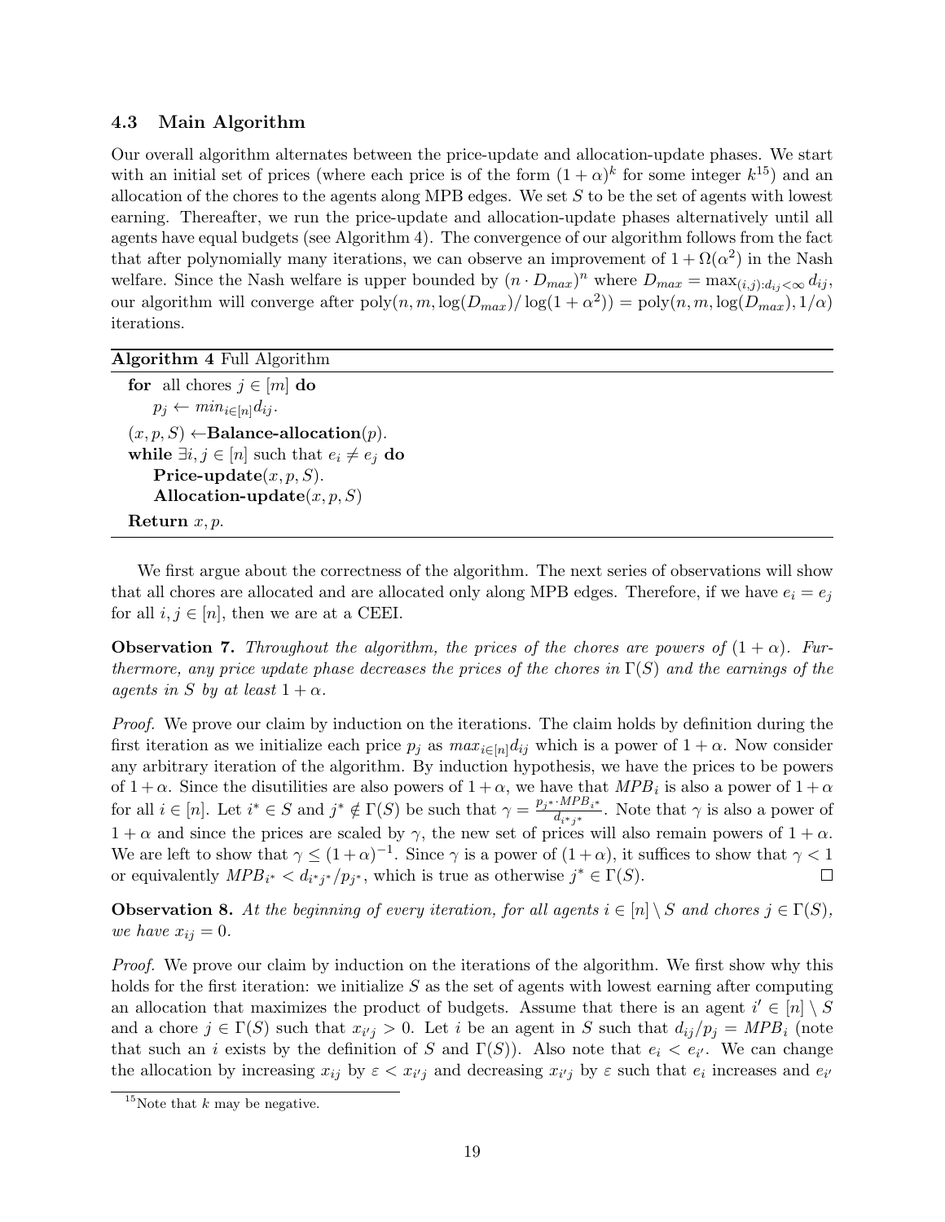### 4.3 Main Algorithm

Our overall algorithm alternates between the price-update and allocation-update phases. We start with an initial set of prices (where each price is of the form $(1+\alpha)^k$ for some integer $k$[15]) and an allocation of the chores to the agents along MPB edges. We set $S$ to be the set of agents with lowest earning. Thereafter, we run the price-update and allocation-update phases alternatively until all agents have equal budgets (see Algorithm 4). The convergence of our algorithm follows from the fact that after polynomially many iterations, we can observe an improvement of $1+\Omega(\alpha^2)$ in the Nash welfare. Since the Nash welfare is upper bounded by $(n \cdot D_{max})^n$ where $D_{max} = \max_{(i,j):d_{ij}<\infty} d_{ij}$, our algorithm will converge after $\text{poly}(n, m, \log(D_{max})/\log(1+\alpha^2)) = \text{poly}(n, m, \log(D_{max}), 1/\alpha)$ iterations.

---

**Algorithm 4** Full Algorithm

---

**for** all chores $j \in [m]$ **do**
  $p_j \leftarrow min_{i\in[n]} d_{ij}$.
$(x, p, S) \leftarrow$**Balance-allocation**$(p)$.
**while** $\exists i, j \in [n]$ such that $e_i \neq e_j$ **do**
  **Price-update**$(x, p, S)$.
  **Allocation-update**$(x, p, S)$
**Return** $x, p$.

---

We first argue about the correctness of the algorithm. The next series of observations will show that all chores are allocated and are allocated only along MPB edges. Therefore, if we have $e_i = e_j$ for all $i, j \in [n]$, then we are at a CEEI.

**Observation 7.** *Throughout the algorithm, the prices of the chores are powers of $(1+\alpha)$. Furthermore, any price update phase decreases the prices of the chores in $\Gamma(S)$ and the earnings of the agents in $S$ by at least $1+\alpha$.*

*Proof.* We prove our claim by induction on the iterations. The claim holds by definition during the first iteration as we initialize each price $p_j$ as $max_{i\in[n]} d_{ij}$ which is a power of $1+\alpha$. Now consider any arbitrary iteration of the algorithm. By induction hypothesis, we have the prices to be powers of $1+\alpha$. Since the disutilities are also powers of $1+\alpha$, we have that $MPB_i$ is also a power of $1+\alpha$ for all $i \in [n]$. Let $i^* \in S$ and $j^* \notin \Gamma(S)$ be such that $\gamma = \frac{p_{j^*} \cdot MPB_{i^*}}{d_{i^*j^*}}$. Note that $\gamma$ is also a power of $1+\alpha$ and since the prices are scaled by $\gamma$, the new set of prices will also remain powers of $1+\alpha$. We are left to show that $\gamma \leq (1+\alpha)^{-1}$. Since $\gamma$ is a power of $(1+\alpha)$, it suffices to show that $\gamma < 1$ or equivalently $MPB_{i^*} < d_{i^*j^*}/p_{j^*}$, which is true as otherwise $j^* \in \Gamma(S)$. $\square$

**Observation 8.** *At the beginning of every iteration, for all agents $i \in [n] \setminus S$ and chores $j \in \Gamma(S)$, we have $x_{ij} = 0$.*

*Proof.* We prove our claim by induction on the iterations of the algorithm. We first show why this holds for the first iteration: we initialize $S$ as the set of agents with lowest earning after computing an allocation that maximizes the product of budgets. Assume that there is an agent $i' \in [n] \setminus S$ and a chore $j \in \Gamma(S)$ such that $x_{i'j} > 0$. Let $i$ be an agent in $S$ such that $d_{ij}/p_j = MPB_i$ (note that such an $i$ exists by the definition of $S$ and $\Gamma(S)$). Also note that $e_i < e_{i'}$. We can change the allocation by increasing $x_{ij}$ by $\varepsilon < x_{i'j}$ and decreasing $x_{i'j}$ by $\varepsilon$ such that $e_i$ increases and $e_{i'}$

[15] Note that $k$ may be negative.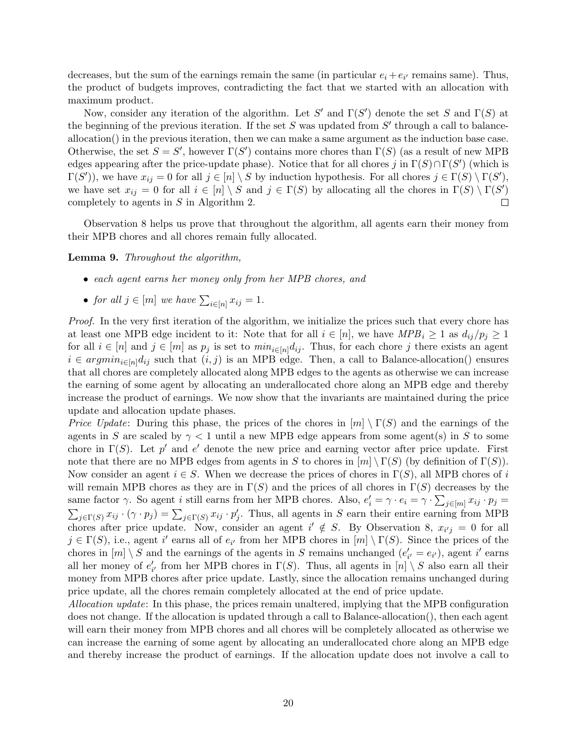decreases, but the sum of the earnings remain the same (in particular $e_i + e_{i'}$ remains same). Thus, the product of budgets improves, contradicting the fact that we started with an allocation with maximum product.

Now, consider any iteration of the algorithm. Let $S'$ and $\Gamma(S')$ denote the set $S$ and $\Gamma(S)$ at the beginning of the previous iteration. If the set $S$ was updated from $S'$ through a call to balance-allocation() in the previous iteration, then we can make a same argument as the induction base case. Otherwise, the set $S = S'$, however $\Gamma(S')$ contains more chores than $\Gamma(S)$ (as a result of new MPB edges appearing after the price-update phase). Notice that for all chores $j$ in $\Gamma(S) \cap \Gamma(S')$ (which is $\Gamma(S')$), we have $x_{ij} = 0$ for all $j \in [n] \setminus S$ by induction hypothesis. For all chores $j \in \Gamma(S) \setminus \Gamma(S')$, we have set $x_{ij} = 0$ for all $i \in [n] \setminus S$ and $j \in \Gamma(S)$ by allocating all the chores in $\Gamma(S) \setminus \Gamma(S')$ completely to agents in $S$ in Algorithm 2. $\square$

Observation 8 helps us prove that throughout the algorithm, all agents earn their money from their MPB chores and all chores remain fully allocated.

**Lemma 9.** *Throughout the algorithm,*

- *each agent earns her money only from her MPB chores, and*
- *for all $j \in [m]$ we have $\sum_{i \in [n]} x_{ij} = 1$.*

*Proof.* In the very first iteration of the algorithm, we initialize the prices such that every chore has at least one MPB edge incident to it: Note that for all $i \in [n]$, we have $MPB_i \geq 1$ as $d_{ij}/p_j \geq 1$ for all $i \in [n]$ and $j \in [m]$ as $p_j$ is set to $min_{i \in [n]} d_{ij}$. Thus, for each chore $j$ there exists an agent $i \in argmin_{i \in [n]} d_{ij}$ such that $(i, j)$ is an MPB edge. Then, a call to Balance-allocation() ensures that all chores are completely allocated along MPB edges to the agents as otherwise we can increase the earning of some agent by allocating an underallocated chore along an MPB edge and thereby increase the product of earnings. We now show that the invariants are maintained during the price update and allocation update phases.
*Price Update*: During this phase, the prices of the chores in $[m] \setminus \Gamma(S)$ and the earnings of the agents in $S$ are scaled by $\gamma < 1$ until a new MPB edge appears from some agent(s) in $S$ to some chore in $\Gamma(S)$. Let $p'$ and $e'$ denote the new price and earning vector after price update. First note that there are no MPB edges from agents in $S$ to chores in $[m] \setminus \Gamma(S)$ (by definition of $\Gamma(S)$). Now consider an agent $i \in S$. When we decrease the prices of chores in $\Gamma(S)$, all MPB chores of $i$ will remain MPB chores as they are in $\Gamma(S)$ and the prices of all chores in $\Gamma(S)$ decreases by the same factor $\gamma$. So agent $i$ still earns from her MPB chores. Also, $e'_i = \gamma \cdot e_i = \gamma \cdot \sum_{j \in [m]} x_{ij} \cdot p_j = \sum_{j \in \Gamma(S)} x_{ij} \cdot (\gamma \cdot p_j) = \sum_{j \in \Gamma(S)} x_{ij} \cdot p'_j$. Thus, all agents in $S$ earn their entire earning from MPB chores after price update. Now, consider an agent $i' \notin S$. By Observation 8, $x_{i'j} = 0$ for all $j \in \Gamma(S)$, i.e., agent $i'$ earns all of $e_{i'}$ from her MPB chores in $[m] \setminus \Gamma(S)$. Since the prices of the chores in $[m] \setminus S$ and the earnings of the agents in $S$ remains unchanged ($e'_{i'} = e_{i'}$), agent $i'$ earns all her money of $e'_{i'}$ from her MPB chores in $\Gamma(S)$. Thus, all agents in $[n] \setminus S$ also earn all their money from MPB chores after price update. Lastly, since the allocation remains unchanged during price update, all the chores remain completely allocated at the end of price update.
*Allocation update*: In this phase, the prices remain unaltered, implying that the MPB configuration does not change. If the allocation is updated through a call to Balance-allocation(), then each agent will earn their money from MPB chores and all chores will be completely allocated as otherwise we can increase the earning of some agent by allocating an underallocated chore along an MPB edge and thereby increase the product of earnings. If the allocation update does not involve a call to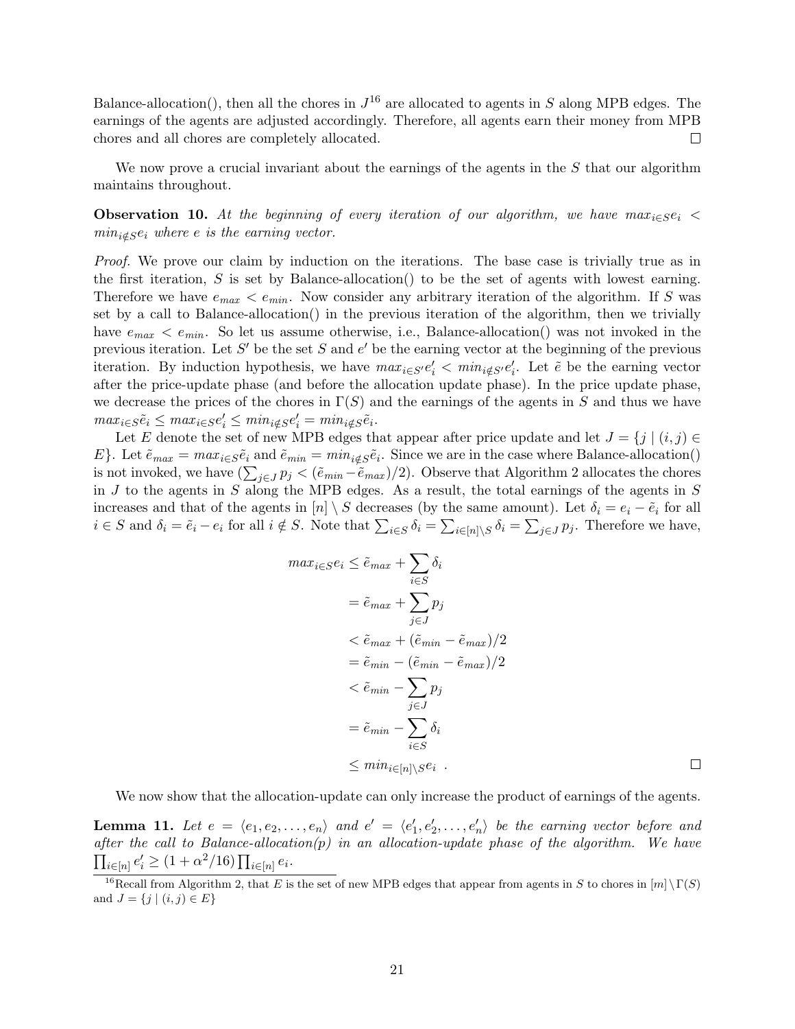Balance-allocation(), then all the chores in $J$[16] are allocated to agents in $S$ along MPB edges. The earnings of the agents are adjusted accordingly. Therefore, all agents earn their money from MPB chores and all chores are completely allocated. $\square$

We now prove a crucial invariant about the earnings of the agents in the $S$ that our algorithm maintains throughout.

**Observation 10.** *At the beginning of every iteration of our algorithm, we have $max_{i \in S} e_i < min_{i \notin S} e_i$ where $e$ is the earning vector.*

*Proof.* We prove our claim by induction on the iterations. The base case is trivially true as in the first iteration, $S$ is set by Balance-allocation() to be the set of agents with lowest earning. Therefore we have $e_{max} < e_{min}$. Now consider any arbitrary iteration of the algorithm. If $S$ was set by a call to Balance-allocation() in the previous iteration of the algorithm, then we trivially have $e_{max} < e_{min}$. So let us assume otherwise, i.e., Balance-allocation() was not invoked in the previous iteration. Let $S'$ be the set $S$ and $e'$ be the earning vector at the beginning of the previous iteration. By induction hypothesis, we have $max_{i \in S'} e'_i < min_{i \notin S'} e'_i$. Let $\tilde{e}$ be the earning vector after the price-update phase (and before the allocation update phase). In the price update phase, we decrease the prices of the chores in $\Gamma(S)$ and the earnings of the agents in $S$ and thus we have $max_{i \in S} \tilde{e}_i \leq max_{i \in S} e'_i \leq min_{i \notin S} e'_i = min_{i \notin S} \tilde{e}_i$.

Let $E$ denote the set of new MPB edges that appear after price update and let $J = \{j \mid (i, j) \in E\}$. Let $\tilde{e}_{max} = max_{i \in S} \tilde{e}_i$ and $\tilde{e}_{min} = min_{i \notin S} \tilde{e}_i$. Since we are in the case where Balance-allocation() is not invoked, we have $(\sum_{j \in J} p_j < (\tilde{e}_{min} - \tilde{e}_{max})/2)$. Observe that Algorithm 2 allocates the chores in $J$ to the agents in $S$ along the MPB edges. As a result, the total earnings of the agents in $S$ increases and that of the agents in $[n] \setminus S$ decreases (by the same amount). Let $\delta_i = e_i - \tilde{e}_i$ for all $i \in S$ and $\delta_i = \tilde{e}_i - e_i$ for all $i \notin S$. Note that $\sum_{i \in S} \delta_i = \sum_{i \in [n] \setminus S} \delta_i = \sum_{j \in J} p_j$. Therefore we have,

$$
\begin{aligned}
max_{i \in S} e_i &\leq \tilde{e}_{max} + \sum_{i \in S} \delta_i \\
&= \tilde{e}_{max} + \sum_{j \in J} p_j \\
&< \tilde{e}_{max} + (\tilde{e}_{min} - \tilde{e}_{max})/2 \\
&= \tilde{e}_{min} - (\tilde{e}_{min} - \tilde{e}_{max})/2 \\
&< \tilde{e}_{min} - \sum_{j \in J} p_j \\
&= \tilde{e}_{min} - \sum_{i \in S} \delta_i \\
&\leq min_{i \in [n] \setminus S} e_i \ .
\end{aligned}
$$

$\square$

We now show that the allocation-update can only increase the product of earnings of the agents.

**Lemma 11.** *Let $e = \langle e_1, e_2, \ldots, e_n \rangle$ and $e' = \langle e'_1, e'_2, \ldots, e'_n \rangle$ be the earning vector before and after the call to Balance-allocation(p) in an allocation-update phase of the algorithm. We have $\prod_{i \in [n]} e'_i \geq (1 + \alpha^2/16) \prod_{i \in [n]} e_i$.*

[16] Recall from Algorithm 2, that $E$ is the set of new MPB edges that appear from agents in $S$ to chores in $[m] \setminus \Gamma(S)$ and $J = \{j \mid (i, j) \in E\}$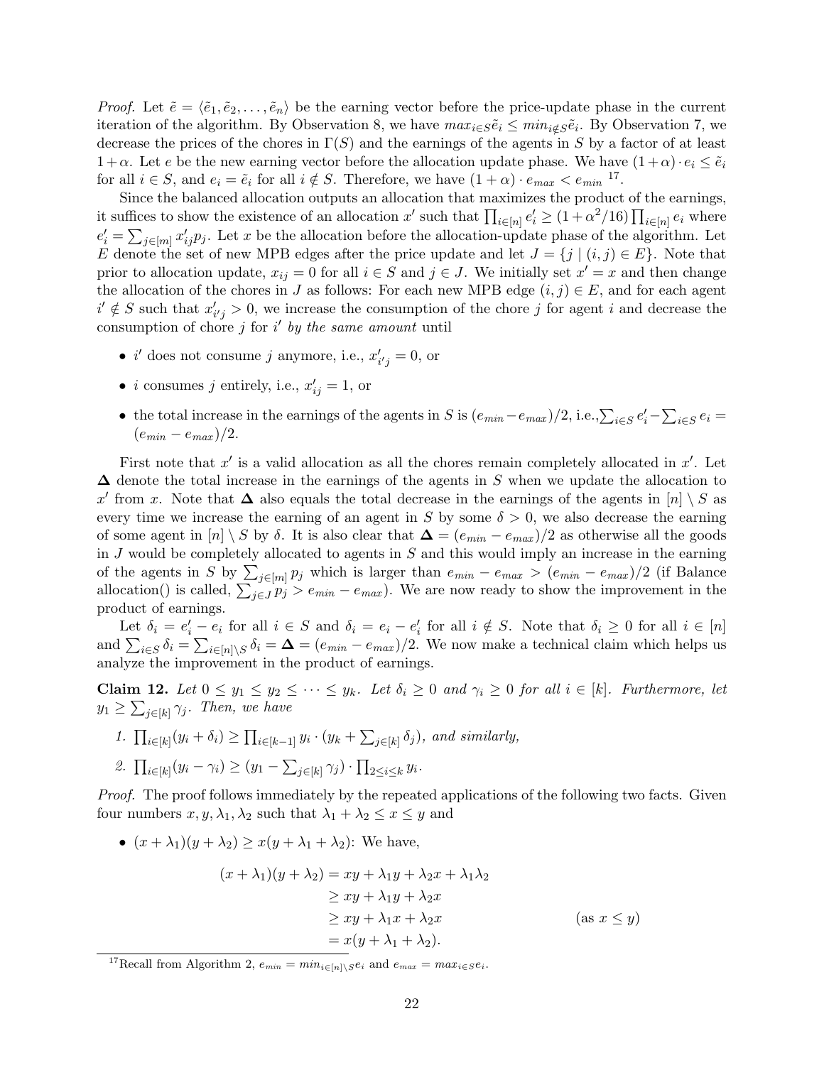*Proof.* Let $\tilde{e} = \langle \tilde{e}_1, \tilde{e}_2, \ldots, \tilde{e}_n \rangle$ be the earning vector before the price-update phase in the current iteration of the algorithm. By Observation 8, we have $max_{i \in S} \tilde{e}_i \leq min_{i \notin S} \tilde{e}_i$. By Observation 7, we decrease the prices of the chores in $\Gamma(S)$ and the earnings of the agents in $S$ by a factor of at least $1 + \alpha$. Let $e$ be the new earning vector before the allocation update phase. We have $(1+\alpha) \cdot e_i \leq \tilde{e}_i$ for all $i \in S$, and $e_i = \tilde{e}_i$ for all $i \notin S$. Therefore, we have $(1+\alpha) \cdot e_{max} < e_{min}$ [17].

Since the balanced allocation outputs an allocation that maximizes the product of the earnings, it suffices to show the existence of an allocation $x'$ such that $\prod_{i \in [n]} e'_i \geq (1 + \alpha^2/16) \prod_{i \in [n]} e_i$ where $e'_i = \sum_{j \in [m]} x'_{ij} p_j$. Let $x$ be the allocation before the allocation-update phase of the algorithm. Let $E$ denote the set of new MPB edges after the price update and let $J = \{j \mid (i,j) \in E\}$. Note that prior to allocation update, $x_{ij} = 0$ for all $i \in S$ and $j \in J$. We initially set $x' = x$ and then change the allocation of the chores in $J$ as follows: For each new MPB edge $(i,j) \in E$, and for each agent $i' \notin S$ such that $x'_{i'j} > 0$, we increase the consumption of the chore $j$ for agent $i$ and decrease the consumption of chore $j$ for $i'$ *by the same amount* until

- $i'$ does not consume $j$ anymore, i.e., $x'_{i'j} = 0$, or
- $i$ consumes $j$ entirely, i.e., $x'_{ij} = 1$, or
- the total increase in the earnings of the agents in $S$ is $(e_{min} - e_{max})/2$, i.e.,$\sum_{i \in S} e'_i - \sum_{i \in S} e_i = (e_{min} - e_{max})/2$.

First note that $x'$ is a valid allocation as all the chores remain completely allocated in $x'$. Let $\mathbf{\Delta}$ denote the total increase in the earnings of the agents in $S$ when we update the allocation to $x'$ from $x$. Note that $\mathbf{\Delta}$ also equals the total decrease in the earnings of the agents in $[n] \setminus S$ as every time we increase the earning of an agent in $S$ by some $\delta > 0$, we also decrease the earning of some agent in $[n] \setminus S$ by $\delta$. It is also clear that $\mathbf{\Delta} = (e_{min} - e_{max})/2$ as otherwise all the goods in $J$ would be completely allocated to agents in $S$ and this would imply an increase in the earning of the agents in $S$ by $\sum_{j \in [m]} p_j$ which is larger than $e_{min} - e_{max} > (e_{min} - e_{max})/2$ (if Balance allocation() is called, $\sum_{j \in J} p_j > e_{min} - e_{max}$). We are now ready to show the improvement in the product of earnings.

Let $\delta_i = e'_i - e_i$ for all $i \in S$ and $\delta_i = e_i - e'_i$ for all $i \notin S$. Note that $\delta_i \geq 0$ for all $i \in [n]$ and $\sum_{i \in S} \delta_i = \sum_{i \in [n] \setminus S} \delta_i = \mathbf{\Delta} = (e_{min} - e_{max})/2$. We now make a technical claim which helps us analyze the improvement in the product of earnings.

**Claim 12.** *Let $0 \leq y_1 \leq y_2 \leq \cdots \leq y_k$. Let $\delta_i \geq 0$ and $\gamma_i \geq 0$ for all $i \in [k]$. Furthermore, let $y_1 \geq \sum_{j \in [k]} \gamma_j$. Then, we have*

1. $\prod_{i \in [k]} (y_i + \delta_i) \geq \prod_{i \in [k-1]} y_i \cdot (y_k + \sum_{j \in [k]} \delta_j)$*, and similarly,*
2. $\prod_{i \in [k]} (y_i - \gamma_i) \geq (y_1 - \sum_{j \in [k]} \gamma_j) \cdot \prod_{2 \leq i \leq k} y_i$.

*Proof.* The proof follows immediately by the repeated applications of the following two facts. Given four numbers $x, y, \lambda_1, \lambda_2$ such that $\lambda_1 + \lambda_2 \leq x \leq y$ and

- $(x + \lambda_1)(y + \lambda_2) \geq x(y + \lambda_1 + \lambda_2)$: We have,

$$
\begin{aligned}
(x + \lambda_1)(y + \lambda_2) &= xy + \lambda_1 y + \lambda_2 x + \lambda_1 \lambda_2 \\
&\geq xy + \lambda_1 y + \lambda_2 x \\
&\geq xy + \lambda_1 x + \lambda_2 x && \text{(as } x \leq y\text{)} \\
&= x(y + \lambda_1 + \lambda_2).
\end{aligned}
$$

[17] Recall from Algorithm 2, $e_{min} = min_{i \in [n] \setminus S} e_i$ and $e_{max} = max_{i \in S} e_i$.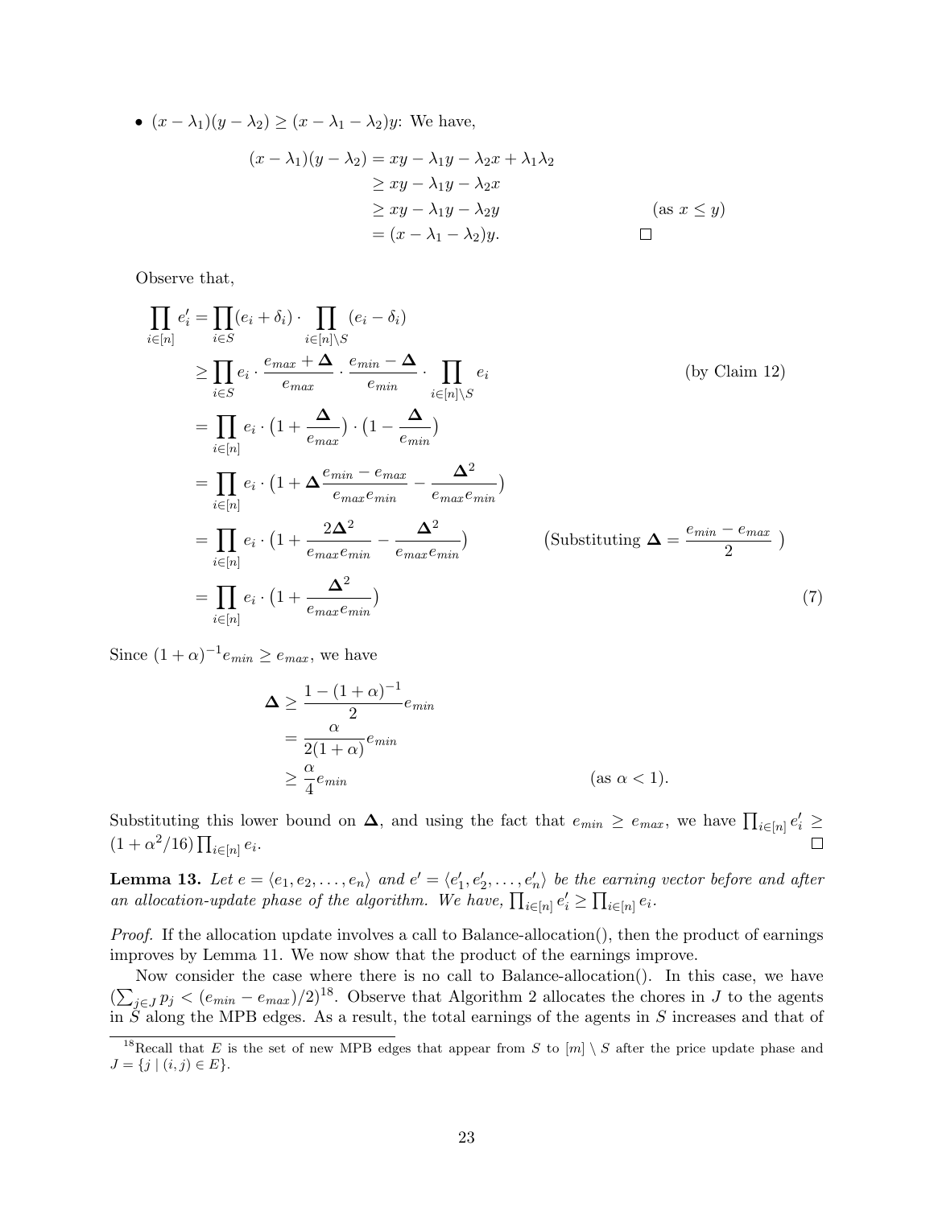- $(x - \lambda_1)(y - \lambda_2) \geq (x - \lambda_1 - \lambda_2)y$: We have,

$$
\begin{aligned}
(x - \lambda_1)(y - \lambda_2) &= xy - \lambda_1 y - \lambda_2 x + \lambda_1 \lambda_2 \\
&\geq xy - \lambda_1 y - \lambda_2 x \\
&\geq xy - \lambda_1 y - \lambda_2 y && (\text{as } x \leq y) \\
&= (x - \lambda_1 - \lambda_2)y. && \square
\end{aligned}
$$

Observe that,

$$
\begin{aligned}
\prod_{i \in [n]} e'_i &= \prod_{i \in S} (e_i + \delta_i) \cdot \prod_{i \in [n] \setminus S} (e_i - \delta_i) \\
&\geq \prod_{i \in S} e_i \cdot \frac{e_{max} + \boldsymbol{\Delta}}{e_{max}} \cdot \frac{e_{min} - \boldsymbol{\Delta}}{e_{min}} \cdot \prod_{i \in [n] \setminus S} e_i && (\text{by Claim 12}) \\
&= \prod_{i \in [n]} e_i \cdot \big(1 + \frac{\boldsymbol{\Delta}}{e_{max}}\big) \cdot \big(1 - \frac{\boldsymbol{\Delta}}{e_{min}}\big) \\
&= \prod_{i \in [n]} e_i \cdot \big(1 + \boldsymbol{\Delta} \frac{e_{min} - e_{max}}{e_{max} e_{min}} - \frac{\boldsymbol{\Delta}^2}{e_{max} e_{min}}\big) \\
&= \prod_{i \in [n]} e_i \cdot \big(1 + \frac{2\boldsymbol{\Delta}^2}{e_{max} e_{min}} - \frac{\boldsymbol{\Delta}^2}{e_{max} e_{min}}\big) && \big(\text{Substituting } \boldsymbol{\Delta} = \frac{e_{min} - e_{max}}{2}\ \big) \\
&= \prod_{i \in [n]} e_i \cdot \big(1 + \frac{\boldsymbol{\Delta}^2}{e_{max} e_{min}}\big) && (7)
\end{aligned}
$$

Since $(1 + \alpha)^{-1} e_{min} \geq e_{max}$, we have

$$
\begin{aligned}
\boldsymbol{\Delta} &\geq \frac{1 - (1 + \alpha)^{-1}}{2} e_{min} \\
&= \frac{\alpha}{2(1 + \alpha)} e_{min} \\
&\geq \frac{\alpha}{4} e_{min} && (\text{as } \alpha < 1).
\end{aligned}
$$

Substituting this lower bound on $\boldsymbol{\Delta}$, and using the fact that $e_{min} \geq e_{max}$, we have $\prod_{i \in [n]} e'_i \geq (1 + \alpha^2/16) \prod_{i \in [n]} e_i$. $\square$

**Lemma 13.** *Let $e = \langle e_1, e_2, \ldots, e_n \rangle$ and $e' = \langle e'_1, e'_2, \ldots, e'_n \rangle$ be the earning vector before and after an allocation-update phase of the algorithm. We have, $\prod_{i \in [n]} e'_i \geq \prod_{i \in [n]} e_i$.*

*Proof.* If the allocation update involves a call to Balance-allocation(), then the product of earnings improves by Lemma 11. We now show that the product of the earnings improve.

Now consider the case where there is no call to Balance-allocation(). In this case, we have $(\sum_{j \in J} p_j < (e_{min} - e_{max})/2)$[18]. Observe that Algorithm 2 allocates the chores in $J$ to the agents in $S$ along the MPB edges. As a result, the total earnings of the agents in $S$ increases and that of

[18] Recall that $E$ is the set of new MPB edges that appear from $S$ to $[m] \setminus S$ after the price update phase and $J = \{j \mid (i, j) \in E\}$.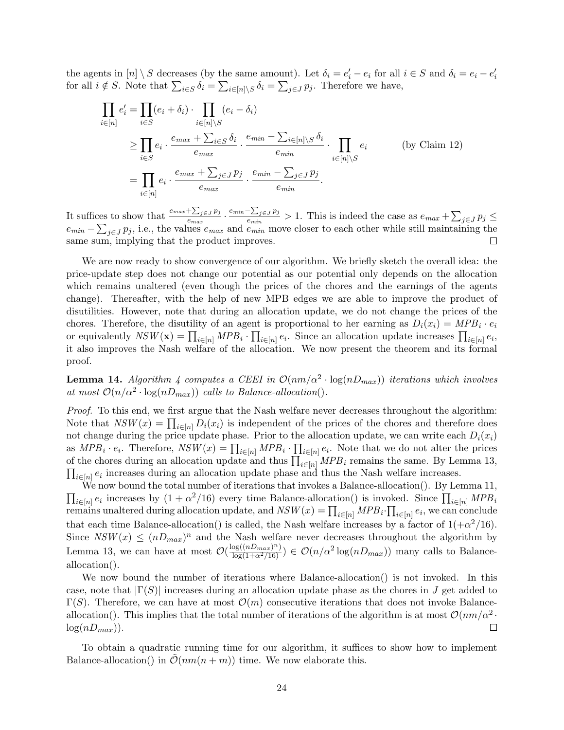the agents in $[n] \setminus S$ decreases (by the same amount). Let $\delta_i = e'_i - e_i$ for all $i \in S$ and $\delta_i = e_i - e'_i$ for all $i \notin S$. Note that $\sum_{i\in S} \delta_i = \sum_{i\in[n]\setminus S} \delta_i = \sum_{j\in J} p_j$. Therefore we have,

$$
\begin{aligned}
\prod_{i\in[n]} e'_i &= \prod_{i\in S}(e_i + \delta_i) \cdot \prod_{i\in[n]\setminus S} (e_i - \delta_i) \\
&\geq \prod_{i\in S} e_i \cdot \frac{e_{max} + \sum_{i\in S} \delta_i}{e_{max}} \cdot \frac{e_{min} - \sum_{i\in[n]\setminus S} \delta_i}{e_{min}} \cdot \prod_{i\in[n]\setminus S} e_i \qquad \text{(by Claim 12)} \\
&= \prod_{i\in[n]} e_i \cdot \frac{e_{max} + \sum_{j\in J} p_j}{e_{max}} \cdot \frac{e_{min} - \sum_{j\in J} p_j}{e_{min}}.
\end{aligned}
$$

It suffices to show that $\frac{e_{max}+\sum_{j\in J} p_j}{e_{max}} \cdot \frac{e_{min}-\sum_{j\in J} p_j}{e_{min}} > 1$. This is indeed the case as $e_{max} + \sum_{j\in J} p_j \leq e_{min} - \sum_{j\in J} p_j$, i.e., the values $e_{max}$ and $e_{min}$ move closer to each other while still maintaining the same sum, implying that the product improves. □

We are now ready to show convergence of our algorithm. We briefly sketch the overall idea: the price-update step does not change our potential as our potential only depends on the allocation which remains unaltered (even though the prices of the chores and the earnings of the agents change). Thereafter, with the help of new MPB edges we are able to improve the product of disutilities. However, note that during an allocation update, we do not change the prices of the chores. Therefore, the disutility of an agent is proportional to her earning as $D_i(x_i) = MPB_i \cdot e_i$ or equivalently $NSW(\mathbf{x}) = \prod_{i\in[n]} MPB_i \cdot \prod_{i\in[n]} e_i$. Since an allocation update increases $\prod_{i\in[n]} e_i$, it also improves the Nash welfare of the allocation. We now present the theorem and its formal proof.

**Lemma 14.** *Algorithm 4 computes a CEEI in $\mathcal{O}(nm/\alpha^2 \cdot \log(nD_{max}))$ iterations which involves at most $\mathcal{O}(n/\alpha^2 \cdot \log(nD_{max}))$ calls to Balance-allocation().*

*Proof.* To this end, we first argue that the Nash welfare never decreases throughout the algorithm: Note that $NSW(x) = \prod_{i\in[n]} D_i(x_i)$ is independent of the prices of the chores and therefore does not change during the price update phase. Prior to the allocation update, we can write each $D_i(x_i)$ as $MPB_i \cdot e_i$. Therefore, $NSW(x) = \prod_{i\in[n]} MPB_i \cdot \prod_{i\in[n]} e_i$. Note that we do not alter the prices of the chores during an allocation update and thus $\prod_{i\in[n]} MPB_i$ remains the same. By Lemma 13, $\prod_{i\in[n]} e_i$ increases during an allocation update phase and thus the Nash welfare increases.

We now bound the total number of iterations that invokes a Balance-allocation(). By Lemma 11, $\prod_{i\in[n]} e_i$ increases by $(1 + \alpha^2/16)$ every time Balance-allocation() is invoked. Since $\prod_{i\in[n]} MPB_i$ remains unaltered during allocation update, and $NSW(x) = \prod_{i\in[n]} MPB_i \cdot \prod_{i\in[n]} e_i$, we can conclude that each time Balance-allocation() is called, the Nash welfare increases by a factor of $1(+\alpha^2/16)$. Since $NSW(x) \leq (nD_{max})^n$ and the Nash welfare never decreases throughout the algorithm by Lemma 13, we can have at most $\mathcal{O}(\frac{\log((nD_{max})^n)}{\log(1+\alpha^2/16)}) \in \mathcal{O}(n/\alpha^2 \log(nD_{max}))$ many calls to Balance-allocation().

We now bound the number of iterations where Balance-allocation() is not invoked. In this case, note that $|\Gamma(S)|$ increases during an allocation update phase as the chores in $J$ get added to $\Gamma(S)$. Therefore, we can have at most $\mathcal{O}(m)$ consecutive iterations that does not invoke Balance-allocation(). This implies that the total number of iterations of the algorithm is at most $\mathcal{O}(nm/\alpha^2 \cdot \log(nD_{max}))$. □

To obtain a quadratic running time for our algorithm, it suffices to show how to implement Balance-allocation() in $\tilde{\mathcal{O}}(nm(n + m))$ time. We now elaborate this.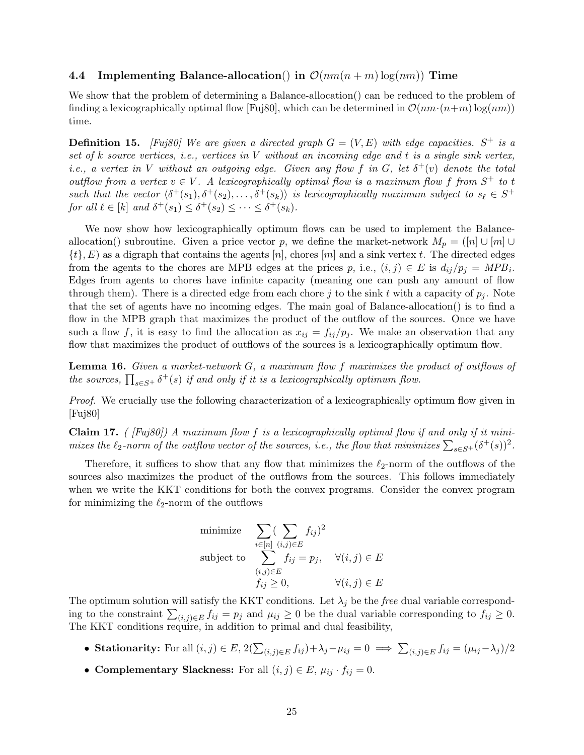### 4.4 Implementing Balance-allocation() in $\mathcal{O}(nm(n+m)\log(nm))$ Time

We show that the problem of determining a Balance-allocation() can be reduced to the problem of finding a lexicographically optimal flow [Fuj80], which can be determined in $\mathcal{O}(nm\cdot(n+m)\log(nm))$ time.

**Definition 15.** *[Fuj80] We are given a directed graph $G = (V, E)$ with edge capacities. $S^+$ is a set of $k$ source vertices, i.e., vertices in $V$ without an incoming edge and $t$ is a single sink vertex, i.e., a vertex in $V$ without an outgoing edge. Given any flow $f$ in $G$, let $\delta^+(v)$ denote the total outflow from a vertex $v \in V$. A lexicographically optimal flow is a maximum flow $f$ from $S^+$ to $t$ such that the vector $\langle \delta^+(s_1), \delta^+(s_2), \ldots, \delta^+(s_k)\rangle$ is lexicographically maximum subject to $s_\ell \in S^+$ for all $\ell \in [k]$ and $\delta^+(s_1) \leq \delta^+(s_2) \leq \cdots \leq \delta^+(s_k)$.*

We now show how lexicographically optimum flows can be used to implement the Balance-allocation() subroutine. Given a price vector $p$, we define the market-network $M_p = ([n] \cup [m] \cup \{t\}, E)$ as a digraph that contains the agents $[n]$, chores $[m]$ and a sink vertex $t$. The directed edges from the agents to the chores are MPB edges at the prices $p$, i.e., $(i,j) \in E$ is $d_{ij}/p_j = MPB_i$. Edges from agents to chores have infinite capacity (meaning one can push any amount of flow through them). There is a directed edge from each chore $j$ to the sink $t$ with a capacity of $p_j$. Note that the set of agents have no incoming edges. The main goal of Balance-allocation() is to find a flow in the MPB graph that maximizes the product of the outflow of the sources. Once we have such a flow $f$, it is easy to find the allocation as $x_{ij} = f_{ij}/p_j$. We make an observation that any flow that maximizes the product of outflows of the sources is a lexicographically optimum flow.

**Lemma 16.** *Given a market-network $G$, a maximum flow $f$ maximizes the product of outflows of the sources, $\prod_{s\in S^+} \delta^+(s)$ if and only if it is a lexicographically optimum flow.*

*Proof.* We crucially use the following characterization of a lexicographically optimum flow given in [Fuj80]

**Claim 17.** *( [Fuj80]) A maximum flow $f$ is a lexicographically optimal flow if and only if it minimizes the $\ell_2$-norm of the outflow vector of the sources, i.e., the flow that minimizes $\sum_{s\in S^+}(\delta^+(s))^2$.*

Therefore, it suffices to show that any flow that minimizes the $\ell_2$-norm of the outflows of the sources also maximizes the product of the outflows from the sources. This follows immediately when we write the KKT conditions for both the convex programs. Consider the convex program for minimizing the $\ell_2$-norm of the outflows

$$
\begin{aligned}
\text{minimize} \quad & \sum_{i\in[n]} \Big(\sum_{(i,j)\in E} f_{ij}\Big)^2 \\
\text{subject to} \quad & \sum_{(i,j)\in E} f_{ij} = p_j, \quad \forall (i,j) \in E \\
& f_{ij} \geq 0, \qquad\quad \forall (i,j) \in E
\end{aligned}
$$

The optimum solution will satisfy the KKT conditions. Let $\lambda_j$ be the *free* dual variable corresponding to the constraint $\sum_{(i,j)\in E} f_{ij} = p_j$ and $\mu_{ij} \geq 0$ be the dual variable corresponding to $f_{ij} \geq 0$. The KKT conditions require, in addition to primal and dual feasibility,

- **Stationarity:** For all $(i,j) \in E$, $2(\sum_{(i,j)\in E} f_{ij}) + \lambda_j - \mu_{ij} = 0 \implies \sum_{(i,j)\in E} f_{ij} = (\mu_{ij} - \lambda_j)/2$
- **Complementary Slackness:** For all $(i,j) \in E$, $\mu_{ij} \cdot f_{ij} = 0$.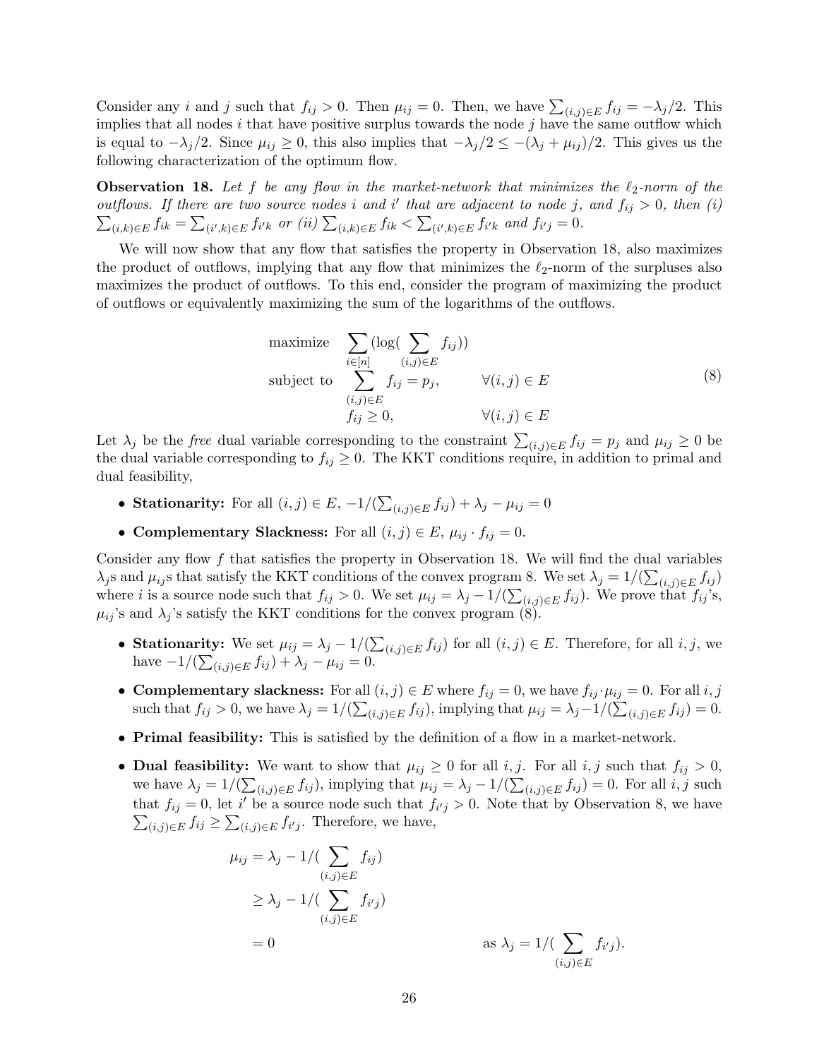Consider any $i$ and $j$ such that $f_{ij} > 0$. Then $\mu_{ij} = 0$. Then, we have $\sum_{(i,j)\in E} f_{ij} = -\lambda_j/2$. This implies that all nodes $i$ that have positive surplus towards the node $j$ have the same outflow which is equal to $-\lambda_j/2$. Since $\mu_{ij} \geq 0$, this also implies that $-\lambda_j/2 \leq -(\lambda_j + \mu_{ij})/2$. This gives us the following characterization of the optimum flow.

**Observation 18.** *Let $f$ be any flow in the market-network that minimizes the $\ell_2$-norm of the outflows. If there are two source nodes $i$ and $i'$ that are adjacent to node $j$, and $f_{ij} > 0$, then (i) $\sum_{(i,k)\in E} f_{ik} = \sum_{(i',k)\in E} f_{i'k}$ or (ii) $\sum_{(i,k)\in E} f_{ik} < \sum_{(i',k)\in E} f_{i'k}$ and $f_{i'j} = 0$.*

We will now show that any flow that satisfies the property in Observation 18, also maximizes the product of outflows, implying that any flow that minimizes the $\ell_2$-norm of the surpluses also maximizes the product of outflows. To this end, consider the program of maximizing the product of outflows or equivalently maximizing the sum of the logarithms of the outflows.

$$
\begin{aligned}
\text{maximize} \quad & \sum_{i\in[n]} (\log(\sum_{(i,j)\in E} f_{ij})) \\
\text{subject to} \quad & \sum_{(i,j)\in E} f_{ij} = p_j, \qquad \forall (i,j) \in E \\
& f_{ij} \geq 0, \qquad \forall (i,j) \in E
\end{aligned}
\tag{8}
$$

Let $\lambda_j$ be the *free* dual variable corresponding to the constraint $\sum_{(i,j)\in E} f_{ij} = p_j$ and $\mu_{ij} \geq 0$ be the dual variable corresponding to $f_{ij} \geq 0$. The KKT conditions require, in addition to primal and dual feasibility,

- **Stationarity:** For all $(i,j) \in E$, $-1/(\sum_{(i,j)\in E} f_{ij}) + \lambda_j - \mu_{ij} = 0$
- **Complementary Slackness:** For all $(i,j) \in E$, $\mu_{ij} \cdot f_{ij} = 0$.

Consider any flow $f$ that satisfies the property in Observation 18. We will find the dual variables $\lambda_j$s and $\mu_{ij}$s that satisfy the KKT conditions of the convex program 8. We set $\lambda_j = 1/(\sum_{(i,j)\in E} f_{ij})$ where $i$ is a source node such that $f_{ij} > 0$. We set $\mu_{ij} = \lambda_j - 1/(\sum_{(i,j)\in E} f_{ij})$. We prove that $f_{ij}$'s, $\mu_{ij}$'s and $\lambda_j$'s satisfy the KKT conditions for the convex program (8).

- **Stationarity:** We set $\mu_{ij} = \lambda_j - 1/(\sum_{(i,j)\in E} f_{ij})$ for all $(i,j) \in E$. Therefore, for all $i, j$, we have $-1/(\sum_{(i,j)\in E} f_{ij}) + \lambda_j - \mu_{ij} = 0$.
- **Complementary slackness:** For all $(i,j) \in E$ where $f_{ij} = 0$, we have $f_{ij} \cdot \mu_{ij} = 0$. For all $i, j$ such that $f_{ij} > 0$, we have $\lambda_j = 1/(\sum_{(i,j)\in E} f_{ij})$, implying that $\mu_{ij} = \lambda_j - 1/(\sum_{(i,j)\in E} f_{ij}) = 0$.
- **Primal feasibility:** This is satisfied by the definition of a flow in a market-network.
- **Dual feasibility:** We want to show that $\mu_{ij} \geq 0$ for all $i, j$. For all $i, j$ such that $f_{ij} > 0$, we have $\lambda_j = 1/(\sum_{(i,j)\in E} f_{ij})$, implying that $\mu_{ij} = \lambda_j - 1/(\sum_{(i,j)\in E} f_{ij}) = 0$. For all $i, j$ such that $f_{ij} = 0$, let $i'$ be a source node such that $f_{i'j} > 0$. Note that by Observation 8, we have $\sum_{(i,j)\in E} f_{ij} \geq \sum_{(i,j)\in E} f_{i'j}$. Therefore, we have,

$$
\begin{aligned}
\mu_{ij} &= \lambda_j - 1/(\sum_{(i,j)\in E} f_{ij}) \\
&\geq \lambda_j - 1/(\sum_{(i,j)\in E} f_{i'j}) \\
&= 0 \qquad\qquad \text{as } \lambda_j = 1/(\sum_{(i,j)\in E} f_{i'j}).
\end{aligned}
$$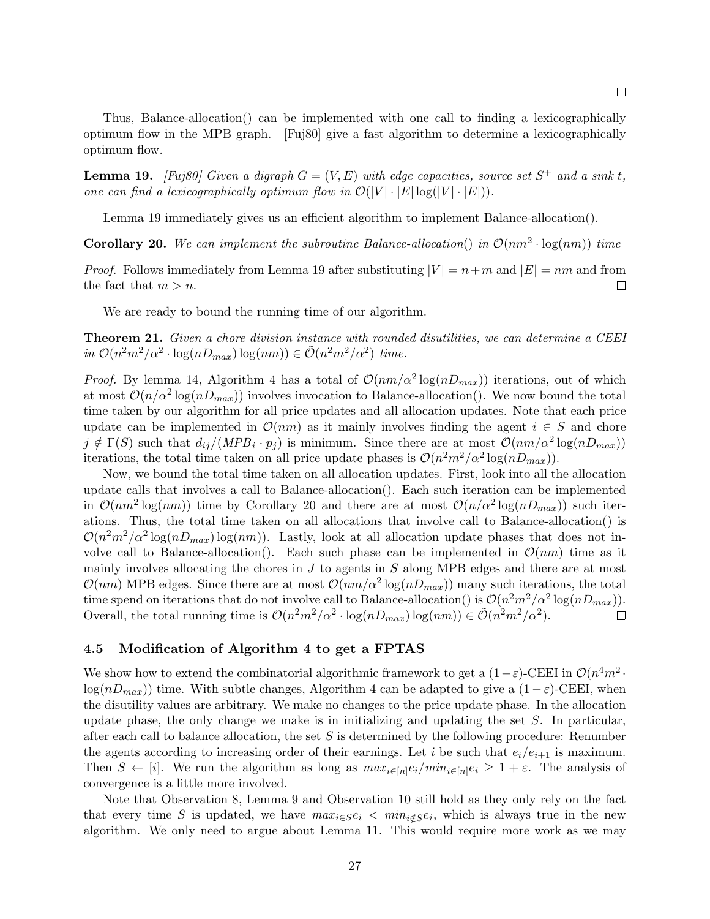□

Thus, Balance-allocation() can be implemented with one call to finding a lexicographically optimum flow in the MPB graph. [Fuj80] give a fast algorithm to determine a lexicographically optimum flow.

**Lemma 19.** *[Fuj80] Given a digraph $G = (V, E)$ with edge capacities, source set $S^+$ and a sink $t$, one can find a lexicographically optimum flow in $\mathcal{O}(|V| \cdot |E| \log(|V| \cdot |E|))$.*

Lemma 19 immediately gives us an efficient algorithm to implement Balance-allocation().

**Corollary 20.** *We can implement the subroutine Balance-allocation() in $\mathcal{O}(nm^2 \cdot \log(nm))$ time*

*Proof.* Follows immediately from Lemma 19 after substituting $|V| = n+m$ and $|E| = nm$ and from the fact that $m > n$. □

We are ready to bound the running time of our algorithm.

**Theorem 21.** *Given a chore division instance with rounded disutilities, we can determine a CEEI in $\mathcal{O}(n^2m^2/\alpha^2 \cdot \log(nD_{max})\log(nm)) \in \tilde{\mathcal{O}}(n^2m^2/\alpha^2)$ time.*

*Proof.* By lemma 14, Algorithm 4 has a total of $\mathcal{O}(nm/\alpha^2 \log(nD_{max}))$ iterations, out of which at most $\mathcal{O}(n/\alpha^2 \log(nD_{max}))$ involves invocation to Balance-allocation(). We now bound the total time taken by our algorithm for all price updates and all allocation updates. Note that each price update can be implemented in $\mathcal{O}(nm)$ as it mainly involves finding the agent $i \in S$ and chore $j \notin \Gamma(S)$ such that $d_{ij}/(MPB_i \cdot p_j)$ is minimum. Since there are at most $\mathcal{O}(nm/\alpha^2 \log(nD_{max}))$ iterations, the total time taken on all price update phases is $\mathcal{O}(n^2m^2/\alpha^2 \log(nD_{max}))$.

Now, we bound the total time taken on all allocation updates. First, look into all the allocation update calls that involves a call to Balance-allocation(). Each such iteration can be implemented in $\mathcal{O}(nm^2 \log(nm))$ time by Corollary 20 and there are at most $\mathcal{O}(n/\alpha^2 \log(nD_{max}))$ such iterations. Thus, the total time taken on all allocations that involve call to Balance-allocation() is $\mathcal{O}(n^2m^2/\alpha^2 \log(nD_{max})\log(nm))$. Lastly, look at all allocation update phases that does not involve call to Balance-allocation(). Each such phase can be implemented in $\mathcal{O}(nm)$ time as it mainly involves allocating the chores in $J$ to agents in $S$ along MPB edges and there are at most $\mathcal{O}(nm)$ MPB edges. Since there are at most $\mathcal{O}(nm/\alpha^2 \log(nD_{max}))$ many such iterations, the total time spend on iterations that do not involve call to Balance-allocation() is $\mathcal{O}(n^2m^2/\alpha^2 \log(nD_{max}))$. Overall, the total running time is $\mathcal{O}(n^2m^2/\alpha^2 \cdot \log(nD_{max})\log(nm)) \in \tilde{\mathcal{O}}(n^2m^2/\alpha^2)$. □

### 4.5 Modification of Algorithm 4 to get a FPTAS

We show how to extend the combinatorial algorithmic framework to get a $(1-\varepsilon)$-CEEI in $\mathcal{O}(n^4m^2 \cdot \log(nD_{max}))$ time. With subtle changes, Algorithm 4 can be adapted to give a $(1-\varepsilon)$-CEEI, when the disutility values are arbitrary. We make no changes to the price update phase. In the allocation update phase, the only change we make is in initializing and updating the set $S$. In particular, after each call to balance allocation, the set $S$ is determined by the following procedure: Renumber the agents according to increasing order of their earnings. Let $i$ be such that $e_i/e_{i+1}$ is maximum. Then $S \leftarrow [i]$. We run the algorithm as long as $max_{i \in [n]} e_i / min_{i \in [n]} e_i \geq 1 + \varepsilon$. The analysis of convergence is a little more involved.

Note that Observation 8, Lemma 9 and Observation 10 still hold as they only rely on the fact that every time $S$ is updated, we have $max_{i \in S} e_i < min_{i \notin S} e_i$, which is always true in the new algorithm. We only need to argue about Lemma 11. This would require more work as we may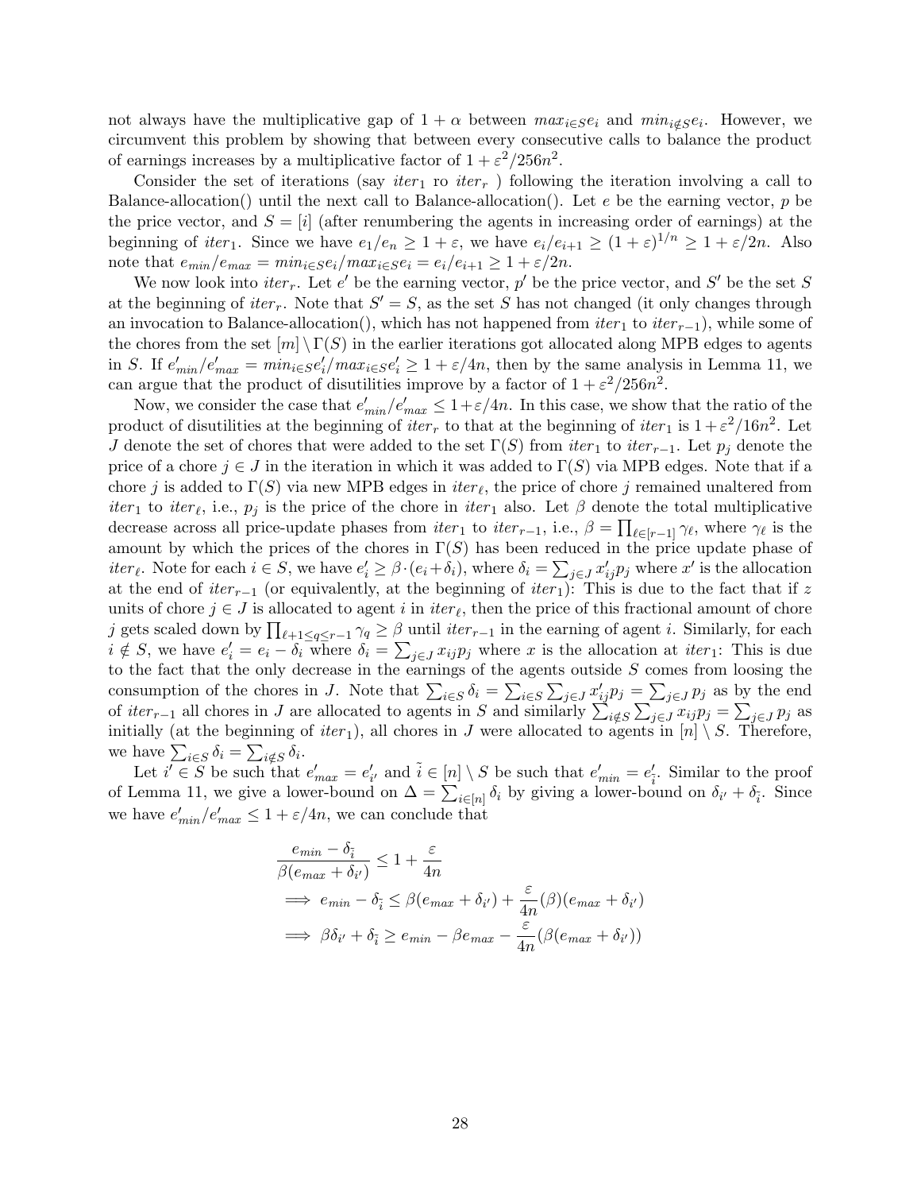not always have the multiplicative gap of $1+\alpha$ between $max_{i\in S}e_i$ and $min_{i\notin S}e_i$. However, we circumvent this problem by showing that between every consecutive calls to balance the product of earnings increases by a multiplicative factor of $1+\varepsilon^2/256n^2$.

Consider the set of iterations (say $iter_1$ ro $iter_r$ ) following the iteration involving a call to Balance-allocation() until the next call to Balance-allocation(). Let $e$ be the earning vector, $p$ be the price vector, and $S=[i]$ (after renumbering the agents in increasing order of earnings) at the beginning of $iter_1$. Since we have $e_1/e_n \geq 1+\varepsilon$, we have $e_i/e_{i+1} \geq (1+\varepsilon)^{1/n} \geq 1+\varepsilon/2n$. Also note that $e_{min}/e_{max} = min_{i\in S}e_i/max_{i\in S}e_i = e_i/e_{i+1} \geq 1+\varepsilon/2n$.

We now look into $iter_r$. Let $e'$ be the earning vector, $p'$ be the price vector, and $S'$ be the set $S$ at the beginning of $iter_r$. Note that $S'=S$, as the set $S$ has not changed (it only changes through an invocation to Balance-allocation(), which has not happened from $iter_1$ to $iter_{r-1}$), while some of the chores from the set $[m]\setminus\Gamma(S)$ in the earlier iterations got allocated along MPB edges to agents in $S$. If $e'_{min}/e'_{max} = min_{i\in S}e'_i/max_{i\in S}e'_i \geq 1+\varepsilon/4n$, then by the same analysis in Lemma 11, we can argue that the product of disutilities improve by a factor of $1+\varepsilon^2/256n^2$.

Now, we consider the case that $e'_{min}/e'_{max} \leq 1+\varepsilon/4n$. In this case, we show that the ratio of the product of disutilities at the beginning of $iter_r$ to that at the beginning of $iter_1$ is $1+\varepsilon^2/16n^2$. Let $J$ denote the set of chores that were added to the set $\Gamma(S)$ from $iter_1$ to $iter_{r-1}$. Let $p_j$ denote the price of a chore $j\in J$ in the iteration in which it was added to $\Gamma(S)$ via MPB edges. Note that if a chore $j$ is added to $\Gamma(S)$ via new MPB edges in $iter_\ell$, the price of chore $j$ remained unaltered from $iter_1$ to $iter_\ell$, i.e., $p_j$ is the price of the chore in $iter_1$ also. Let $\beta$ denote the total multiplicative decrease across all price-update phases from $iter_1$ to $iter_{r-1}$, i.e., $\beta=\prod_{\ell\in[r-1]}\gamma_\ell$, where $\gamma_\ell$ is the amount by which the prices of the chores in $\Gamma(S)$ has been reduced in the price update phase of $iter_\ell$. Note for each $i\in S$, we have $e'_i \geq \beta\cdot(e_i+\delta_i)$, where $\delta_i=\sum_{j\in J}x'_{ij}p_j$ where $x'$ is the allocation at the end of $iter_{r-1}$ (or equivalently, at the beginning of $iter_1$): This is due to the fact that if $z$ units of chore $j\in J$ is allocated to agent $i$ in $iter_\ell$, then the price of this fractional amount of chore $j$ gets scaled down by $\prod_{\ell+1\leq q\leq r-1}\gamma_q \geq \beta$ until $iter_{r-1}$ in the earning of agent $i$. Similarly, for each $i\notin S$, we have $e'_i = e_i - \delta_i$ where $\delta_i=\sum_{j\in J}x_{ij}p_j$ where $x$ is the allocation at $iter_1$: This is due to the fact that the only decrease in the earnings of the agents outside $S$ comes from loosing the consumption of the chores in $J$. Note that $\sum_{i\in S}\delta_i = \sum_{i\in S}\sum_{j\in J}x'_{ij}p_j = \sum_{j\in J}p_j$ as by the end of $iter_{r-1}$ all chores in $J$ are allocated to agents in $S$ and similarly $\sum_{i\notin S}\sum_{j\in J}x_{ij}p_j = \sum_{j\in J}p_j$ as initially (at the beginning of $iter_1$), all chores in $J$ were allocated to agents in $[n]\setminus S$. Therefore, we have $\sum_{i\in S}\delta_i = \sum_{i\notin S}\delta_i$.

Let $i'\in S$ be such that $e'_{max}=e'_{i'}$ and $\tilde{i}\in[n]\setminus S$ be such that $e'_{min}=e'_{\tilde{i}}$. Similar to the proof of Lemma 11, we give a lower-bound on $\Delta=\sum_{i\in[n]}\delta_i$ by giving a lower-bound on $\delta_{i'}+\delta_{\tilde{i}}$. Since we have $e'_{min}/e'_{max} \leq 1+\varepsilon/4n$, we can conclude that

$$
\begin{aligned}
&\frac{e_{min}-\delta_{\tilde{i}}}{\beta(e_{max}+\delta_{i'})} \leq 1+\frac{\varepsilon}{4n} \\
&\implies e_{min}-\delta_{\tilde{i}} \leq \beta(e_{max}+\delta_{i'}) + \frac{\varepsilon}{4n}(\beta)(e_{max}+\delta_{i'}) \\
&\implies \beta\delta_{i'}+\delta_{\tilde{i}} \geq e_{min}-\beta e_{max} - \frac{\varepsilon}{4n}(\beta(e_{max}+\delta_{i'}))
\end{aligned}
$$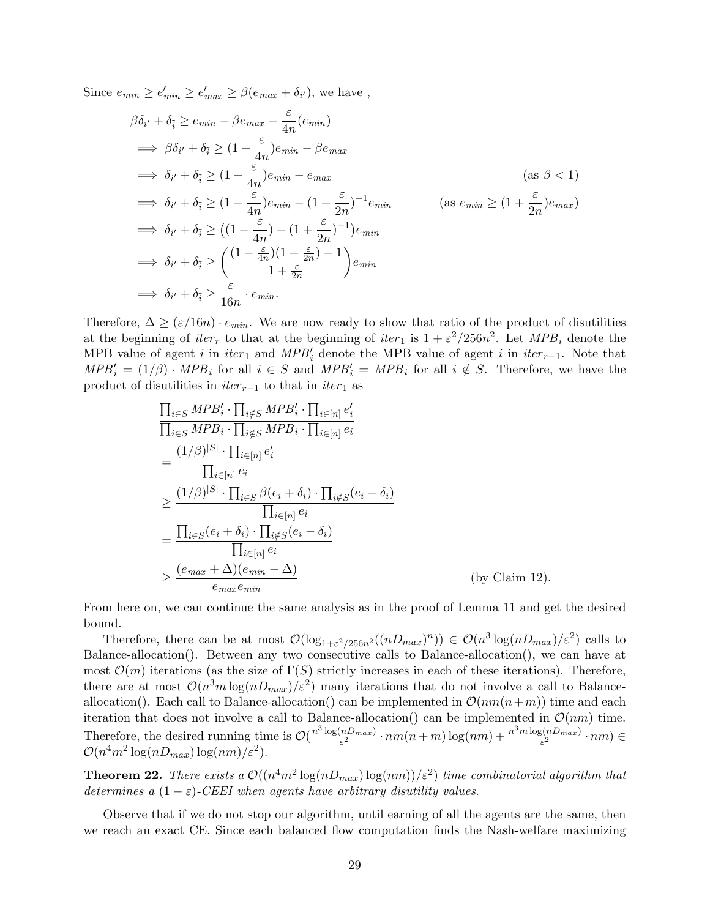Since $e_{min} \geq e'_{min} \geq e'_{max} \geq \beta(e_{max} + \delta_{i'})$, we have ,

$$
\begin{aligned}
& \beta\delta_{i'} + \delta_{\bar{i}} \geq e_{min} - \beta e_{max} - \frac{\varepsilon}{4n}(e_{min}) \\
\implies & \beta\delta_{i'} + \delta_{\bar{i}} \geq (1 - \frac{\varepsilon}{4n})e_{min} - \beta e_{max} \\
\implies & \delta_{i'} + \delta_{\bar{i}} \geq (1 - \frac{\varepsilon}{4n})e_{min} - e_{max} && \text{(as } \beta < 1\text{)} \\
\implies & \delta_{i'} + \delta_{\bar{i}} \geq (1 - \frac{\varepsilon}{4n})e_{min} - (1 + \frac{\varepsilon}{2n})^{-1}e_{min} && \text{(as } e_{min} \geq (1 + \frac{\varepsilon}{2n})e_{max}\text{)} \\
\implies & \delta_{i'} + \delta_{\bar{i}} \geq \big((1 - \frac{\varepsilon}{4n}) - (1 + \frac{\varepsilon}{2n})^{-1}\big)e_{min} \\
\implies & \delta_{i'} + \delta_{\bar{i}} \geq \left(\frac{(1 - \frac{\varepsilon}{4n})(1 + \frac{\varepsilon}{2n}) - 1}{1 + \frac{\varepsilon}{2n}}\right)e_{min} \\
\implies & \delta_{i'} + \delta_{\bar{i}} \geq \frac{\varepsilon}{16n} \cdot e_{min}.
\end{aligned}
$$

Therefore, $\Delta \geq (\varepsilon/16n) \cdot e_{min}$. We are now ready to show that ratio of the product of disutilities at the beginning of $iter_r$ to that at the beginning of $iter_1$ is $1 + \varepsilon^2/256n^2$. Let $MPB_i$ denote the MPB value of agent $i$ in $iter_1$ and $MPB'_i$ denote the MPB value of agent $i$ in $iter_{r-1}$. Note that $MPB'_i = (1/\beta) \cdot MPB_i$ for all $i \in S$ and $MPB'_i = MPB_i$ for all $i \notin S$. Therefore, we have the product of disutilities in $iter_{r-1}$ to that in $iter_1$ as

$$
\begin{aligned}
& \frac{\prod_{i \in S} MPB'_i \cdot \prod_{i \notin S} MPB'_i \cdot \prod_{i \in [n]} e'_i}{\prod_{i \in S} MPB_i \cdot \prod_{i \notin S} MPB_i \cdot \prod_{i \in [n]} e_i} \\
& = \frac{(1/\beta)^{|S|} \cdot \prod_{i \in [n]} e'_i}{\prod_{i \in [n]} e_i} \\
& \geq \frac{(1/\beta)^{|S|} \cdot \prod_{i \in S} \beta(e_i + \delta_i) \cdot \prod_{i \notin S}(e_i - \delta_i)}{\prod_{i \in [n]} e_i} \\
& = \frac{\prod_{i \in S}(e_i + \delta_i) \cdot \prod_{i \notin S}(e_i - \delta_i)}{\prod_{i \in [n]} e_i} \\
& \geq \frac{(e_{max} + \Delta)(e_{min} - \Delta)}{e_{max} e_{min}} && \text{(by Claim 12).}
\end{aligned}
$$

From here on, we can continue the same analysis as in the proof of Lemma 11 and get the desired bound.

Therefore, there can be at most $\mathcal{O}(\log_{1+\varepsilon^2/256n^2}((nD_{max})^n)) \in \mathcal{O}(n^3 \log(nD_{max})/\varepsilon^2)$ calls to Balance-allocation(). Between any two consecutive calls to Balance-allocation(), we can have at most $\mathcal{O}(m)$ iterations (as the size of $\Gamma(S)$ strictly increases in each of these iterations). Therefore, there are at most $\mathcal{O}(n^3 m \log(nD_{max})/\varepsilon^2)$ many iterations that do not involve a call to Balance-allocation(). Each call to Balance-allocation() can be implemented in $\mathcal{O}(nm(n+m))$ time and each iteration that does not involve a call to Balance-allocation() can be implemented in $\mathcal{O}(nm)$ time. Therefore, the desired running time is $\mathcal{O}(\frac{n^3 \log(nD_{max})}{\varepsilon^2} \cdot nm(n+m)\log(nm) + \frac{n^3 m \log(nD_{max})}{\varepsilon^2} \cdot nm) \in \mathcal{O}(n^4 m^2 \log(nD_{max}) \log(nm)/\varepsilon^2)$.

**Theorem 22.** *There exists a $\mathcal{O}((n^4 m^2 \log(nD_{max}) \log(nm))/\varepsilon^2)$ time combinatorial algorithm that determines a $(1-\varepsilon)$-CEEI when agents have arbitrary disutility values.*

Observe that if we do not stop our algorithm, until earning of all the agents are the same, then we reach an exact CE. Since each balanced flow computation finds the Nash-welfare maximizing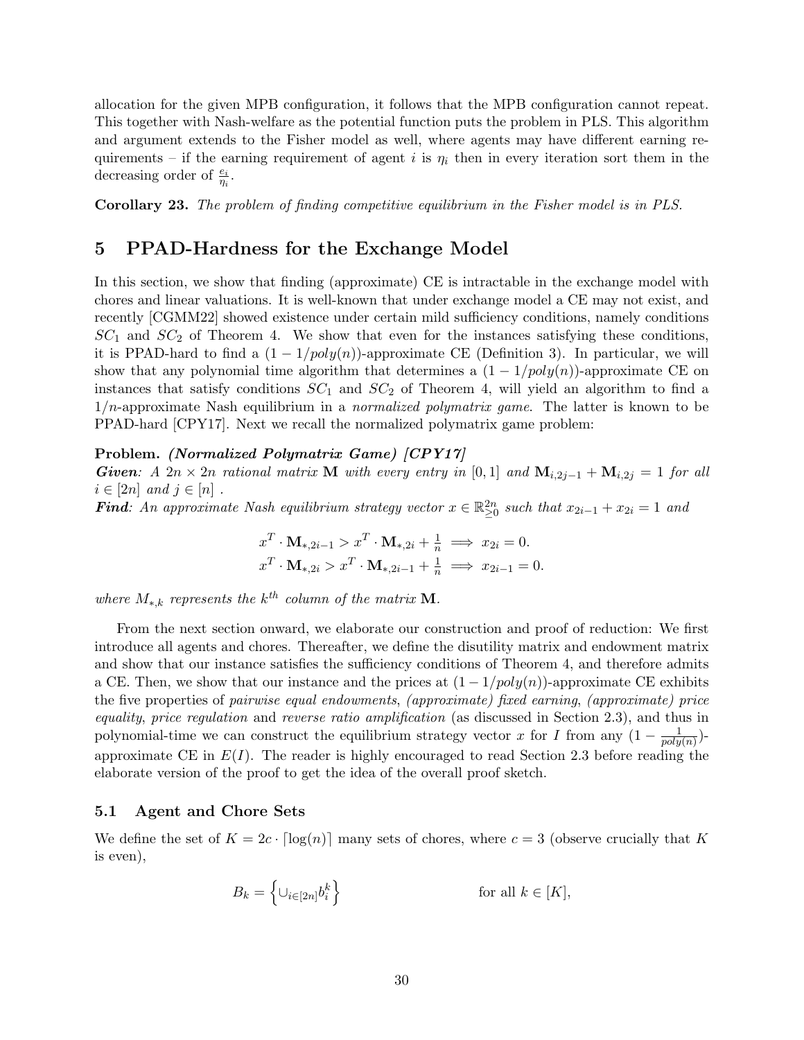allocation for the given MPB configuration, it follows that the MPB configuration cannot repeat. This together with Nash-welfare as the potential function puts the problem in PLS. This algorithm and argument extends to the Fisher model as well, where agents may have different earning requirements – if the earning requirement of agent $i$ is $\eta_i$ then in every iteration sort them in the decreasing order of $\frac{e_i}{\eta_i}$.

**Corollary 23.** *The problem of finding competitive equilibrium in the Fisher model is in PLS.*

## 5 PPAD-Hardness for the Exchange Model

In this section, we show that finding (approximate) CE is intractable in the exchange model with chores and linear valuations. It is well-known that under exchange model a CE may not exist, and recently [CGMM22] showed existence under certain mild sufficiency conditions, namely conditions $SC_1$ and $SC_2$ of Theorem 4. We show that even for the instances satisfying these conditions, it is PPAD-hard to find a $(1 - 1/poly(n))$-approximate CE (Definition 3). In particular, we will show that any polynomial time algorithm that determines a $(1 - 1/poly(n))$-approximate CE on instances that satisfy conditions $SC_1$ and $SC_2$ of Theorem 4, will yield an algorithm to find a $1/n$-approximate Nash equilibrium in a *normalized polymatrix game*. The latter is known to be PPAD-hard [CPY17]. Next we recall the normalized polymatrix game problem:

**Problem.** ***(Normalized Polymatrix Game) [CPY17]***
***Given****: A $2n \times 2n$ rational matrix $\mathbf{M}$ with every entry in $[0, 1]$ and $\mathbf{M}_{i,2j-1} + \mathbf{M}_{i,2j} = 1$ for all $i \in [2n]$ and $j \in [n]$ .*
***Find****: An approximate Nash equilibrium strategy vector $x \in \mathbb{R}^{2n}_{\geq 0}$ such that $x_{2i-1} + x_{2i} = 1$ and*

$$x^T \cdot \mathbf{M}_{*,2i-1} > x^T \cdot \mathbf{M}_{*,2i} + \tfrac{1}{n} \implies x_{2i} = 0.$$
$$x^T \cdot \mathbf{M}_{*,2i} > x^T \cdot \mathbf{M}_{*,2i-1} + \tfrac{1}{n} \implies x_{2i-1} = 0.$$

*where $M_{*,k}$ represents the $k^{th}$ column of the matrix $\mathbf{M}$.*

From the next section onward, we elaborate our construction and proof of reduction: We first introduce all agents and chores. Thereafter, we define the disutility matrix and endowment matrix and show that our instance satisfies the sufficiency conditions of Theorem 4, and therefore admits a CE. Then, we show that our instance and the prices at $(1 - 1/poly(n))$-approximate CE exhibits the five properties of *pairwise equal endowments*, *(approximate) fixed earning*, *(approximate) price equality*, *price regulation* and *reverse ratio amplification* (as discussed in Section 2.3), and thus in polynomial-time we can construct the equilibrium strategy vector $x$ for $I$ from any $(1 - \frac{1}{poly(n)})$-approximate CE in $E(I)$. The reader is highly encouraged to read Section 2.3 before reading the elaborate version of the proof to get the idea of the overall proof sketch.

### 5.1 Agent and Chore Sets

We define the set of $K = 2c \cdot \lceil \log(n) \rceil$ many sets of chores, where $c = 3$ (observe crucially that $K$ is even),

$$B_k = \left\{ \cup_{i \in [2n]} b_i^k \right\} \qquad \text{for all } k \in [K],$$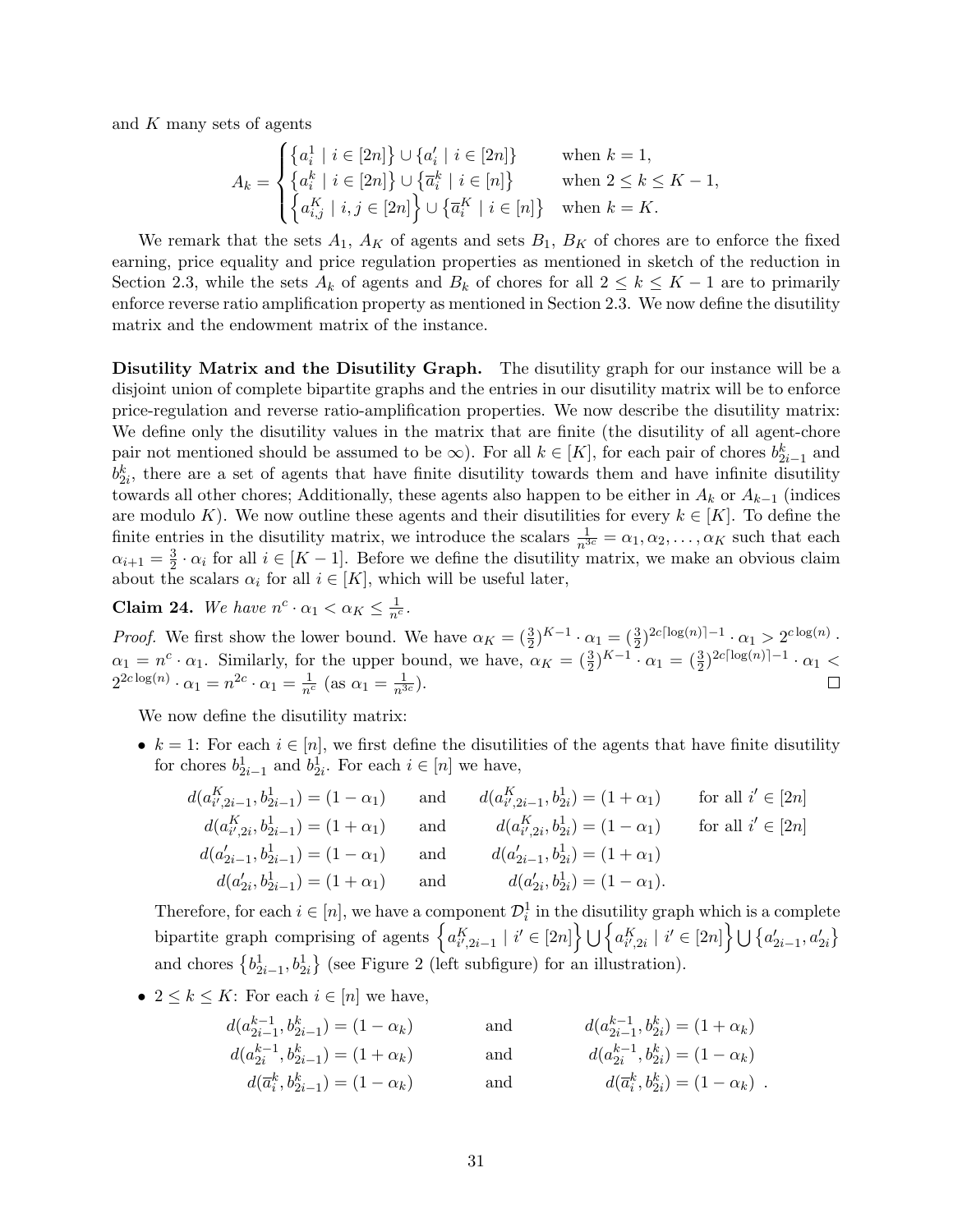and $K$ many sets of agents

$$A_k = \begin{cases} \left\{a_i^1 \mid i \in [2n]\right\} \cup \left\{a_i' \mid i \in [2n]\right\} & \text{when } k = 1, \\ \left\{a_i^k \mid i \in [2n]\right\} \cup \left\{\overline{a}_i^k \mid i \in [n]\right\} & \text{when } 2 \le k \le K-1, \\ \left\{a_{i,j}^K \mid i,j \in [2n]\right\} \cup \left\{\overline{a}_i^K \mid i \in [n]\right\} & \text{when } k = K. \end{cases}$$

We remark that the sets $A_1$, $A_K$ of agents and sets $B_1$, $B_K$ of chores are to enforce the fixed earning, price equality and price regulation properties as mentioned in sketch of the reduction in Section 2.3, while the sets $A_k$ of agents and $B_k$ of chores for all $2 \le k \le K-1$ are to primarily enforce reverse ratio amplification property as mentioned in Section 2.3. We now define the disutility matrix and the endowment matrix of the instance.

**Disutility Matrix and the Disutility Graph.** The disutility graph for our instance will be a disjoint union of complete bipartite graphs and the entries in our disutility matrix will be to enforce price-regulation and reverse ratio-amplification properties. We now describe the disutility matrix: We define only the disutility values in the matrix that are finite (the disutility of all agent-chore pair not mentioned should be assumed to be $\infty$). For all $k \in [K]$, for each pair of chores $b_{2i-1}^k$ and $b_{2i}^k$, there are a set of agents that have finite disutility towards them and have infinite disutility towards all other chores; Additionally, these agents also happen to be either in $A_k$ or $A_{k-1}$ (indices are modulo $K$). We now outline these agents and their disutilities for every $k \in [K]$. To define the finite entries in the disutility matrix, we introduce the scalars $\frac{1}{n^{3c}} = \alpha_1, \alpha_2, \ldots, \alpha_K$ such that each $\alpha_{i+1} = \frac{3}{2} \cdot \alpha_i$ for all $i \in [K-1]$. Before we define the disutility matrix, we make an obvious claim about the scalars $\alpha_i$ for all $i \in [K]$, which will be useful later,

**Claim 24.** *We have $n^c \cdot \alpha_1 < \alpha_K \le \frac{1}{n^c}$.*

*Proof.* We first show the lower bound. We have $\alpha_K = (\frac{3}{2})^{K-1} \cdot \alpha_1 = (\frac{3}{2})^{2c\lceil \log(n) \rceil - 1} \cdot \alpha_1 > 2^{c \log(n)} \cdot \alpha_1 = n^c \cdot \alpha_1$. Similarly, for the upper bound, we have, $\alpha_K = (\frac{3}{2})^{K-1} \cdot \alpha_1 = (\frac{3}{2})^{2c\lceil \log(n) \rceil - 1} \cdot \alpha_1 < 2^{2c \log(n)} \cdot \alpha_1 = n^{2c} \cdot \alpha_1 = \frac{1}{n^c}$ (as $\alpha_1 = \frac{1}{n^{3c}}$). □

We now define the disutility matrix:

- $k = 1$: For each $i \in [n]$, we first define the disutilities of the agents that have finite disutility for chores $b_{2i-1}^1$ and $b_{2i}^1$. For each $i \in [n]$ we have,

$$\begin{aligned} d(a_{i',2i-1}^K, b_{2i-1}^1) &= (1 - \alpha_1) \quad &\text{and} \quad d(a_{i',2i-1}^K, b_{2i}^1) &= (1 + \alpha_1) \quad &\text{for all } i' \in [2n] \\ d(a_{i',2i}^K, b_{2i-1}^1) &= (1 + \alpha_1) \quad &\text{and} \quad d(a_{i',2i}^K, b_{2i}^1) &= (1 - \alpha_1) \quad &\text{for all } i' \in [2n] \\ d(a_{2i-1}', b_{2i-1}^1) &= (1 - \alpha_1) \quad &\text{and} \quad d(a_{2i-1}', b_{2i}^1) &= (1 + \alpha_1) & \\ d(a_{2i}', b_{2i-1}^1) &= (1 + \alpha_1) \quad &\text{and} \quad d(a_{2i}', b_{2i}^1) &= (1 - \alpha_1). & \end{aligned}$$

  Therefore, for each $i \in [n]$, we have a component $\mathcal{D}_i^1$ in the disutility graph which is a complete bipartite graph comprising of agents $\left\{a_{i',2i-1}^K \mid i' \in [2n]\right\} \bigcup \left\{a_{i',2i}^K \mid i' \in [2n]\right\} \bigcup \left\{a_{2i-1}', a_{2i}'\right\}$ and chores $\left\{b_{2i-1}^1, b_{2i}^1\right\}$ (see Figure 2 (left subfigure) for an illustration).

- $2 \le k \le K$: For each $i \in [n]$ we have,

$$\begin{aligned} d(a_{2i-1}^{k-1}, b_{2i-1}^k) &= (1 - \alpha_k) \quad &\text{and} \quad d(a_{2i-1}^{k-1}, b_{2i}^k) &= (1 + \alpha_k) \\ d(a_{2i}^{k-1}, b_{2i-1}^k) &= (1 + \alpha_k) \quad &\text{and} \quad d(a_{2i}^{k-1}, b_{2i}^k) &= (1 - \alpha_k) \\ d(\overline{a}_i^k, b_{2i-1}^k) &= (1 - \alpha_k) \quad &\text{and} \quad d(\overline{a}_i^k, b_{2i}^k) &= (1 - \alpha_k)\ . \end{aligned}$$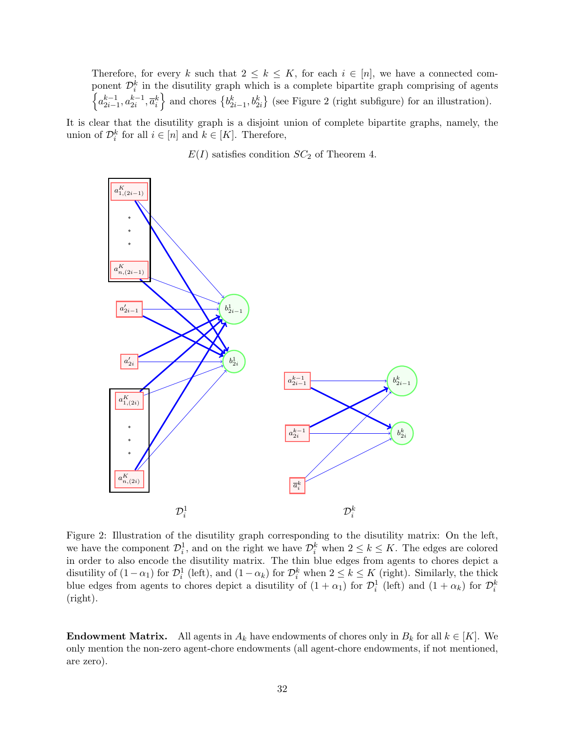Therefore, for every $k$ such that $2 \leq k \leq K$, for each $i \in [n]$, we have a connected component $\mathcal{D}_i^k$ in the disutility graph which is a complete bipartite graph comprising of agents $\left\{a_{2i-1}^{k-1}, a_{2i}^{k-1}, \overline{a}_i^k\right\}$ and chores $\left\{b_{2i-1}^k, b_{2i}^k\right\}$ (see Figure 2 (right subfigure) for an illustration).

It is clear that the disutility graph is a disjoint union of complete bipartite graphs, namely, the union of $\mathcal{D}_i^k$ for all $i \in [n]$ and $k \in [K]$. Therefore,

$$E(I) \text{ satisfies condition } SC_2 \text{ of Theorem 4.}$$

Figure 2: Illustration of the disutility graph corresponding to the disutility matrix: On the left, we have the component $\mathcal{D}_i^1$, and on the right we have $\mathcal{D}_i^k$ when $2 \leq k \leq K$. The edges are colored in order to also encode the disutility matrix. The thin blue edges from agents to chores depict a disutility of $(1-\alpha_1)$ for $\mathcal{D}_i^1$ (left), and $(1-\alpha_k)$ for $\mathcal{D}_i^k$ when $2 \leq k \leq K$ (right). Similarly, the thick blue edges from agents to chores depict a disutility of $(1+\alpha_1)$ for $\mathcal{D}_i^1$ (left) and $(1+\alpha_k)$ for $\mathcal{D}_i^k$ (right).

**Endowment Matrix.** All agents in $A_k$ have endowments of chores only in $B_k$ for all $k \in [K]$. We only mention the non-zero agent-chore endowments (all agent-chore endowments, if not mentioned, are zero).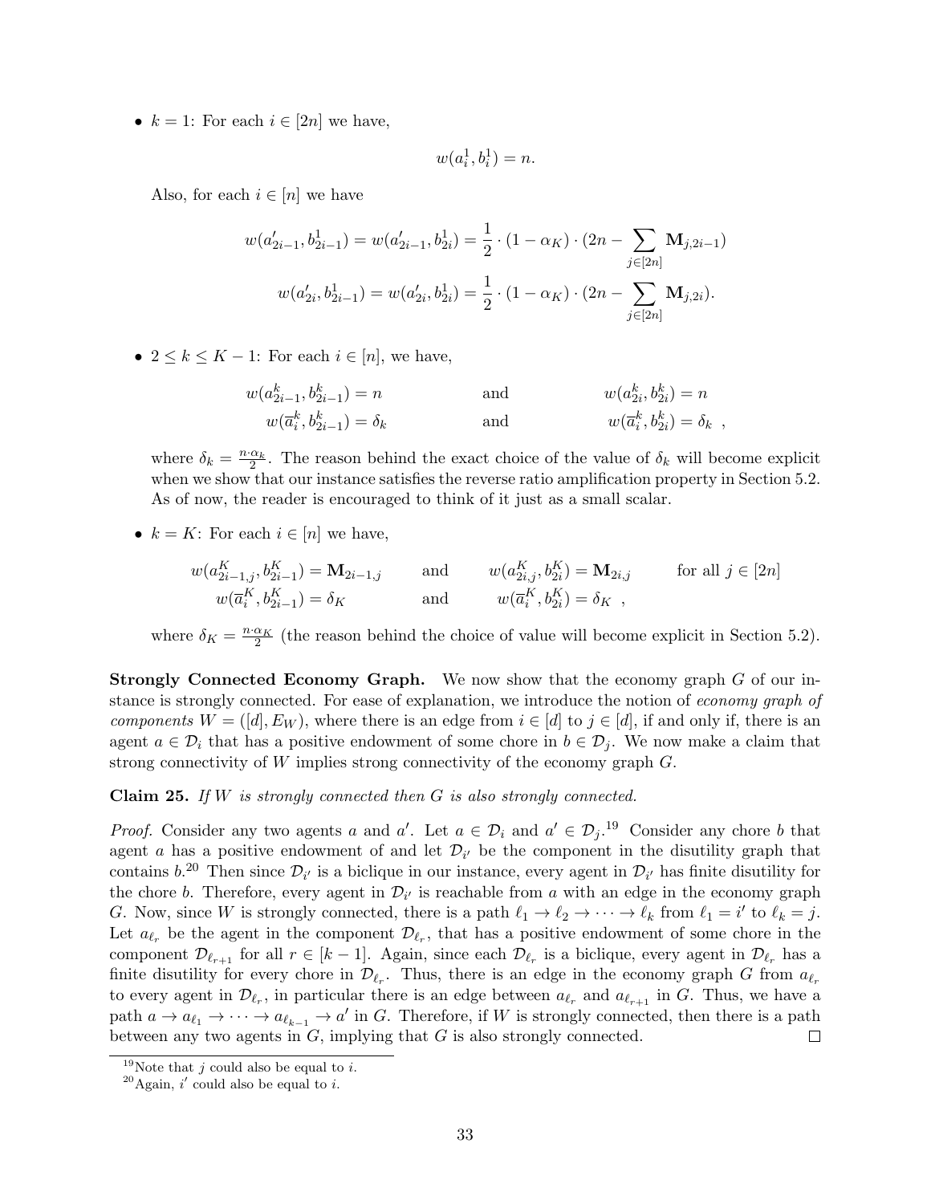- $k = 1$: For each $i \in [2n]$ we have,

$$w(a_i^1, b_i^1) = n.$$

  Also, for each $i \in [n]$ we have

$$w(a'_{2i-1}, b^1_{2i-1}) = w(a'_{2i-1}, b^1_{2i}) = \frac{1}{2} \cdot (1 - \alpha_K) \cdot (2n - \sum_{j \in [2n]} \mathbf{M}_{j,2i-1})$$

$$w(a'_{2i}, b^1_{2i-1}) = w(a'_{2i}, b^1_{2i}) = \frac{1}{2} \cdot (1 - \alpha_K) \cdot (2n - \sum_{j \in [2n]} \mathbf{M}_{j,2i}).$$

- $2 \leq k \leq K-1$: For each $i \in [n]$, we have,

$$w(a^k_{2i-1}, b^k_{2i-1}) = n \qquad \text{and} \qquad w(a^k_{2i}, b^k_{2i}) = n$$

$$w(\overline{a}^k_i, b^k_{2i-1}) = \delta_k \qquad \text{and} \qquad w(\overline{a}^k_i, b^k_{2i}) = \delta_k \ ,$$

  where $\delta_k = \frac{n \cdot \alpha_k}{2}$. The reason behind the exact choice of the value of $\delta_k$ will become explicit when we show that our instance satisfies the reverse ratio amplification property in Section 5.2. As of now, the reader is encouraged to think of it just as a small scalar.

- $k = K$: For each $i \in [n]$ we have,

$$w(a^K_{2i-1,j}, b^K_{2i-1}) = \mathbf{M}_{2i-1,j} \qquad \text{and} \qquad w(a^K_{2i,j}, b^K_{2i}) = \mathbf{M}_{2i,j} \qquad \text{for all } j \in [2n]$$

$$w(\overline{a}^K_i, b^K_{2i-1}) = \delta_K \qquad \text{and} \qquad w(\overline{a}^K_i, b^K_{2i}) = \delta_K \ ,$$

  where $\delta_K = \frac{n \cdot \alpha_K}{2}$ (the reason behind the choice of value will become explicit in Section 5.2).

**Strongly Connected Economy Graph.** We now show that the economy graph $G$ of our instance is strongly connected. For ease of explanation, we introduce the notion of *economy graph of components* $W = ([d], E_W)$, where there is an edge from $i \in [d]$ to $j \in [d]$, if and only if, there is an agent $a \in \mathcal{D}_i$ that has a positive endowment of some chore in $b \in \mathcal{D}_j$. We now make a claim that strong connectivity of $W$ implies strong connectivity of the economy graph $G$.

**Claim 25.** *If $W$ is strongly connected then $G$ is also strongly connected.*

*Proof.* Consider any two agents $a$ and $a'$. Let $a \in \mathcal{D}_i$ and $a' \in \mathcal{D}_j$.[19] Consider any chore $b$ that agent $a$ has a positive endowment of and let $\mathcal{D}_{i'}$ be the component in the disutility graph that contains $b$.[20] Then since $\mathcal{D}_{i'}$ is a biclique in our instance, every agent in $\mathcal{D}_{i'}$ has finite disutility for the chore $b$. Therefore, every agent in $\mathcal{D}_{i'}$ is reachable from $a$ with an edge in the economy graph $G$. Now, since $W$ is strongly connected, there is a path $\ell_1 \to \ell_2 \to \cdots \to \ell_k$ from $\ell_1 = i'$ to $\ell_k = j$. Let $a_{\ell_r}$ be the agent in the component $\mathcal{D}_{\ell_r}$, that has a positive endowment of some chore in the component $\mathcal{D}_{\ell_{r+1}}$ for all $r \in [k-1]$. Again, since each $\mathcal{D}_{\ell_r}$ is a biclique, every agent in $\mathcal{D}_{\ell_r}$ has a finite disutility for every chore in $\mathcal{D}_{\ell_r}$. Thus, there is an edge in the economy graph $G$ from $a_{\ell_r}$ to every agent in $\mathcal{D}_{\ell_r}$, in particular there is an edge between $a_{\ell_r}$ and $a_{\ell_{r+1}}$ in $G$. Thus, we have a path $a \to a_{\ell_1} \to \cdots \to a_{\ell_{k-1}} \to a'$ in $G$. Therefore, if $W$ is strongly connected, then there is a path between any two agents in $G$, implying that $G$ is also strongly connected. ☐

[19] Note that $j$ could also be equal to $i$.

[20] Again, $i'$ could also be equal to $i$.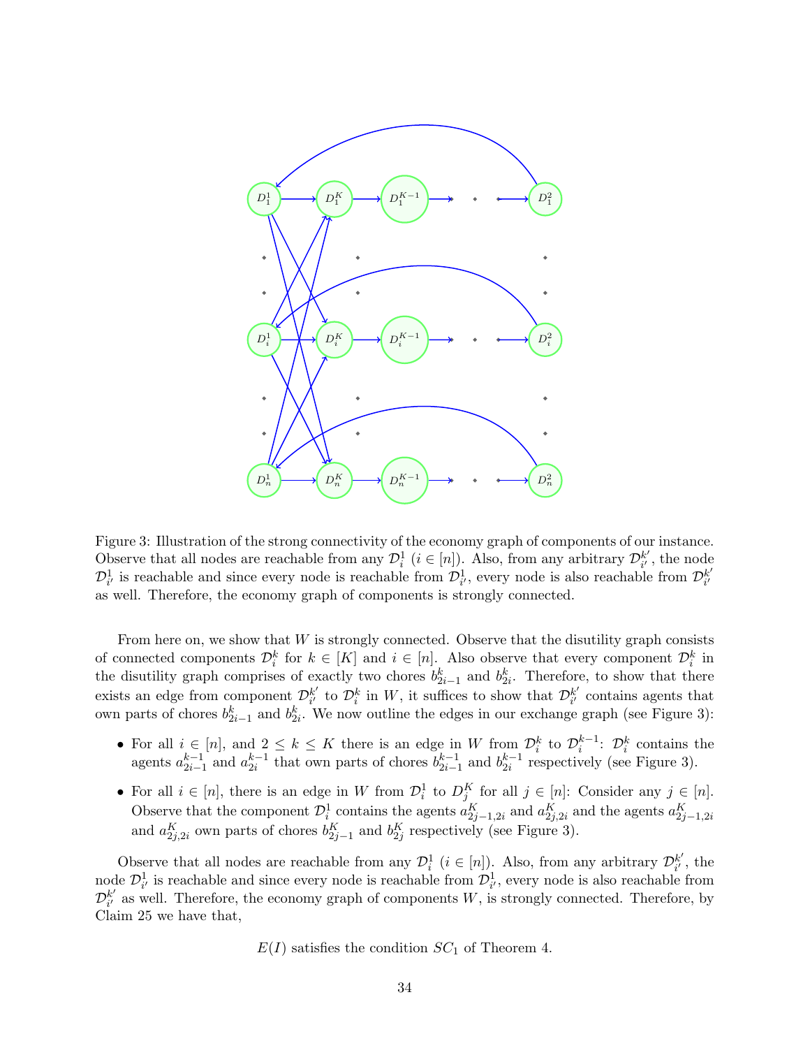Figure 3: Illustration of the strong connectivity of the economy graph of components of our instance. Observe that all nodes are reachable from any $\mathcal{D}_i^1$ ($i \in [n]$). Also, from any arbitrary $\mathcal{D}_{i'}^{k'}$, the node $\mathcal{D}_{i'}^1$ is reachable and since every node is reachable from $\mathcal{D}_{i'}^1$, every node is also reachable from $\mathcal{D}_{i'}^{k'}$ as well. Therefore, the economy graph of components is strongly connected.

From here on, we show that $W$ is strongly connected. Observe that the disutility graph consists of connected components $\mathcal{D}_i^k$ for $k \in [K]$ and $i \in [n]$. Also observe that every component $\mathcal{D}_i^k$ in the disutility graph comprises of exactly two chores $b_{2i-1}^k$ and $b_{2i}^k$. Therefore, to show that there exists an edge from component $\mathcal{D}_{i'}^{k'}$ to $\mathcal{D}_i^k$ in $W$, it suffices to show that $\mathcal{D}_{i'}^{k'}$ contains agents that own parts of chores $b_{2i-1}^k$ and $b_{2i}^k$. We now outline the edges in our exchange graph (see Figure 3):

- For all $i \in [n]$, and $2 \leq k \leq K$ there is an edge in $W$ from $\mathcal{D}_i^k$ to $\mathcal{D}_i^{k-1}$: $\mathcal{D}_i^k$ contains the agents $a_{2i-1}^{k-1}$ and $a_{2i}^{k-1}$ that own parts of chores $b_{2i-1}^{k-1}$ and $b_{2i}^{k-1}$ respectively (see Figure 3).
- For all $i \in [n]$, there is an edge in $W$ from $\mathcal{D}_i^1$ to $D_j^K$ for all $j \in [n]$: Consider any $j \in [n]$. Observe that the component $\mathcal{D}_i^1$ contains the agents $a_{2j-1,2i}^K$ and $a_{2j,2i}^K$ and the agents $a_{2j-1,2i}^K$ and $a_{2j,2i}^K$ own parts of chores $b_{2j-1}^K$ and $b_{2j}^K$ respectively (see Figure 3).

Observe that all nodes are reachable from any $\mathcal{D}_i^1$ ($i \in [n]$). Also, from any arbitrary $\mathcal{D}_{i'}^{k'}$, the node $\mathcal{D}_{i'}^1$ is reachable and since every node is reachable from $\mathcal{D}_{i'}^1$, every node is also reachable from $\mathcal{D}_{i'}^{k'}$ as well. Therefore, the economy graph of components $W$, is strongly connected. Therefore, by Claim 25 we have that,

$$E(I) \text{ satisfies the condition } SC_1 \text{ of Theorem 4.}$$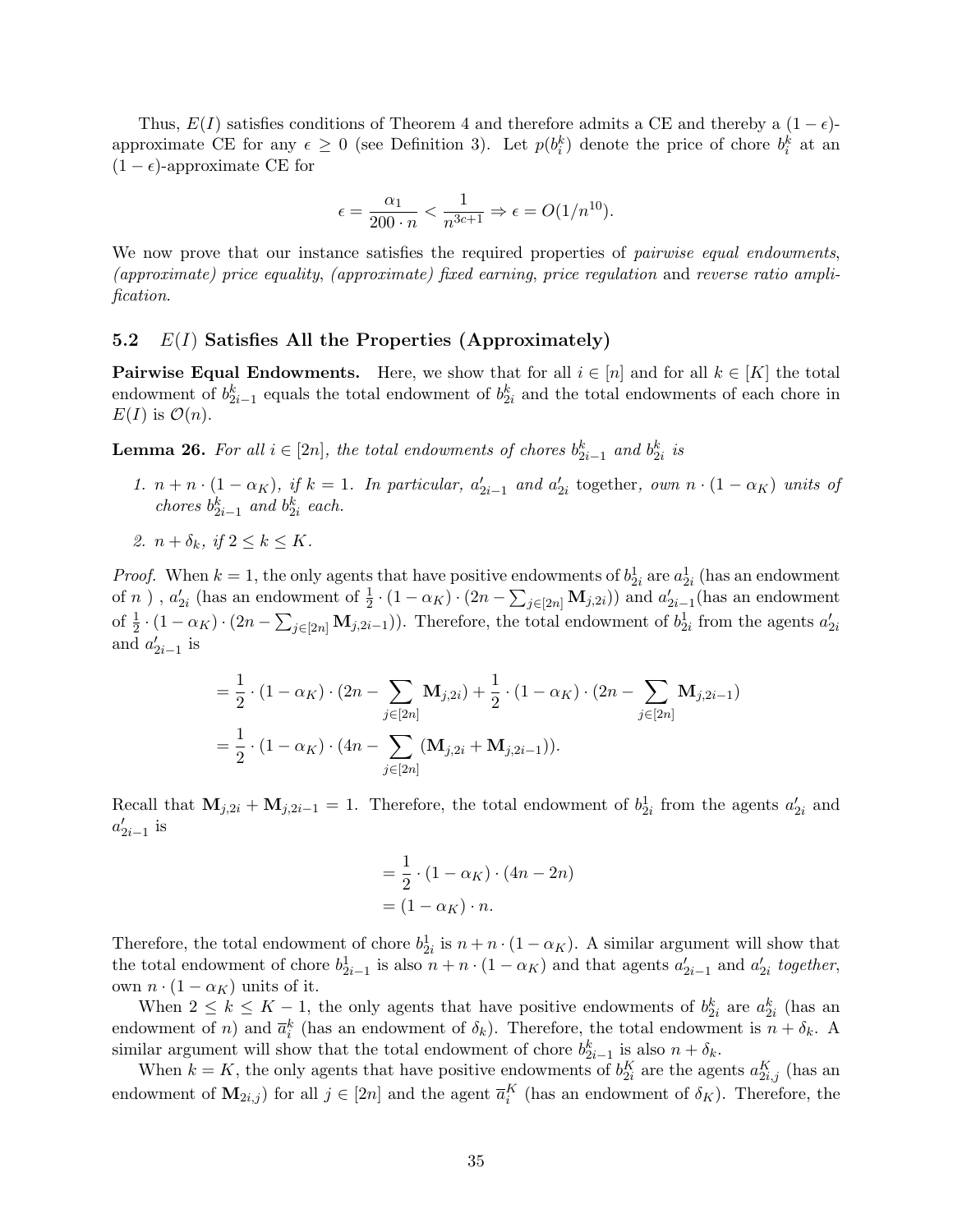Thus, $E(I)$ satisfies conditions of Theorem 4 and therefore admits a CE and thereby a $(1-\epsilon)$-approximate CE for any $\epsilon \geq 0$ (see Definition 3). Let $p(b_i^k)$ denote the price of chore $b_i^k$ at an $(1-\epsilon)$-approximate CE for

$$\epsilon = \frac{\alpha_1}{200 \cdot n} < \frac{1}{n^{3c+1}} \Rightarrow \epsilon = O(1/n^{10}).$$

We now prove that our instance satisfies the required properties of *pairwise equal endowments*, *(approximate) price equality*, *(approximate) fixed earning*, *price regulation* and *reverse ratio amplification*.

## 5.2 $E(I)$ Satisfies All the Properties (Approximately)

**Pairwise Equal Endowments.** Here, we show that for all $i \in [n]$ and for all $k \in [K]$ the total endowment of $b_{2i-1}^k$ equals the total endowment of $b_{2i}^k$ and the total endowments of each chore in $E(I)$ is $\mathcal{O}(n)$.

**Lemma 26.** *For all $i \in [2n]$, the total endowments of chores $b_{2i-1}^k$ and $b_{2i}^k$ is*

1. *$n + n \cdot (1-\alpha_K)$, if $k = 1$. In particular, $a'_{2i-1}$ and $a'_{2i}$* together, *own $n \cdot (1-\alpha_K)$ units of chores $b_{2i-1}^k$ and $b_{2i}^k$ each.*
2. *$n + \delta_k$, if $2 \leq k \leq K$.*

*Proof.* When $k=1$, the only agents that have positive endowments of $b_{2i}^1$ are $a_{2i}^1$ (has an endowment of $n$ ) , $a'_{2i}$ (has an endowment of $\frac{1}{2} \cdot (1-\alpha_K) \cdot (2n - \sum_{j \in [2n]} \mathbf{M}_{j,2i})$) and $a'_{2i-1}$(has an endowment of $\frac{1}{2} \cdot (1-\alpha_K) \cdot (2n - \sum_{j \in [2n]} \mathbf{M}_{j,2i-1})$). Therefore, the total endowment of $b_{2i}^1$ from the agents $a'_{2i}$ and $a'_{2i-1}$ is

$$\begin{aligned}
&= \frac{1}{2} \cdot (1-\alpha_K) \cdot (2n - \sum_{j \in [2n]} \mathbf{M}_{j,2i}) + \frac{1}{2} \cdot (1-\alpha_K) \cdot (2n - \sum_{j \in [2n]} \mathbf{M}_{j,2i-1}) \\
&= \frac{1}{2} \cdot (1-\alpha_K) \cdot (4n - \sum_{j \in [2n]} (\mathbf{M}_{j,2i} + \mathbf{M}_{j,2i-1})).
\end{aligned}$$

Recall that $\mathbf{M}_{j,2i} + \mathbf{M}_{j,2i-1} = 1$. Therefore, the total endowment of $b_{2i}^1$ from the agents $a'_{2i}$ and $a'_{2i-1}$ is

$$\begin{aligned}
&= \frac{1}{2} \cdot (1-\alpha_K) \cdot (4n - 2n) \\
&= (1-\alpha_K) \cdot n.
\end{aligned}$$

Therefore, the total endowment of chore $b_{2i}^1$ is $n + n \cdot (1-\alpha_K)$. A similar argument will show that the total endowment of chore $b_{2i-1}^1$ is also $n + n \cdot (1-\alpha_K)$ and that agents $a'_{2i-1}$ and $a'_{2i}$ *together*, own $n \cdot (1-\alpha_K)$ units of it.

When $2 \leq k \leq K-1$, the only agents that have positive endowments of $b_{2i}^k$ are $a_{2i}^k$ (has an endowment of $n$) and $\overline{a}_i^k$ (has an endowment of $\delta_k$). Therefore, the total endowment is $n + \delta_k$. A similar argument will show that the total endowment of chore $b_{2i-1}^k$ is also $n + \delta_k$.

When $k = K$, the only agents that have positive endowments of $b_{2i}^K$ are the agents $a_{2i,j}^K$ (has an endowment of $\mathbf{M}_{2i,j}$) for all $j \in [2n]$ and the agent $\overline{a}_i^K$ (has an endowment of $\delta_K$). Therefore, the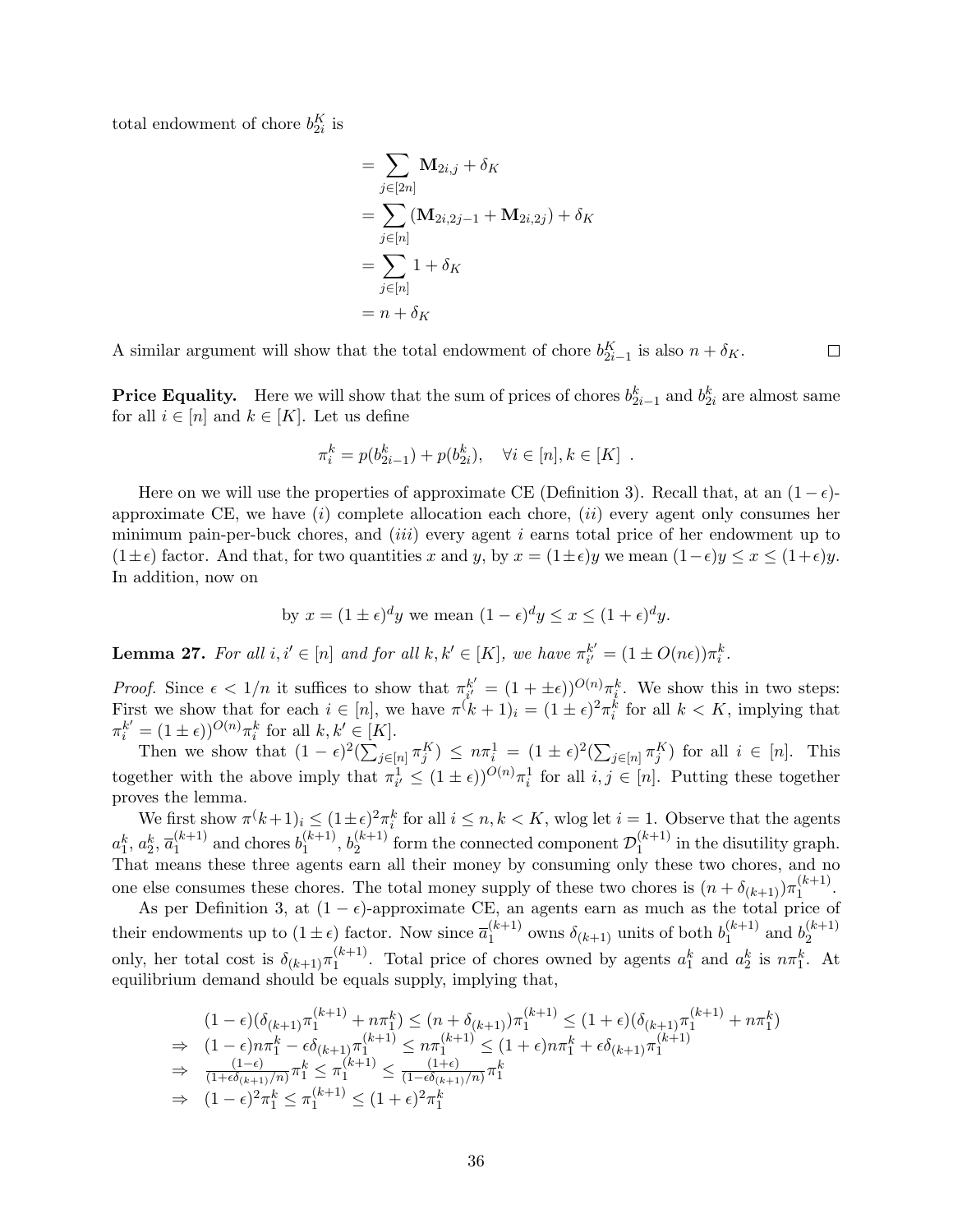total endowment of chore $b_{2i}^K$ is

$$
\begin{aligned}
&= \sum_{j\in[2n]} \mathbf{M}_{2i,j} + \delta_K \\
&= \sum_{j\in[n]} (\mathbf{M}_{2i,2j-1} + \mathbf{M}_{2i,2j}) + \delta_K \\
&= \sum_{j\in[n]} 1 + \delta_K \\
&= n + \delta_K
\end{aligned}
$$

A similar argument will show that the total endowment of chore $b_{2i-1}^K$ is also $n + \delta_K$. $\square$

**Price Equality.** Here we will show that the sum of prices of chores $b_{2i-1}^k$ and $b_{2i}^k$ are almost same for all $i \in [n]$ and $k \in [K]$. Let us define

$$\pi_i^k = p(b_{2i-1}^k) + p(b_{2i}^k), \quad \forall i \in [n], k \in [K] \ .$$

Here on we will use the properties of approximate CE (Definition 3). Recall that, at an $(1-\epsilon)$-approximate CE, we have $(i)$ complete allocation each chore, $(ii)$ every agent only consumes her minimum pain-per-buck chores, and $(iii)$ every agent $i$ earns total price of her endowment up to $(1\pm\epsilon)$ factor. And that, for two quantities $x$ and $y$, by $x = (1\pm\epsilon)y$ we mean $(1-\epsilon)y \le x \le (1+\epsilon)y$. In addition, now on

$$\text{by } x = (1\pm\epsilon)^d y \text{ we mean } (1-\epsilon)^d y \le x \le (1+\epsilon)^d y.$$

**Lemma 27.** *For all $i, i' \in [n]$ and for all $k, k' \in [K]$, we have $\pi_{i'}^{k'} = (1 \pm O(n\epsilon))\pi_i^k$.*

*Proof.* Since $\epsilon < 1/n$ it suffices to show that $\pi_{i'}^{k'} = (1 + \pm\epsilon))^{O(n)}\pi_i^k$. We show this in two steps: First we show that for each $i \in [n]$, we have $\pi^(k+1)_i = (1\pm\epsilon)^2\pi_i^k$ for all $k < K$, implying that $\pi_i^{k'} = (1\pm\epsilon))^{O(n)}\pi_i^k$ for all $k, k' \in [K]$.

Then we show that $(1-\epsilon)^2(\sum_{j\in[n]}\pi_j^K) \le n\pi_i^1 = (1\pm\epsilon)^2(\sum_{j\in[n]}\pi_j^K)$ for all $i \in [n]$. This together with the above imply that $\pi_{i'}^1 \le (1\pm\epsilon))^{O(n)}\pi_i^1$ for all $i, j \in [n]$. Putting these together proves the lemma.

We first show $\pi^(k+1)_i \le (1\pm\epsilon)^2\pi_i^k$ for all $i \le n, k < K$, wlog let $i = 1$. Observe that the agents $a_1^k$, $a_2^k$, $\overline{a}_1^{(k+1)}$ and chores $b_1^{(k+1)}$, $b_2^{(k+1)}$ form the connected component $\mathcal{D}_1^{(k+1)}$ in the disutility graph. That means these three agents earn all their money by consuming only these two chores, and no one else consumes these chores. The total money supply of these two chores is $(n + \delta_{(k+1)})\pi_1^{(k+1)}$.

As per Definition 3, at $(1-\epsilon)$-approximate CE, an agents earn as much as the total price of their endowments up to $(1\pm\epsilon)$ factor. Now since $\overline{a}_1^{(k+1)}$ owns $\delta_{(k+1)}$ units of both $b_1^{(k+1)}$ and $b_2^{(k+1)}$ only, her total cost is $\delta_{(k+1)}\pi_1^{(k+1)}$. Total price of chores owned by agents $a_1^k$ and $a_2^k$ is $n\pi_1^k$. At equilibrium demand should be equals supply, implying that,

$$
\begin{aligned}
& (1-\epsilon)(\delta_{(k+1)}\pi_1^{(k+1)} + n\pi_1^k) \le (n + \delta_{(k+1)})\pi_1^{(k+1)} \le (1+\epsilon)(\delta_{(k+1)}\pi_1^{(k+1)} + n\pi_1^k) \\
\Rightarrow \quad & (1-\epsilon)n\pi_1^k - \epsilon\delta_{(k+1)}\pi_1^{(k+1)} \le n\pi_1^{(k+1)} \le (1+\epsilon)n\pi_1^k + \epsilon\delta_{(k+1)}\pi_1^{(k+1)} \\
\Rightarrow \quad & \tfrac{(1-\epsilon)}{(1+\epsilon\delta_{(k+1)}/n)}\pi_1^k \le \pi_1^{(k+1)} \le \tfrac{(1+\epsilon)}{(1-\epsilon\delta_{(k+1)}/n)}\pi_1^k \\
\Rightarrow \quad & (1-\epsilon)^2\pi_1^k \le \pi_1^{(k+1)} \le (1+\epsilon)^2\pi_1^k
\end{aligned}
$$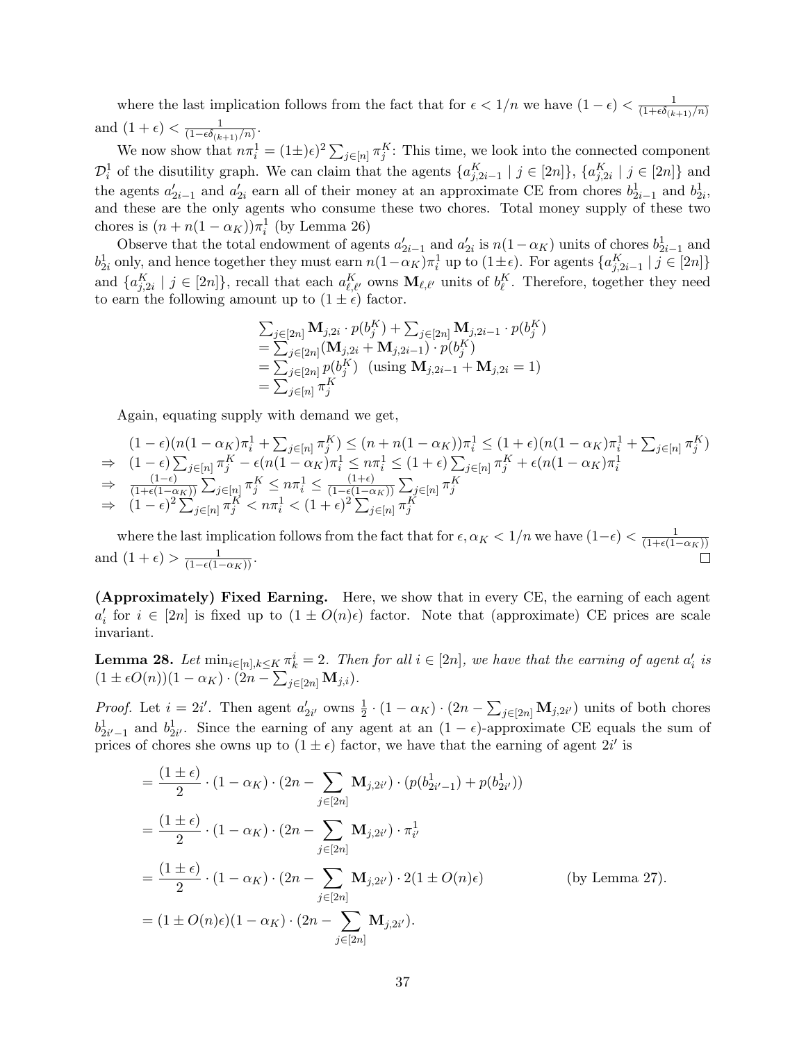where the last implication follows from the fact that for $\epsilon < 1/n$ we have $(1-\epsilon) < \frac{1}{(1+\epsilon\delta_{(k+1)}/n)}$ and $(1+\epsilon) < \frac{1}{(1-\epsilon\delta_{(k+1)}/n)}$.

We now show that $n\pi_i^1 = (1\pm)\epsilon)^2 \sum_{j\in[n]} \pi_j^K$: This time, we look into the connected component $\mathcal{D}_i^1$ of the disutility graph. We can claim that the agents $\{a_{j,2i-1}^K \mid j \in [2n]\}$, $\{a_{j,2i}^K \mid j \in [2n]\}$ and the agents $a'_{2i-1}$ and $a'_{2i}$ earn all of their money at an approximate CE from chores $b_{2i-1}^1$ and $b_{2i}^1$, and these are the only agents who consume these two chores. Total money supply of these two chores is $(n + n(1-\alpha_K))\pi_i^1$ (by Lemma 26)

Observe that the total endowment of agents $a'_{2i-1}$ and $a'_{2i}$ is $n(1-\alpha_K)$ units of chores $b_{2i-1}^1$ and $b_{2i}^1$ only, and hence together they must earn $n(1-\alpha_K)\pi_i^1$ up to $(1\pm\epsilon)$. For agents $\{a_{j,2i-1}^K \mid j \in [2n]\}$ and $\{a_{j,2i}^K \mid j \in [2n]\}$, recall that each $a_{\ell,\ell'}^K$ owns $\mathbf{M}_{\ell,\ell'}$ units of $b_\ell^K$. Therefore, together they need to earn the following amount up to $(1\pm\epsilon)$ factor.

$$
\begin{aligned}
&\textstyle\sum_{j\in[2n]} \mathbf{M}_{j,2i} \cdot p(b_j^K) + \sum_{j\in[2n]} \mathbf{M}_{j,2i-1} \cdot p(b_j^K) \\
&= \textstyle\sum_{j\in[2n]} (\mathbf{M}_{j,2i} + \mathbf{M}_{j,2i-1}) \cdot p(b_j^K) \\
&= \textstyle\sum_{j\in[2n]} p(b_j^K) \quad (\text{using } \mathbf{M}_{j,2i-1} + \mathbf{M}_{j,2i} = 1) \\
&= \textstyle\sum_{j\in[n]} \pi_j^K
\end{aligned}
$$

Again, equating supply with demand we get,

$$
\begin{aligned}
& (1-\epsilon)(n(1-\alpha_K)\pi_i^1 + \textstyle\sum_{j\in[n]} \pi_j^K) \le (n + n(1-\alpha_K))\pi_i^1 \le (1+\epsilon)(n(1-\alpha_K)\pi_i^1 + \sum_{j\in[n]} \pi_j^K) \\
\Rightarrow\ & (1-\epsilon)\textstyle\sum_{j\in[n]} \pi_j^K - \epsilon(n(1-\alpha_K)\pi_i^1 \le n\pi_i^1 \le (1+\epsilon)\sum_{j\in[n]} \pi_j^K + \epsilon(n(1-\alpha_K)\pi_i^1 \\
\Rightarrow\ & \tfrac{(1-\epsilon)}{(1+\epsilon(1-\alpha_K))} \textstyle\sum_{j\in[n]} \pi_j^K \le n\pi_i^1 \le \tfrac{(1+\epsilon)}{(1-\epsilon(1-\alpha_K))} \sum_{j\in[n]} \pi_j^K \\
\Rightarrow\ & (1-\epsilon)^2 \textstyle\sum_{j\in[n]} \pi_j^K < n\pi_i^1 < (1+\epsilon)^2 \sum_{j\in[n]} \pi_j^K
\end{aligned}
$$

where the last implication follows from the fact that for $\epsilon, \alpha_K < 1/n$ we have $(1-\epsilon) < \frac{1}{(1+\epsilon(1-\alpha_K))}$ and $(1+\epsilon) > \frac{1}{(1-\epsilon(1-\alpha_K))}$. □

**(Approximately) Fixed Earning.** Here, we show that in every CE, the earning of each agent $a'_i$ for $i \in [2n]$ is fixed up to $(1 \pm O(n)\epsilon)$ factor. Note that (approximate) CE prices are scale invariant.

**Lemma 28.** *Let $\min_{i\in[n],k\le K} \pi_k^i = 2$. Then for all $i \in [2n]$, we have that the earning of agent $a'_i$ is $(1 \pm \epsilon O(n))(1-\alpha_K) \cdot (2n - \sum_{j\in[2n]} \mathbf{M}_{j,i})$.*

*Proof.* Let $i = 2i'$. Then agent $a'_{2i'}$ owns $\frac{1}{2} \cdot (1-\alpha_K) \cdot (2n - \sum_{j\in[2n]} \mathbf{M}_{j,2i'})$ units of both chores $b_{2i'-1}^1$ and $b_{2i'}^1$. Since the earning of any agent at an $(1-\epsilon)$-approximate CE equals the sum of prices of chores she owns up to $(1\pm\epsilon)$ factor, we have that the earning of agent $2i'$ is

$$
\begin{aligned}
&= \frac{(1\pm\epsilon)}{2} \cdot (1-\alpha_K) \cdot (2n - \sum_{j\in[2n]} \mathbf{M}_{j,2i'}) \cdot (p(b_{2i'-1}^1) + p(b_{2i'}^1)) \\
&= \frac{(1\pm\epsilon)}{2} \cdot (1-\alpha_K) \cdot (2n - \sum_{j\in[2n]} \mathbf{M}_{j,2i'}) \cdot \pi_{i'}^1 \\
&= \frac{(1\pm\epsilon)}{2} \cdot (1-\alpha_K) \cdot (2n - \sum_{j\in[2n]} \mathbf{M}_{j,2i'}) \cdot 2(1 \pm O(n)\epsilon) \qquad \text{(by Lemma 27).} \\
&= (1 \pm O(n)\epsilon)(1-\alpha_K) \cdot (2n - \sum_{j\in[2n]} \mathbf{M}_{j,2i'}).
\end{aligned}
$$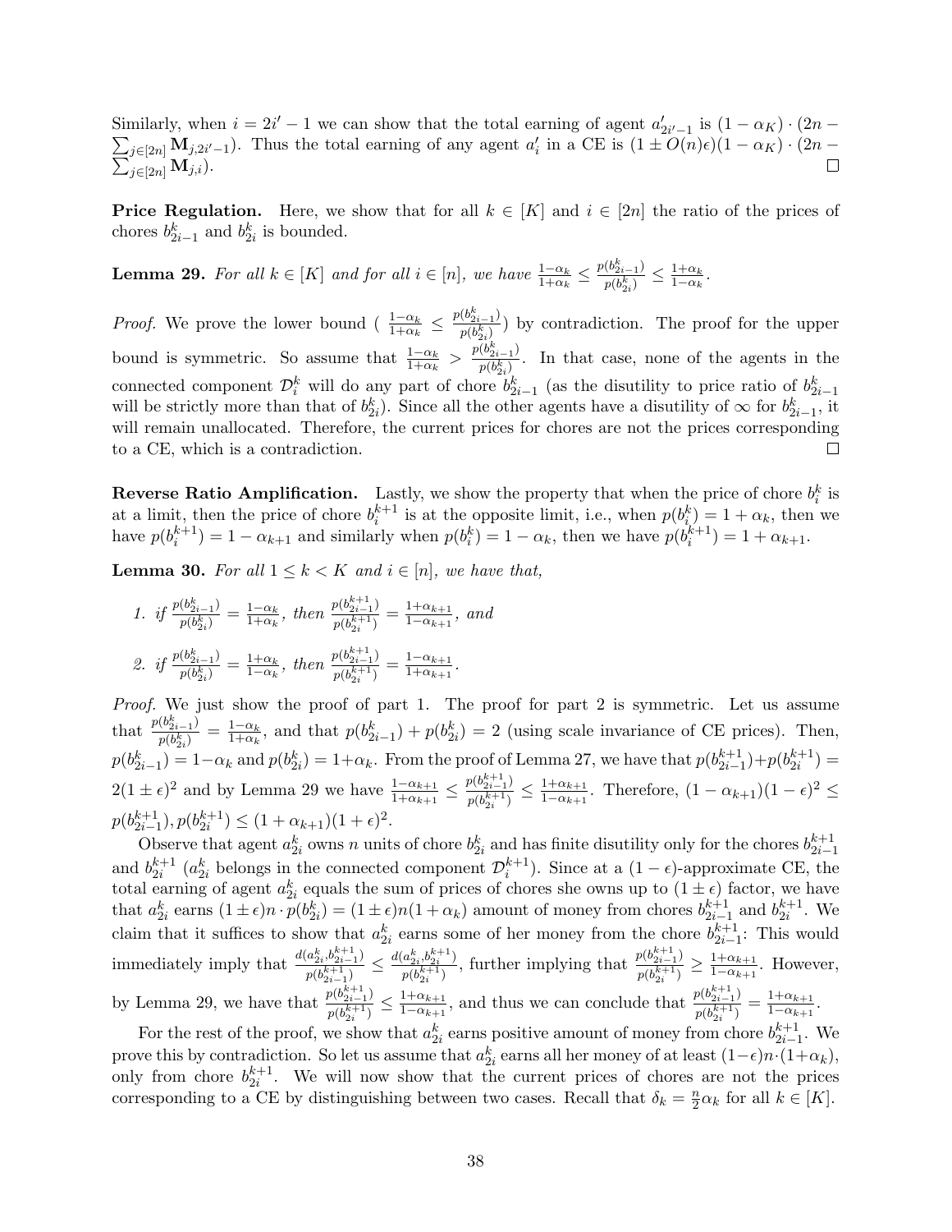Similarly, when $i = 2i' - 1$ we can show that the total earning of agent $a'_{2i'-1}$ is $(1 - \alpha_K) \cdot (2n - \sum_{j \in [2n]} \mathbf{M}_{j,2i'-1})$. Thus the total earning of any agent $a'_i$ in a CE is $(1 \pm O(n)\epsilon)(1 - \alpha_K) \cdot (2n - \sum_{j \in [2n]} \mathbf{M}_{j,i})$. $\square$

**Price Regulation.** Here, we show that for all $k \in [K]$ and $i \in [2n]$ the ratio of the prices of chores $b^k_{2i-1}$ and $b^k_{2i}$ is bounded.

**Lemma 29.** *For all $k \in [K]$ and for all $i \in [n]$, we have $\frac{1-\alpha_k}{1+\alpha_k} \leq \frac{p(b^k_{2i-1})}{p(b^k_{2i})} \leq \frac{1+\alpha_k}{1-\alpha_k}$.*

*Proof.* We prove the lower bound ( $\frac{1-\alpha_k}{1+\alpha_k} \leq \frac{p(b^k_{2i-1})}{p(b^k_{2i})}$) by contradiction. The proof for the upper bound is symmetric. So assume that $\frac{1-\alpha_k}{1+\alpha_k} > \frac{p(b^k_{2i-1})}{p(b^k_{2i})}$. In that case, none of the agents in the connected component $\mathcal{D}^k_i$ will do any part of chore $b^k_{2i-1}$ (as the disutility to price ratio of $b^k_{2i-1}$ will be strictly more than that of $b^k_{2i}$). Since all the other agents have a disutility of $\infty$ for $b^k_{2i-1}$, it will remain unallocated. Therefore, the current prices for chores are not the prices corresponding to a CE, which is a contradiction. $\square$

**Reverse Ratio Amplification.** Lastly, we show the property that when the price of chore $b^k_i$ is at a limit, then the price of chore $b^{k+1}_i$ is at the opposite limit, i.e., when $p(b^k_i) = 1 + \alpha_k$, then we have $p(b^{k+1}_i) = 1 - \alpha_{k+1}$ and similarly when $p(b^k_i) = 1 - \alpha_k$, then we have $p(b^{k+1}_i) = 1 + \alpha_{k+1}$.

**Lemma 30.** *For all $1 \leq k < K$ and $i \in [n]$, we have that,*

1. *if $\frac{p(b^k_{2i-1})}{p(b^k_{2i})} = \frac{1-\alpha_k}{1+\alpha_k}$, then $\frac{p(b^{k+1}_{2i-1})}{p(b^{k+1}_{2i})} = \frac{1+\alpha_{k+1}}{1-\alpha_{k+1}}$, and*
2. *if $\frac{p(b^k_{2i-1})}{p(b^k_{2i})} = \frac{1+\alpha_k}{1-\alpha_k}$, then $\frac{p(b^{k+1}_{2i-1})}{p(b^{k+1}_{2i})} = \frac{1-\alpha_{k+1}}{1+\alpha_{k+1}}$.*

*Proof.* We just show the proof of part 1. The proof for part 2 is symmetric. Let us assume that $\frac{p(b^k_{2i-1})}{p(b^k_{2i})} = \frac{1-\alpha_k}{1+\alpha_k}$, and that $p(b^k_{2i-1}) + p(b^k_{2i}) = 2$ (using scale invariance of CE prices). Then, $p(b^k_{2i-1}) = 1 - \alpha_k$ and $p(b^k_{2i}) = 1 + \alpha_k$. From the proof of Lemma 27, we have that $p(b^{k+1}_{2i-1}) + p(b^{k+1}_{2i}) = 2(1 \pm \epsilon)^2$ and by Lemma 29 we have $\frac{1-\alpha_{k+1}}{1+\alpha_{k+1}} \leq \frac{p(b^{k+1}_{2i-1})}{p(b^{k+1}_{2i})} \leq \frac{1+\alpha_{k+1}}{1-\alpha_{k+1}}$. Therefore, $(1 - \alpha_{k+1})(1 - \epsilon)^2 \leq p(b^{k+1}_{2i-1}), p(b^{k+1}_{2i}) \leq (1 + \alpha_{k+1})(1 + \epsilon)^2$.

Observe that agent $a^k_{2i}$ owns $n$ units of chore $b^k_{2i}$ and has finite disutility only for the chores $b^{k+1}_{2i-1}$ and $b^{k+1}_{2i}$ ($a^k_{2i}$ belongs in the connected component $\mathcal{D}^{k+1}_i$). Since at a $(1-\epsilon)$-approximate CE, the total earning of agent $a^k_{2i}$ equals the sum of prices of chores she owns up to $(1 \pm \epsilon)$ factor, we have that $a^k_{2i}$ earns $(1 \pm \epsilon)n \cdot p(b^k_{2i}) = (1 \pm \epsilon)n(1 + \alpha_k)$ amount of money from chores $b^{k+1}_{2i-1}$ and $b^{k+1}_{2i}$. We claim that it suffices to show that $a^k_{2i}$ earns some of her money from the chore $b^{k+1}_{2i-1}$: This would immediately imply that $\frac{d(a^k_{2i}, b^{k+1}_{2i-1})}{p(b^{k+1}_{2i-1})} \leq \frac{d(a^k_{2i}, b^{k+1}_{2i})}{p(b^{k+1}_{2i})}$, further implying that $\frac{p(b^{k+1}_{2i-1})}{p(b^{k+1}_{2i})} \geq \frac{1+\alpha_{k+1}}{1-\alpha_{k+1}}$. However, by Lemma 29, we have that $\frac{p(b^{k+1}_{2i-1})}{p(b^{k+1}_{2i})} \leq \frac{1+\alpha_{k+1}}{1-\alpha_{k+1}}$, and thus we can conclude that $\frac{p(b^{k+1}_{2i-1})}{p(b^{k+1}_{2i})} = \frac{1+\alpha_{k+1}}{1-\alpha_{k+1}}$.

For the rest of the proof, we show that $a^k_{2i}$ earns positive amount of money from chore $b^{k+1}_{2i-1}$. We prove this by contradiction. So let us assume that $a^k_{2i}$ earns all her money of at least $(1-\epsilon)n \cdot (1+\alpha_k)$, only from chore $b^{k+1}_{2i}$. We will now show that the current prices of chores are not the prices corresponding to a CE by distinguishing between two cases. Recall that $\delta_k = \frac{n}{2}\alpha_k$ for all $k \in [K]$.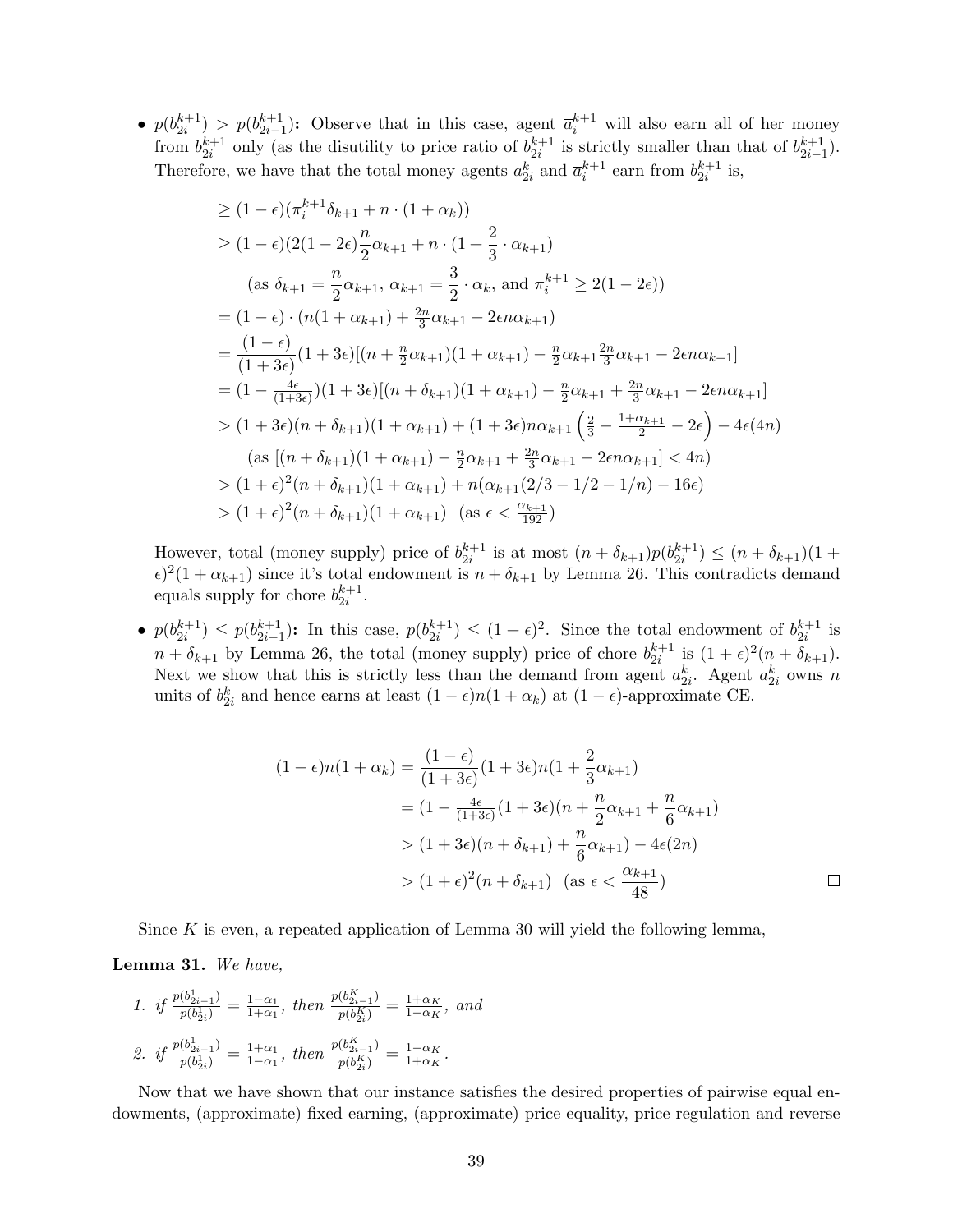- $p(b_{2i}^{k+1}) > p(b_{2i-1}^{k+1})$**:** Observe that in this case, agent $\overline{a}_i^{k+1}$ will also earn all of her money from $b_{2i}^{k+1}$ only (as the disutility to price ratio of $b_{2i}^{k+1}$ is strictly smaller than that of $b_{2i-1}^{k+1}$). Therefore, we have that the total money agents $a_{2i}^k$ and $\overline{a}_i^{k+1}$ earn from $b_{2i}^{k+1}$ is,

$$
\begin{aligned}
&\geq (1-\epsilon)(\pi_i^{k+1}\delta_{k+1} + n \cdot (1+\alpha_k)) \\
&\geq (1-\epsilon)(2(1-2\epsilon)\frac{n}{2}\alpha_{k+1} + n \cdot (1 + \frac{2}{3} \cdot \alpha_{k+1}) \\
&\qquad \text{(as } \delta_{k+1} = \frac{n}{2}\alpha_{k+1},\ \alpha_{k+1} = \frac{3}{2} \cdot \alpha_k, \text{ and } \pi_i^{k+1} \geq 2(1-2\epsilon)) \\
&= (1-\epsilon) \cdot (n(1+\alpha_{k+1}) + \tfrac{2n}{3}\alpha_{k+1} - 2\epsilon n \alpha_{k+1}) \\
&= \frac{(1-\epsilon)}{(1+3\epsilon)}(1+3\epsilon)[(n + \tfrac{n}{2}\alpha_{k+1})(1+\alpha_{k+1}) - \tfrac{n}{2}\alpha_{k+1}\tfrac{2n}{3}\alpha_{k+1} - 2\epsilon n \alpha_{k+1}] \\
&= (1 - \tfrac{4\epsilon}{(1+3\epsilon)})(1+3\epsilon)[(n+\delta_{k+1})(1+\alpha_{k+1}) - \tfrac{n}{2}\alpha_{k+1} + \tfrac{2n}{3}\alpha_{k+1} - 2\epsilon n \alpha_{k+1}] \\
&> (1+3\epsilon)(n+\delta_{k+1})(1+\alpha_{k+1}) + (1+3\epsilon)n\alpha_{k+1}\left(\tfrac{2}{3} - \tfrac{1+\alpha_{k+1}}{2} - 2\epsilon\right) - 4\epsilon(4n) \\
&\qquad \text{(as } [(n+\delta_{k+1})(1+\alpha_{k+1}) - \tfrac{n}{2}\alpha_{k+1} + \tfrac{2n}{3}\alpha_{k+1} - 2\epsilon n \alpha_{k+1}] < 4n) \\
&> (1+\epsilon)^2(n+\delta_{k+1})(1+\alpha_{k+1}) + n(\alpha_{k+1}(2/3 - 1/2 - 1/n) - 16\epsilon) \\
&> (1+\epsilon)^2(n+\delta_{k+1})(1+\alpha_{k+1}) \quad \text{(as } \epsilon < \tfrac{\alpha_{k+1}}{192})
\end{aligned}
$$

However, total (money supply) price of $b_{2i}^{k+1}$ is at most $(n+\delta_{k+1})p(b_{2i}^{k+1}) \leq (n+\delta_{k+1})(1+\epsilon)^2(1+\alpha_{k+1})$ since it's total endowment is $n + \delta_{k+1}$ by Lemma 26. This contradicts demand equals supply for chore $b_{2i}^{k+1}$.

- $p(b_{2i}^{k+1}) \leq p(b_{2i-1}^{k+1})$**:** In this case, $p(b_{2i}^{k+1}) \leq (1+\epsilon)^2$. Since the total endowment of $b_{2i}^{k+1}$ is $n + \delta_{k+1}$ by Lemma 26, the total (money supply) price of chore $b_{2i}^{k+1}$ is $(1+\epsilon)^2(n+\delta_{k+1})$. Next we show that this is strictly less than the demand from agent $a_{2i}^k$. Agent $a_{2i}^k$ owns $n$ units of $b_{2i}^k$ and hence earns at least $(1-\epsilon)n(1+\alpha_k)$ at $(1-\epsilon)$-approximate CE.

$$
\begin{aligned}
(1-\epsilon)n(1+\alpha_k) &= \frac{(1-\epsilon)}{(1+3\epsilon)}(1+3\epsilon)n(1+\frac{2}{3}\alpha_{k+1}) \\
&= (1 - \tfrac{4\epsilon}{(1+3\epsilon)}(1+3\epsilon)(n + \frac{n}{2}\alpha_{k+1} + \frac{n}{6}\alpha_{k+1}) \\
&> (1+3\epsilon)(n+\delta_{k+1}) + \frac{n}{6}\alpha_{k+1}) - 4\epsilon(2n) \\
&> (1+\epsilon)^2(n+\delta_{k+1}) \quad \text{(as } \epsilon < \frac{\alpha_{k+1}}{48})
\end{aligned}
$$

$\square$

Since $K$ is even, a repeated application of Lemma 30 will yield the following lemma,

**Lemma 31.** *We have,*

1. *if* $\frac{p(b_{2i-1}^1)}{p(b_{2i}^1)} = \frac{1-\alpha_1}{1+\alpha_1}$*, then* $\frac{p(b_{2i-1}^K)}{p(b_{2i}^K)} = \frac{1+\alpha_K}{1-\alpha_K}$*, and*
2. *if* $\frac{p(b_{2i-1}^1)}{p(b_{2i}^1)} = \frac{1+\alpha_1}{1-\alpha_1}$*, then* $\frac{p(b_{2i-1}^K)}{p(b_{2i}^K)} = \frac{1-\alpha_K}{1+\alpha_K}$.

Now that we have shown that our instance satisfies the desired properties of pairwise equal endowments, (approximate) fixed earning, (approximate) price equality, price regulation and reverse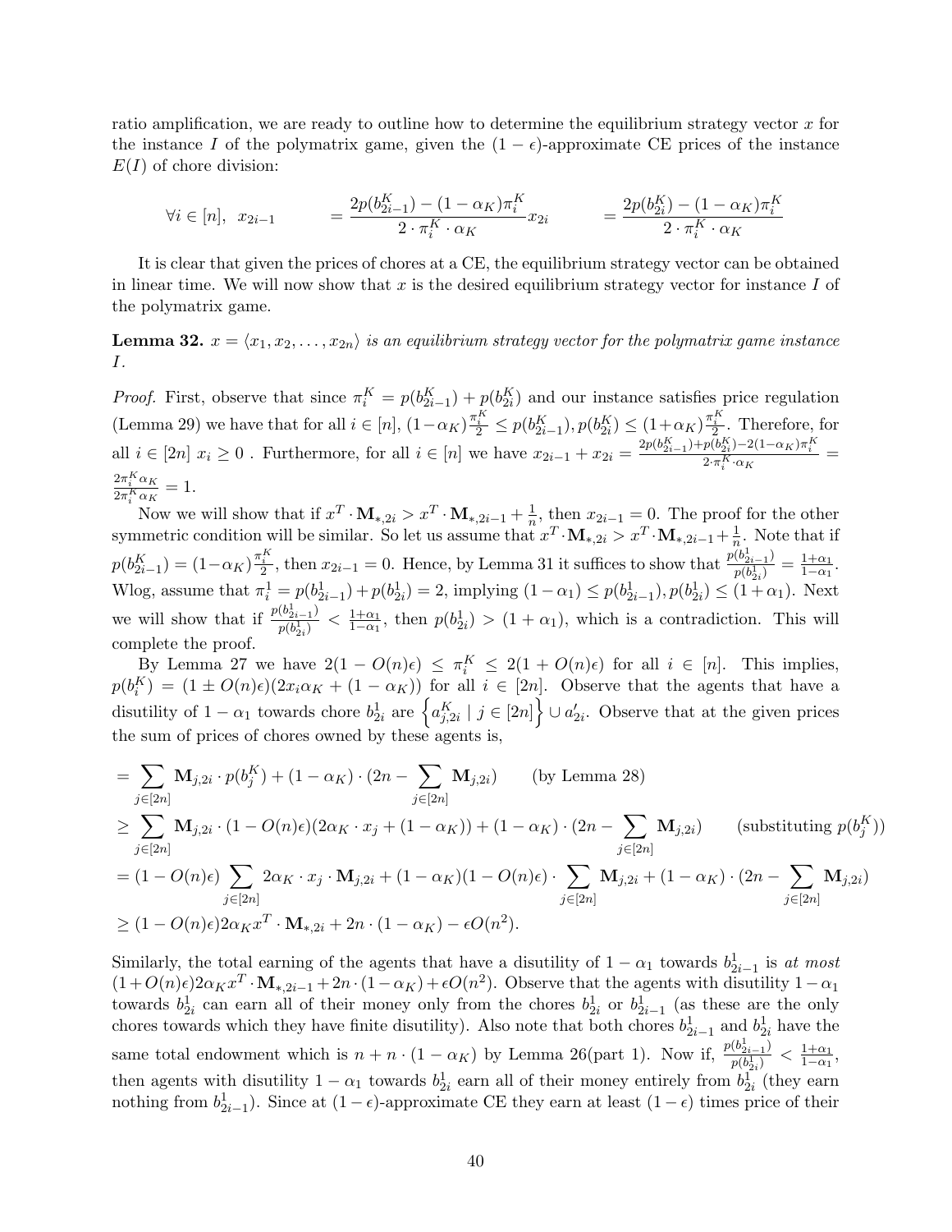ratio amplification, we are ready to outline how to determine the equilibrium strategy vector $x$ for the instance $I$ of the polymatrix game, given the $(1-\epsilon)$-approximate CE prices of the instance $E(I)$ of chore division:

$$\forall i \in [n], \;\; x_{2i-1} \qquad = \frac{2p(b^K_{2i-1}) - (1-\alpha_K)\pi^K_i}{2 \cdot \pi^K_i \cdot \alpha_K} x_{2i} \qquad = \frac{2p(b^K_{2i}) - (1-\alpha_K)\pi^K_i}{2 \cdot \pi^K_i \cdot \alpha_K}$$

It is clear that given the prices of chores at a CE, the equilibrium strategy vector can be obtained in linear time. We will now show that $x$ is the desired equilibrium strategy vector for instance $I$ of the polymatrix game.

**Lemma 32.** *$x = \langle x_1, x_2, \ldots, x_{2n} \rangle$ is an equilibrium strategy vector for the polymatrix game instance $I$.*

*Proof.* First, observe that since $\pi^K_i = p(b^K_{2i-1}) + p(b^K_{2i})$ and our instance satisfies price regulation (Lemma 29) we have that for all $i \in [n]$, $(1-\alpha_K)\frac{\pi^K_i}{2} \leq p(b^K_{2i-1}), p(b^K_{2i}) \leq (1+\alpha_K)\frac{\pi^K_i}{2}$. Therefore, for all $i \in [2n]$ $x_i \geq 0$ . Furthermore, for all $i \in [n]$ we have $x_{2i-1} + x_{2i} = \frac{2p(b^K_{2i-1}) + p(b^K_{2i}) - 2(1-\alpha_K)\pi^K_i}{2 \cdot \pi^K_i \cdot \alpha_K} = \frac{2\pi^K_i \alpha_K}{2\pi^K_i \alpha_K} = 1$.

Now we will show that if $x^T \cdot \mathbf{M}_{*,2i} > x^T \cdot \mathbf{M}_{*,2i-1} + \frac{1}{n}$, then $x_{2i-1} = 0$. The proof for the other symmetric condition will be similar. So let us assume that $x^T \cdot \mathbf{M}_{*,2i} > x^T \cdot \mathbf{M}_{*,2i-1} + \frac{1}{n}$. Note that if $p(b^K_{2i-1}) = (1-\alpha_K)\frac{\pi^K_i}{2}$, then $x_{2i-1} = 0$. Hence, by Lemma 31 it suffices to show that $\frac{p(b^1_{2i-1})}{p(b^1_{2i})} = \frac{1+\alpha_1}{1-\alpha_1}$. Wlog, assume that $\pi^1_i = p(b^1_{2i-1}) + p(b^1_{2i}) = 2$, implying $(1-\alpha_1) \leq p(b^1_{2i-1}), p(b^1_{2i}) \leq (1+\alpha_1)$. Next we will show that if $\frac{p(b^1_{2i-1})}{p(b^1_{2i})} < \frac{1+\alpha_1}{1-\alpha_1}$, then $p(b^1_{2i}) > (1+\alpha_1)$, which is a contradiction. This will complete the proof.

By Lemma 27 we have $2(1 - O(n)\epsilon) \leq \pi^K_i \leq 2(1 + O(n)\epsilon)$ for all $i \in [n]$. This implies, $p(b^K_i) = (1 \pm O(n)\epsilon)(2x_i\alpha_K + (1-\alpha_K))$ for all $i \in [2n]$. Observe that the agents that have a disutility of $1-\alpha_1$ towards chore $b^1_{2i}$ are $\left\{a^K_{j,2i} \mid j \in [2n]\right\} \cup a'_{2i}$. Observe that at the given prices the sum of prices of chores owned by these agents is,

$$\begin{aligned}
&= \sum_{j\in[2n]} \mathbf{M}_{j,2i} \cdot p(b^K_j) + (1-\alpha_K) \cdot (2n - \sum_{j\in[2n]} \mathbf{M}_{j,2i}) \qquad \text{(by Lemma 28)} \\
&\geq \sum_{j\in[2n]} \mathbf{M}_{j,2i} \cdot (1 - O(n)\epsilon)(2\alpha_K \cdot x_j + (1-\alpha_K)) + (1-\alpha_K) \cdot (2n - \sum_{j\in[2n]} \mathbf{M}_{j,2i}) \qquad \text{(substituting } p(b^K_j)\text{)} \\
&= (1 - O(n)\epsilon) \sum_{j\in[2n]} 2\alpha_K \cdot x_j \cdot \mathbf{M}_{j,2i} + (1-\alpha_K)(1 - O(n)\epsilon) \cdot \sum_{j\in[2n]} \mathbf{M}_{j,2i} + (1-\alpha_K) \cdot (2n - \sum_{j\in[2n]} \mathbf{M}_{j,2i}) \\
&\geq (1 - O(n)\epsilon) 2\alpha_K x^T \cdot \mathbf{M}_{*,2i} + 2n \cdot (1-\alpha_K) - \epsilon O(n^2).
\end{aligned}$$

Similarly, the total earning of the agents that have a disutility of $1-\alpha_1$ towards $b^1_{2i-1}$ is *at most* $(1 + O(n)\epsilon)2\alpha_K x^T \cdot \mathbf{M}_{*,2i-1} + 2n \cdot (1-\alpha_K) + \epsilon O(n^2)$. Observe that the agents with disutility $1-\alpha_1$ towards $b^1_{2i}$ can earn all of their money only from the chores $b^1_{2i}$ or $b^1_{2i-1}$ (as these are the only chores towards which they have finite disutility). Also note that both chores $b^1_{2i-1}$ and $b^1_{2i}$ have the same total endowment which is $n + n \cdot (1-\alpha_K)$ by Lemma 26(part 1). Now if, $\frac{p(b^1_{2i-1})}{p(b^1_{2i})} < \frac{1+\alpha_1}{1-\alpha_1}$, then agents with disutility $1-\alpha_1$ towards $b^1_{2i}$ earn all of their money entirely from $b^1_{2i}$ (they earn nothing from $b^1_{2i-1}$). Since at $(1-\epsilon)$-approximate CE they earn at least $(1-\epsilon)$ times price of their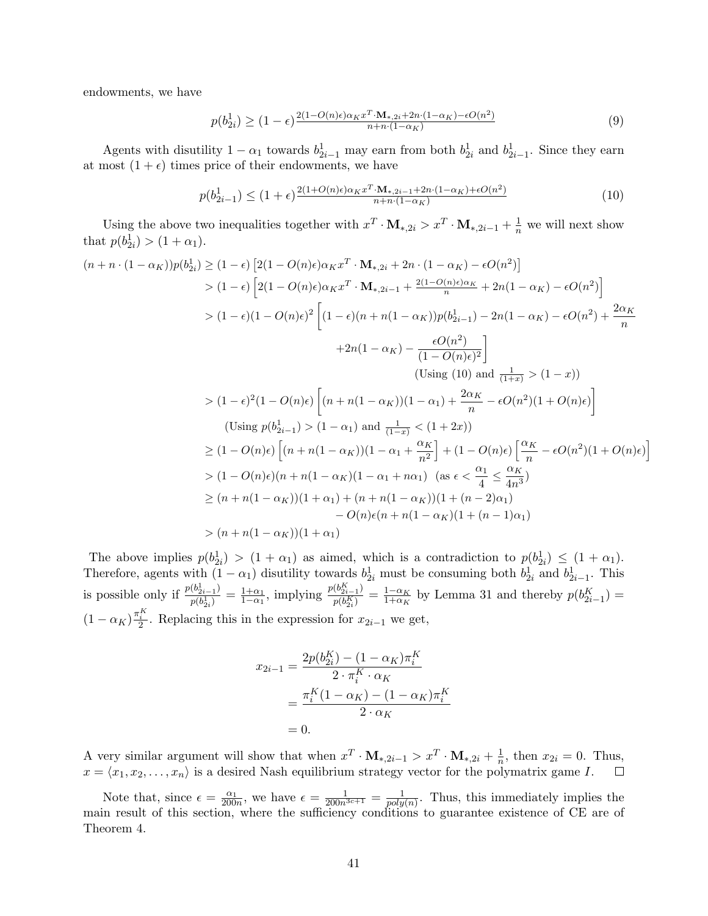endowments, we have

$$p(b^1_{2i}) \geq (1-\epsilon)\frac{2(1-O(n)\epsilon)\alpha_K x^T\cdot \mathbf{M}_{*,2i} + 2n\cdot(1-\alpha_K) - \epsilon O(n^2)}{n+n\cdot(1-\alpha_K)} \tag{9}$$

Agents with disutility $1-\alpha_1$ towards $b^1_{2i-1}$ may earn from both $b^1_{2i}$ and $b^1_{2i-1}$. Since they earn at most $(1+\epsilon)$ times price of their endowments, we have

$$p(b^1_{2i-1}) \leq (1+\epsilon)\frac{2(1+O(n)\epsilon)\alpha_K x^T\cdot \mathbf{M}_{*,2i-1} + 2n\cdot(1-\alpha_K) + \epsilon O(n^2)}{n+n\cdot(1-\alpha_K)} \tag{10}$$

Using the above two inequalities together with $x^T\cdot \mathbf{M}_{*,2i} > x^T\cdot \mathbf{M}_{*,2i-1} + \frac{1}{n}$ we will next show that $p(b^1_{2i}) > (1+\alpha_1)$.

$$\begin{aligned}
(n+n\cdot(1-\alpha_K))p(b^1_{2i}) &\geq (1-\epsilon)\left[2(1-O(n)\epsilon)\alpha_K x^T\cdot\mathbf{M}_{*,2i} + 2n\cdot(1-\alpha_K) - \epsilon O(n^2)\right] \\
&> (1-\epsilon)\left[2(1-O(n)\epsilon)\alpha_K x^T\cdot\mathbf{M}_{*,2i-1} + \tfrac{2(1-O(n)\epsilon)\alpha_K}{n} + 2n(1-\alpha_K) - \epsilon O(n^2)\right] \\
&> (1-\epsilon)(1-O(n)\epsilon)^2\left[(1-\epsilon)(n+n(1-\alpha_K))p(b^1_{2i-1}) - 2n(1-\alpha_K) - \epsilon O(n^2) + \frac{2\alpha_K}{n}\right. \\
&\qquad\qquad \left. + 2n(1-\alpha_K) - \frac{\epsilon O(n^2)}{(1-O(n)\epsilon)^2}\right] \\
&\qquad\qquad\qquad \text{(Using (10) and } \tfrac{1}{(1+x)} > (1-x)) \\
&> (1-\epsilon)^2(1-O(n)\epsilon)\left[(n+n(1-\alpha_K))(1-\alpha_1) + \frac{2\alpha_K}{n} - \epsilon O(n^2)(1+O(n)\epsilon)\right] \\
&\qquad \text{(Using } p(b^1_{2i-1}) > (1-\alpha_1) \text{ and } \tfrac{1}{(1-x)} < (1+2x)) \\
&\geq (1-O(n)\epsilon)\left[(n+n(1-\alpha_K))(1-\alpha_1+\frac{\alpha_K}{n^2}\right] + (1-O(n)\epsilon)\left[\frac{\alpha_K}{n} - \epsilon O(n^2)(1+O(n)\epsilon)\right] \\
&> (1-O(n)\epsilon)(n+n(1-\alpha_K)(1-\alpha_1+n\alpha_1) \quad (\text{as } \epsilon < \frac{\alpha_1}{4} \leq \frac{\alpha_K}{4n^3}) \\
&\geq (n+n(1-\alpha_K))(1+\alpha_1) + (n+n(1-\alpha_K))(1+(n-2)\alpha_1) \\
&\qquad - O(n)\epsilon(n+n(1-\alpha_K)(1+(n-1)\alpha_1) \\
&> (n+n(1-\alpha_K))(1+\alpha_1)
\end{aligned}$$

The above implies $p(b^1_{2i}) > (1+\alpha_1)$ as aimed, which is a contradiction to $p(b^1_{2i}) \leq (1+\alpha_1)$. Therefore, agents with $(1-\alpha_1)$ disutility towards $b^1_{2i}$ must be consuming both $b^1_{2i}$ and $b^1_{2i-1}$. This is possible only if $\frac{p(b^1_{2i-1})}{p(b^1_{2i})} = \frac{1+\alpha_1}{1-\alpha_1}$, implying $\frac{p(b^K_{2i-1})}{p(b^K_{2i})} = \frac{1-\alpha_K}{1+\alpha_K}$ by Lemma 31 and thereby $p(b^K_{2i-1}) = (1-\alpha_K)\frac{\pi^K_i}{2}$. Replacing this in the expression for $x_{2i-1}$ we get,

$$\begin{aligned}
x_{2i-1} &= \frac{2p(b^K_{2i}) - (1-\alpha_K)\pi^K_i}{2\cdot\pi^K_i\cdot\alpha_K} \\
&= \frac{\pi^K_i(1-\alpha_K) - (1-\alpha_K)\pi^K_i}{2\cdot\alpha_K} \\
&= 0.
\end{aligned}$$

A very similar argument will show that when $x^T\cdot\mathbf{M}_{*,2i-1} > x^T\cdot\mathbf{M}_{*,2i} + \frac{1}{n}$, then $x_{2i} = 0$. Thus, $x = \langle x_1, x_2, \ldots, x_n\rangle$ is a desired Nash equilibrium strategy vector for the polymatrix game $I$. $\square$

Note that, since $\epsilon = \frac{\alpha_1}{200n}$, we have $\epsilon = \frac{1}{200n^{3c+1}} = \frac{1}{poly(n)}$. Thus, this immediately implies the main result of this section, where the sufficiency conditions to guarantee existence of CE are of Theorem 4.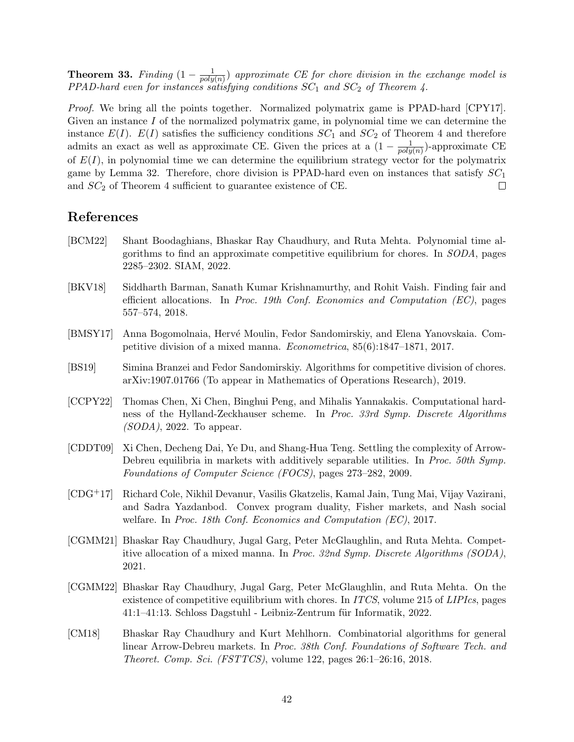**Theorem 33.** *Finding* $(1 - \frac{1}{poly(n)})$ *approximate CE for chore division in the exchange model is PPAD-hard even for instances satisfying conditions* $SC_1$ *and* $SC_2$ *of Theorem 4.*

*Proof.* We bring all the points together. Normalized polymatrix game is PPAD-hard [CPY17]. Given an instance $I$ of the normalized polymatrix game, in polynomial time we can determine the instance $E(I)$. $E(I)$ satisfies the sufficiency conditions $SC_1$ and $SC_2$ of Theorem 4 and therefore admits an exact as well as approximate CE. Given the prices at a $(1 - \frac{1}{poly(n)})$-approximate CE of $E(I)$, in polynomial time we can determine the equilibrium strategy vector for the polymatrix game by Lemma 32. Therefore, chore division is PPAD-hard even on instances that satisfy $SC_1$ and $SC_2$ of Theorem 4 sufficient to guarantee existence of CE. ☐

## References

[BCM22] Shant Boodaghians, Bhaskar Ray Chaudhury, and Ruta Mehta. Polynomial time algorithms to find an approximate competitive equilibrium for chores. In *SODA*, pages 2285–2302. SIAM, 2022.

[BKV18] Siddharth Barman, Sanath Kumar Krishnamurthy, and Rohit Vaish. Finding fair and efficient allocations. In *Proc. 19th Conf. Economics and Computation (EC)*, pages 557–574, 2018.

[BMSY17] Anna Bogomolnaia, Hervé Moulin, Fedor Sandomirskiy, and Elena Yanovskaia. Competitive division of a mixed manna. *Econometrica*, 85(6):1847–1871, 2017.

[BS19] Simina Branzei and Fedor Sandomirskiy. Algorithms for competitive division of chores. arXiv:1907.01766 (To appear in Mathematics of Operations Research), 2019.

[CCPY22] Thomas Chen, Xi Chen, Binghui Peng, and Mihalis Yannakakis. Computational hardness of the Hylland-Zeckhauser scheme. In *Proc. 33rd Symp. Discrete Algorithms (SODA)*, 2022. To appear.

[CDDT09] Xi Chen, Decheng Dai, Ye Du, and Shang-Hua Teng. Settling the complexity of Arrow-Debreu equilibria in markets with additively separable utilities. In *Proc. 50th Symp. Foundations of Computer Science (FOCS)*, pages 273–282, 2009.

[CDG+17] Richard Cole, Nikhil Devanur, Vasilis Gkatzelis, Kamal Jain, Tung Mai, Vijay Vazirani, and Sadra Yazdanbod. Convex program duality, Fisher markets, and Nash social welfare. In *Proc. 18th Conf. Economics and Computation (EC)*, 2017.

[CGMM21] Bhaskar Ray Chaudhury, Jugal Garg, Peter McGlaughlin, and Ruta Mehta. Competitive allocation of a mixed manna. In *Proc. 32nd Symp. Discrete Algorithms (SODA)*, 2021.

[CGMM22] Bhaskar Ray Chaudhury, Jugal Garg, Peter McGlaughlin, and Ruta Mehta. On the existence of competitive equilibrium with chores. In *ITCS*, volume 215 of *LIPIcs*, pages 41:1–41:13. Schloss Dagstuhl - Leibniz-Zentrum für Informatik, 2022.

[CM18] Bhaskar Ray Chaudhury and Kurt Mehlhorn. Combinatorial algorithms for general linear Arrow-Debreu markets. In *Proc. 38th Conf. Foundations of Software Tech. and Theoret. Comp. Sci. (FSTTCS)*, volume 122, pages 26:1–26:16, 2018.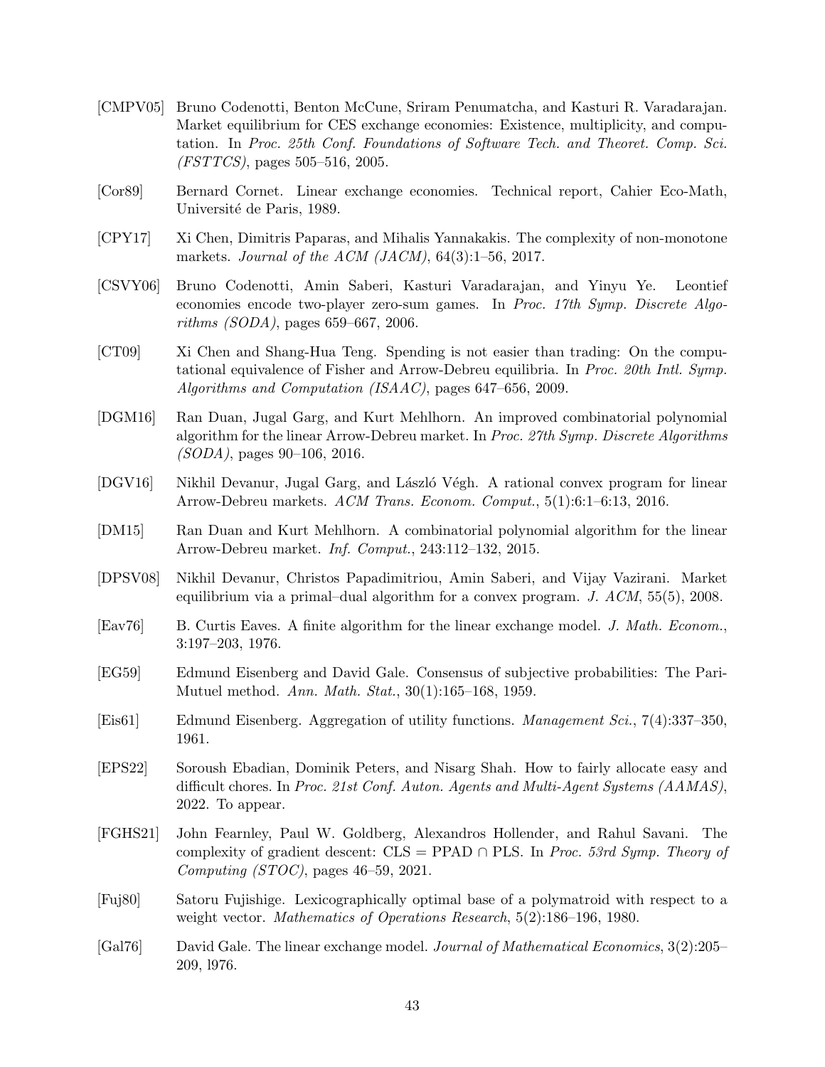[CMPV05] Bruno Codenotti, Benton McCune, Sriram Penumatcha, and Kasturi R. Varadarajan. Market equilibrium for CES exchange economies: Existence, multiplicity, and computation. In *Proc. 25th Conf. Foundations of Software Tech. and Theoret. Comp. Sci. (FSTTCS)*, pages 505–516, 2005.

[Cor89] Bernard Cornet. Linear exchange economies. Technical report, Cahier Eco-Math, Université de Paris, 1989.

[CPY17] Xi Chen, Dimitris Paparas, and Mihalis Yannakakis. The complexity of non-monotone markets. *Journal of the ACM (JACM)*, 64(3):1–56, 2017.

[CSVY06] Bruno Codenotti, Amin Saberi, Kasturi Varadarajan, and Yinyu Ye. Leontief economies encode two-player zero-sum games. In *Proc. 17th Symp. Discrete Algorithms (SODA)*, pages 659–667, 2006.

[CT09] Xi Chen and Shang-Hua Teng. Spending is not easier than trading: On the computational equivalence of Fisher and Arrow-Debreu equilibria. In *Proc. 20th Intl. Symp. Algorithms and Computation (ISAAC)*, pages 647–656, 2009.

[DGM16] Ran Duan, Jugal Garg, and Kurt Mehlhorn. An improved combinatorial polynomial algorithm for the linear Arrow-Debreu market. In *Proc. 27th Symp. Discrete Algorithms (SODA)*, pages 90–106, 2016.

[DGV16] Nikhil Devanur, Jugal Garg, and László Végh. A rational convex program for linear Arrow-Debreu markets. *ACM Trans. Econom. Comput.*, 5(1):6:1–6:13, 2016.

[DM15] Ran Duan and Kurt Mehlhorn. A combinatorial polynomial algorithm for the linear Arrow-Debreu market. *Inf. Comput.*, 243:112–132, 2015.

[DPSV08] Nikhil Devanur, Christos Papadimitriou, Amin Saberi, and Vijay Vazirani. Market equilibrium via a primal–dual algorithm for a convex program. *J. ACM*, 55(5), 2008.

[Eav76] B. Curtis Eaves. A finite algorithm for the linear exchange model. *J. Math. Econom.*, 3:197–203, 1976.

[EG59] Edmund Eisenberg and David Gale. Consensus of subjective probabilities: The Pari-Mutuel method. *Ann. Math. Stat.*, 30(1):165–168, 1959.

[Eis61] Edmund Eisenberg. Aggregation of utility functions. *Management Sci.*, 7(4):337–350, 1961.

[EPS22] Soroush Ebadian, Dominik Peters, and Nisarg Shah. How to fairly allocate easy and difficult chores. In *Proc. 21st Conf. Auton. Agents and Multi-Agent Systems (AAMAS)*, 2022. To appear.

[FGHS21] John Fearnley, Paul W. Goldberg, Alexandros Hollender, and Rahul Savani. The complexity of gradient descent: CLS = PPAD ∩ PLS. In *Proc. 53rd Symp. Theory of Computing (STOC)*, pages 46–59, 2021.

[Fuj80] Satoru Fujishige. Lexicographically optimal base of a polymatroid with respect to a weight vector. *Mathematics of Operations Research*, 5(2):186–196, 1980.

[Gal76] David Gale. The linear exchange model. *Journal of Mathematical Economics*, 3(2):205–209, l976.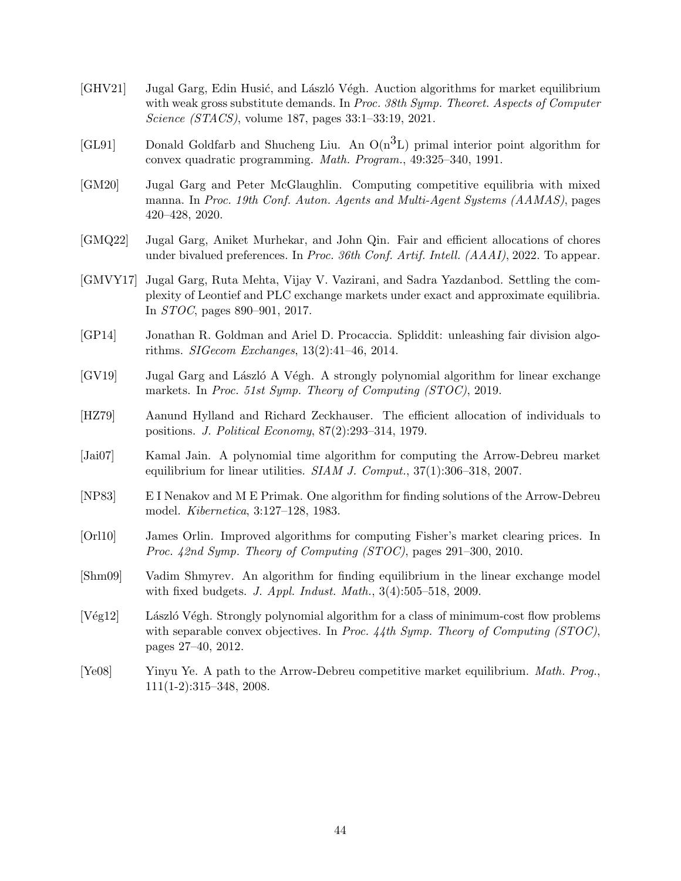[GHV21] Jugal Garg, Edin Husić, and László Végh. Auction algorithms for market equilibrium with weak gross substitute demands. In *Proc. 38th Symp. Theoret. Aspects of Computer Science (STACS)*, volume 187, pages 33:1–33:19, 2021.

[GL91] Donald Goldfarb and Shucheng Liu. An $O(n^3L)$ primal interior point algorithm for convex quadratic programming. *Math. Program.*, 49:325–340, 1991.

[GM20] Jugal Garg and Peter McGlaughlin. Computing competitive equilibria with mixed manna. In *Proc. 19th Conf. Auton. Agents and Multi-Agent Systems (AAMAS)*, pages 420–428, 2020.

[GMQ22] Jugal Garg, Aniket Murhekar, and John Qin. Fair and efficient allocations of chores under bivalued preferences. In *Proc. 36th Conf. Artif. Intell. (AAAI)*, 2022. To appear.

[GMVY17] Jugal Garg, Ruta Mehta, Vijay V. Vazirani, and Sadra Yazdanbod. Settling the complexity of Leontief and PLC exchange markets under exact and approximate equilibria. In *STOC*, pages 890–901, 2017.

[GP14] Jonathan R. Goldman and Ariel D. Procaccia. Spliddit: unleashing fair division algorithms. *SIGecom Exchanges*, 13(2):41–46, 2014.

[GV19] Jugal Garg and László A Végh. A strongly polynomial algorithm for linear exchange markets. In *Proc. 51st Symp. Theory of Computing (STOC)*, 2019.

[HZ79] Aanund Hylland and Richard Zeckhauser. The efficient allocation of individuals to positions. *J. Political Economy*, 87(2):293–314, 1979.

[Jai07] Kamal Jain. A polynomial time algorithm for computing the Arrow-Debreu market equilibrium for linear utilities. *SIAM J. Comput.*, 37(1):306–318, 2007.

[NP83] E I Nenakov and M E Primak. One algorithm for finding solutions of the Arrow-Debreu model. *Kibernetica*, 3:127–128, 1983.

[Orl10] James Orlin. Improved algorithms for computing Fisher's market clearing prices. In *Proc. 42nd Symp. Theory of Computing (STOC)*, pages 291–300, 2010.

[Shm09] Vadim Shmyrev. An algorithm for finding equilibrium in the linear exchange model with fixed budgets. *J. Appl. Indust. Math.*, 3(4):505–518, 2009.

[Vég12] László Végh. Strongly polynomial algorithm for a class of minimum-cost flow problems with separable convex objectives. In *Proc. 44th Symp. Theory of Computing (STOC)*, pages 27–40, 2012.

[Ye08] Yinyu Ye. A path to the Arrow-Debreu competitive market equilibrium. *Math. Prog.*, 111(1-2):315–348, 2008.